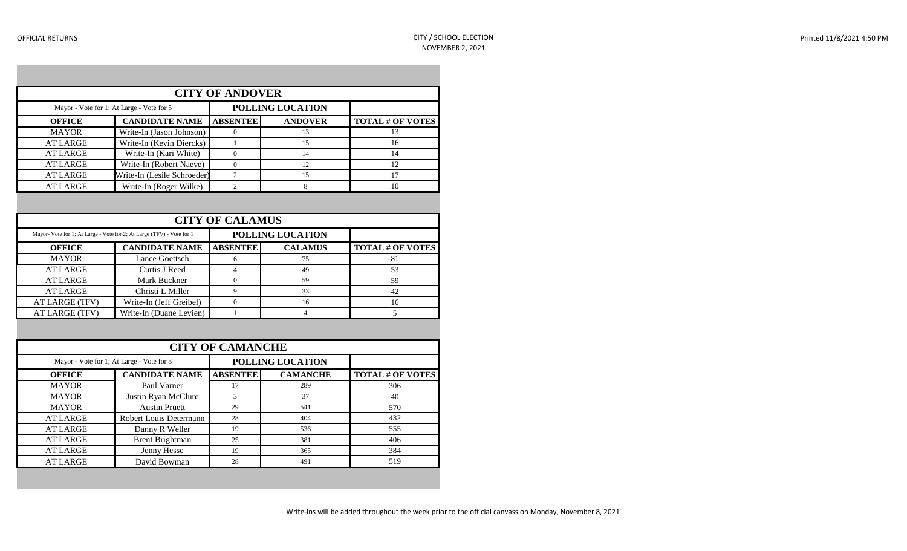OFFICIAL RETURNS

CITY / SCHOOL ELECTION
NOVEMBER 2, 2021

Printed 11/8/2021 4:50 PM

| CITY OF ANDOVER | | | | |
|---|---|---|---|---|
| Mayor - Vote for 1; At Large - Vote for 5 | | POLLING LOCATION | | |
| **OFFICE** | **CANDIDATE NAME** | **ABSENTEE** | **ANDOVER** | **TOTAL # OF VOTES** |
| MAYOR | Write-In (Jason Johnson) | 0 | 13 | 13 |
| AT LARGE | Write-In (Kevin Diercks) | 1 | 15 | 16 |
| AT LARGE | Write-In (Kari White) | 0 | 14 | 14 |
| AT LARGE | Write-In (Robert Naeve) | 0 | 12 | 12 |
| AT LARGE | Write-In (Lesile Schroeder) | 2 | 15 | 17 |
| AT LARGE | Write-In (Roger Wilke) | 2 | 8 | 10 |

| CITY OF CALAMUS | | | | |
|---|---|---|---|---|
| Mayor- Vote for 1; At Large - Vote for 2; At Large (TFV) - Vote for 1 | | POLLING LOCATION | | |
| **OFFICE** | **CANDIDATE NAME** | **ABSENTEE** | **CALAMUS** | **TOTAL # OF VOTES** |
| MAYOR | Lance Goettsch | 6 | 75 | 81 |
| AT LARGE | Curtis J Reed | 4 | 49 | 53 |
| AT LARGE | Mark Buckner | 0 | 59 | 59 |
| AT LARGE | Christi L Miller | 9 | 33 | 42 |
| AT LARGE (TFV) | Write-In (Jeff Greibel) | 0 | 16 | 16 |
| AT LARGE (TFV) | Write-In (Duane Levien) | 1 | 4 | 5 |

| CITY OF CAMANCHE | | | | |
|---|---|---|---|---|
| Mayor - Vote for 1; At Large - Vote for 3 | | POLLING LOCATION | | |
| **OFFICE** | **CANDIDATE NAME** | **ABSENTEE** | **CAMANCHE** | **TOTAL # OF VOTES** |
| MAYOR | Paul Varner | 17 | 289 | 306 |
| MAYOR | Justin Ryan McClure | 3 | 37 | 40 |
| MAYOR | Austin Pruett | 29 | 541 | 570 |
| AT LARGE | Robert Louis Determann | 28 | 404 | 432 |
| AT LARGE | Danny R Weller | 19 | 536 | 555 |
| AT LARGE | Brent Brightman | 25 | 381 | 406 |
| AT LARGE | Jenny Hesse | 19 | 365 | 384 |
| AT LARGE | David Bowman | 28 | 491 | 519 |

Write-Ins will be added throughout the week prior to the official canvass on Monday, November 8, 2021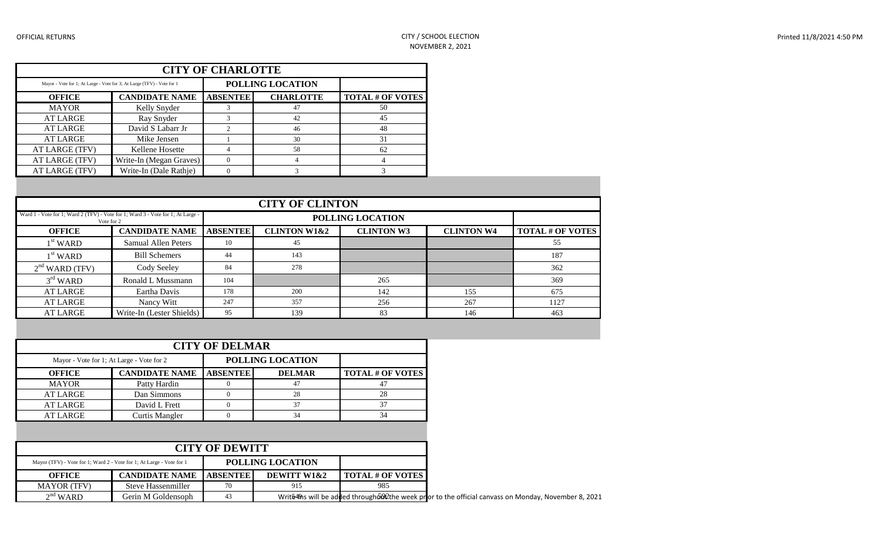## CITY OF CHARLOTTE

| Mayor - Vote for 1; At Large - Vote for 3; At Large (TFV) - Vote for 1 | | POLLING LOCATION | | |
|---|---|---|---|---|
| **OFFICE** | **CANDIDATE NAME** | **ABSENTEE** | **CHARLOTTE** | **TOTAL # OF VOTES** |
| MAYOR | Kelly Snyder | 3 | 47 | 50 |
| AT LARGE | Ray Snyder | 3 | 42 | 45 |
| AT LARGE | David S Labarr Jr | 2 | 46 | 48 |
| AT LARGE | Mike Jensen | 1 | 30 | 31 |
| AT LARGE (TFV) | Kellene Hosette | 4 | 58 | 62 |
| AT LARGE (TFV) | Write-In (Megan Graves) | 0 | 4 | 4 |
| AT LARGE (TFV) | Write-In (Dale Rathje) | 0 | 3 | 3 |

## CITY OF CLINTON

| Ward 1 - Vote for 1; Ward 2 (TFV) - Vote for 1; Ward 3 - Vote for 1; At Large - Vote for 2 | | POLLING LOCATION | | | | |
|---|---|---|---|---|---|---|
| **OFFICE** | **CANDIDATE NAME** | **ABSENTEE** | **CLINTON W1&2** | **CLINTON W3** | **CLINTON W4** | **TOTAL # OF VOTES** |
| 1st WARD | Samual Allen Peters | 10 | 45 | | | 55 |
| 1st WARD | Bill Schemers | 44 | 143 | | | 187 |
| 2nd WARD (TFV) | Cody Seeley | 84 | 278 | | | 362 |
| 3rd WARD | Ronald L Mussmann | 104 | | 265 | | 369 |
| AT LARGE | Eartha Davis | 178 | 200 | 142 | 155 | 675 |
| AT LARGE | Nancy Witt | 247 | 357 | 256 | 267 | 1127 |
| AT LARGE | Write-In (Lester Shields) | 95 | 139 | 83 | 146 | 463 |

## CITY OF DELMAR

| Mayor - Vote for 1; At Large - Vote for 2 | | POLLING LOCATION | | |
|---|---|---|---|---|
| **OFFICE** | **CANDIDATE NAME** | **ABSENTEE** | **DELMAR** | **TOTAL # OF VOTES** |
| MAYOR | Patty Hardin | 0 | 47 | 47 |
| AT LARGE | Dan Simmons | 0 | 28 | 28 |
| AT LARGE | David L Frett | 0 | 37 | 37 |
| AT LARGE | Curtis Mangler | 0 | 34 | 34 |

## CITY OF DEWITT

| Mayor (TFV) - Vote for 1; Ward 2 - Vote for 1; At Large - Vote for 1 | | POLLING LOCATION | | |
|---|---|---|---|---|
| **OFFICE** | **CANDIDATE NAME** | **ABSENTEE** | **DEWITT W1&2** | **TOTAL # OF VOTES** |
| MAYOR (TFV) | Steve Hassenmiller | 70 | 915 | 985 |
| 2nd WARD | Gerin M Goldensoph | 43 | 549 | 592 |

Write-Ins will be added throughout the week prior to the official canvass on Monday, November 8, 2021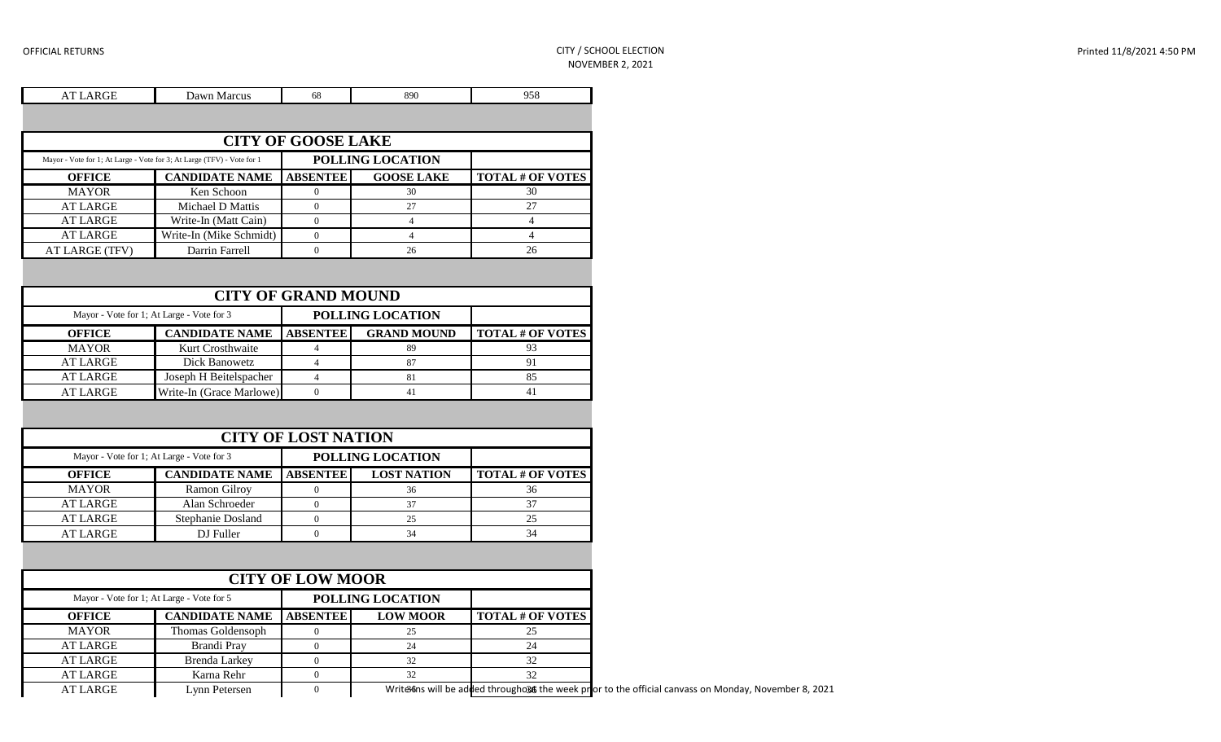| AT LARGE | Dawn Marcus | 68 | 890 | 958 |
|---|---|---|---|---|

## CITY OF GOOSE LAKE

| Mayor - Vote for 1; At Large - Vote for 3; At Large (TFV) - Vote for 1 | | POLLING LOCATION | | |
|---|---|---|---|---|
| **OFFICE** | **CANDIDATE NAME** | **ABSENTEE** | **GOOSE LAKE** | **TOTAL # OF VOTES** |
| MAYOR | Ken Schoon | 0 | 30 | 30 |
| AT LARGE | Michael D Mattis | 0 | 27 | 27 |
| AT LARGE | Write-In (Matt Cain) | 0 | 4 | 4 |
| AT LARGE | Write-In (Mike Schmidt) | 0 | 4 | 4 |
| AT LARGE (TFV) | Darrin Farrell | 0 | 26 | 26 |

## CITY OF GRAND MOUND

| Mayor - Vote for 1; At Large - Vote for 3 | | POLLING LOCATION | | |
|---|---|---|---|---|
| **OFFICE** | **CANDIDATE NAME** | **ABSENTEE** | **GRAND MOUND** | **TOTAL # OF VOTES** |
| MAYOR | Kurt Crosthwaite | 4 | 89 | 93 |
| AT LARGE | Dick Banowetz | 4 | 87 | 91 |
| AT LARGE | Joseph H Beitelspacher | 4 | 81 | 85 |
| AT LARGE | Write-In (Grace Marlowe) | 0 | 41 | 41 |

## CITY OF LOST NATION

| Mayor - Vote for 1; At Large - Vote for 3 | | POLLING LOCATION | | |
|---|---|---|---|---|
| **OFFICE** | **CANDIDATE NAME** | **ABSENTEE** | **LOST NATION** | **TOTAL # OF VOTES** |
| MAYOR | Ramon Gilroy | 0 | 36 | 36 |
| AT LARGE | Alan Schroeder | 0 | 37 | 37 |
| AT LARGE | Stephanie Dosland | 0 | 25 | 25 |
| AT LARGE | DJ Fuller | 0 | 34 | 34 |

## CITY OF LOW MOOR

| Mayor - Vote for 1; At Large - Vote for 5 | | POLLING LOCATION | | |
|---|---|---|---|---|
| **OFFICE** | **CANDIDATE NAME** | **ABSENTEE** | **LOW MOOR** | **TOTAL # OF VOTES** |
| MAYOR | Thomas Goldensoph | 0 | 25 | 25 |
| AT LARGE | Brandi Pray | 0 | 24 | 24 |
| AT LARGE | Brenda Larkey | 0 | 32 | 32 |
| AT LARGE | Karna Rehr | 0 | 32 | 32 |
| AT LARGE | Lynn Petersen | 0 | 36 | 36 |

Write-Ins will be added throughout the week prior to the official canvass on Monday, November 8, 2021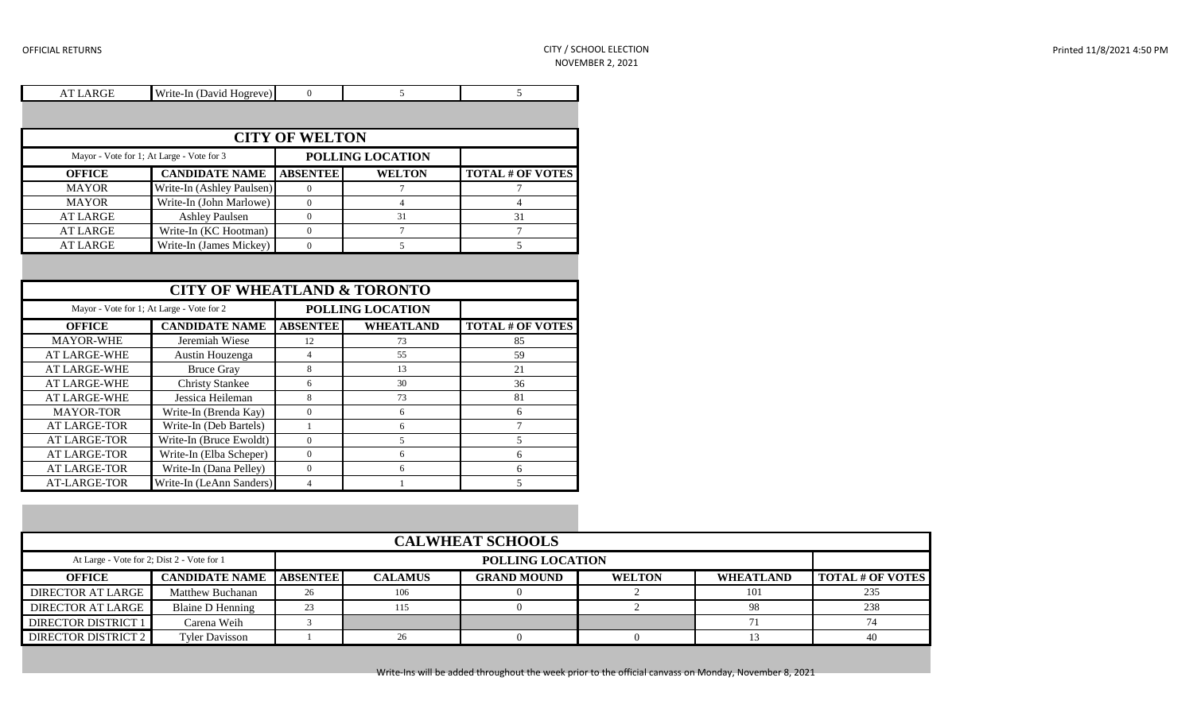| AT LARGE | Write-In (David Hogreve) | 0 | 5 | 5 |
|---|---|---|---|---|

## CITY OF WELTON

| Mayor - Vote for 1; At Large - Vote for 3 | | POLLING LOCATION | | |
|---|---|---|---|---|
| **OFFICE** | **CANDIDATE NAME** | **ABSENTEE** | **WELTON** | **TOTAL # OF VOTES** |
| MAYOR | Write-In (Ashley Paulsen) | 0 | 7 | 7 |
| MAYOR | Write-In (John Marlowe) | 0 | 4 | 4 |
| AT LARGE | Ashley Paulsen | 0 | 31 | 31 |
| AT LARGE | Write-In (KC Hootman) | 0 | 7 | 7 |
| AT LARGE | Write-In (James Mickey) | 0 | 5 | 5 |

## CITY OF WHEATLAND & TORONTO

| Mayor - Vote for 1; At Large - Vote for 2 | | POLLING LOCATION | | |
|---|---|---|---|---|
| **OFFICE** | **CANDIDATE NAME** | **ABSENTEE** | **WHEATLAND** | **TOTAL # OF VOTES** |
| MAYOR-WHE | Jeremiah Wiese | 12 | 73 | 85 |
| AT LARGE-WHE | Austin Houzenga | 4 | 55 | 59 |
| AT LARGE-WHE | Bruce Gray | 8 | 13 | 21 |
| AT LARGE-WHE | Christy Stankee | 6 | 30 | 36 |
| AT LARGE-WHE | Jessica Heileman | 8 | 73 | 81 |
| MAYOR-TOR | Write-In (Brenda Kay) | 0 | 6 | 6 |
| AT LARGE-TOR | Write-In (Deb Bartels) | 1 | 6 | 7 |
| AT LARGE-TOR | Write-In (Bruce Ewoldt) | 0 | 5 | 5 |
| AT LARGE-TOR | Write-In (Elba Scheper) | 0 | 6 | 6 |
| AT LARGE-TOR | Write-In (Dana Pelley) | 0 | 6 | 6 |
| AT-LARGE-TOR | Write-In (LeAnn Sanders) | 4 | 1 | 5 |

## CALWHEAT SCHOOLS

| At Large - Vote for 2; Dist 2 - Vote for 1 | | POLLING LOCATION | | | | | |
|---|---|---|---|---|---|---|---|
| **OFFICE** | **CANDIDATE NAME** | **ABSENTEE** | **CALAMUS** | **GRAND MOUND** | **WELTON** | **WHEATLAND** | **TOTAL # OF VOTES** |
| DIRECTOR AT LARGE | Matthew Buchanan | 26 | 106 | 0 | 2 | 101 | 235 |
| DIRECTOR AT LARGE | Blaine D Henning | 23 | 115 | 0 | 2 | 98 | 238 |
| DIRECTOR DISTRICT 1 | Carena Weih | 3 | | | | 71 | 74 |
| DIRECTOR DISTRICT 2 | Tyler Davisson | 1 | 26 | 0 | 0 | 13 | 40 |

Write-Ins will be added throughout the week prior to the official canvass on Monday, November 8, 2021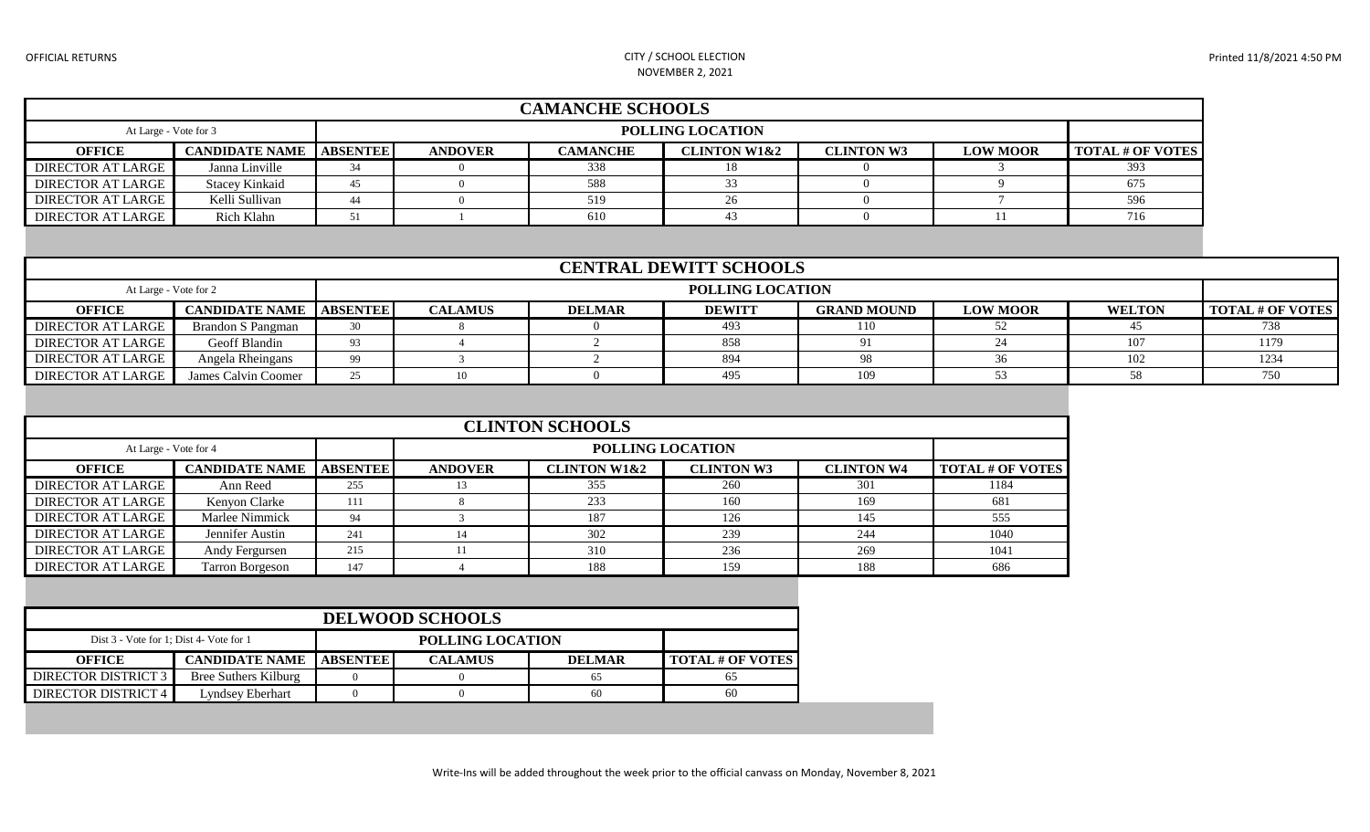OFFICIAL RETURNS

CITY / SCHOOL ELECTION
NOVEMBER 2, 2021

## CAMANCHE SCHOOLS

| At Large - Vote for 3 | | POLLING LOCATION | | | | | | |
|---|---|---|---|---|---|---|---|---|
| **OFFICE** | **CANDIDATE NAME** | **ABSENTEE** | **ANDOVER** | **CAMANCHE** | **CLINTON W1&2** | **CLINTON W3** | **LOW MOOR** | **TOTAL # OF VOTES** |
| DIRECTOR AT LARGE | Janna Linville | 34 | 0 | 338 | 18 | 0 | 3 | 393 |
| DIRECTOR AT LARGE | Stacey Kinkaid | 45 | 0 | 588 | 33 | 0 | 9 | 675 |
| DIRECTOR AT LARGE | Kelli Sullivan | 44 | 0 | 519 | 26 | 0 | 7 | 596 |
| DIRECTOR AT LARGE | Rich Klahn | 51 | 1 | 610 | 43 | 0 | 11 | 716 |

## CENTRAL DEWITT SCHOOLS

| At Large - Vote for 2 | | POLLING LOCATION | | | | | | | |
|---|---|---|---|---|---|---|---|---|---|
| **OFFICE** | **CANDIDATE NAME** | **ABSENTEE** | **CALAMUS** | **DELMAR** | **DEWITT** | **GRAND MOUND** | **LOW MOOR** | **WELTON** | **TOTAL # OF VOTES** |
| DIRECTOR AT LARGE | Brandon S Pangman | 30 | 8 | 0 | 493 | 110 | 52 | 45 | 738 |
| DIRECTOR AT LARGE | Geoff Blandin | 93 | 4 | 2 | 858 | 91 | 24 | 107 | 1179 |
| DIRECTOR AT LARGE | Angela Rheingans | 99 | 3 | 2 | 894 | 98 | 36 | 102 | 1234 |
| DIRECTOR AT LARGE | James Calvin Coomer | 25 | 10 | 0 | 495 | 109 | 53 | 58 | 750 |

## CLINTON SCHOOLS

| At Large - Vote for 4 | | | POLLING LOCATION | | | | |
|---|---|---|---|---|---|---|---|
| **OFFICE** | **CANDIDATE NAME** | **ABSENTEE** | **ANDOVER** | **CLINTON W1&2** | **CLINTON W3** | **CLINTON W4** | **TOTAL # OF VOTES** |
| DIRECTOR AT LARGE | Ann Reed | 255 | 13 | 355 | 260 | 301 | 1184 |
| DIRECTOR AT LARGE | Kenyon Clarke | 111 | 8 | 233 | 160 | 169 | 681 |
| DIRECTOR AT LARGE | Marlee Nimmick | 94 | 3 | 187 | 126 | 145 | 555 |
| DIRECTOR AT LARGE | Jennifer Austin | 241 | 14 | 302 | 239 | 244 | 1040 |
| DIRECTOR AT LARGE | Andy Fergursen | 215 | 11 | 310 | 236 | 269 | 1041 |
| DIRECTOR AT LARGE | Tarron Borgeson | 147 | 4 | 188 | 159 | 188 | 686 |

## DELWOOD SCHOOLS

| Dist 3 - Vote for 1; Dist 4- Vote for 1 | | POLLING LOCATION | | | |
|---|---|---|---|---|---|
| **OFFICE** | **CANDIDATE NAME** | **ABSENTEE** | **CALAMUS** | **DELMAR** | **TOTAL # OF VOTES** |
| DIRECTOR DISTRICT 3 | Bree Suthers Kilburg | 0 | 0 | 65 | 65 |
| DIRECTOR DISTRICT 4 | Lyndsey Eberhart | 0 | 0 | 60 | 60 |

Write-Ins will be added throughout the week prior to the official canvass on Monday, November 8, 2021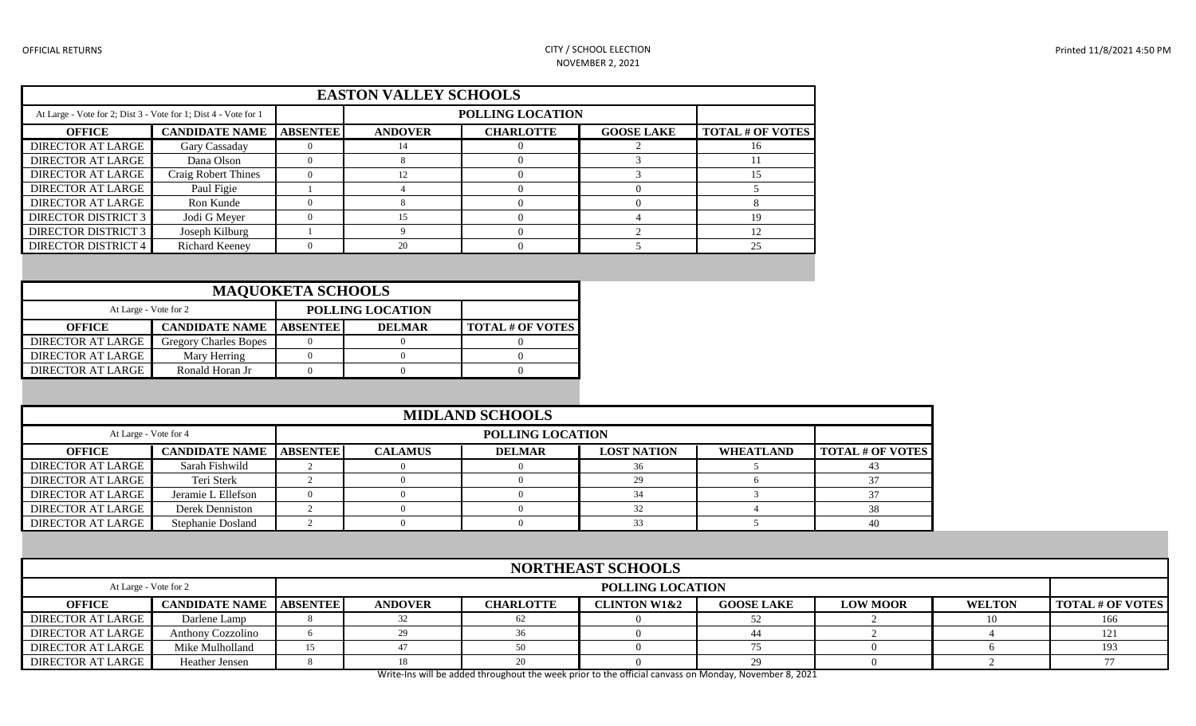OFFICIAL RETURNS

CITY / SCHOOL ELECTION
NOVEMBER 2, 2021

Printed 11/8/2021 4:50 PM

| EASTON VALLEY SCHOOLS | | | | | | |
|---|---|---|---|---|---|---|
| At Large - Vote for 2; Dist 3 - Vote for 1; Dist 4 - Vote for 1 | | | POLLING LOCATION | | | |
| **OFFICE** | **CANDIDATE NAME** | **ABSENTEE** | **ANDOVER** | **CHARLOTTE** | **GOOSE LAKE** | **TOTAL # OF VOTES** |
| DIRECTOR AT LARGE | Gary Cassaday | 0 | 14 | 0 | 2 | 16 |
| DIRECTOR AT LARGE | Dana Olson | 0 | 8 | 0 | 3 | 11 |
| DIRECTOR AT LARGE | Craig Robert Thines | 0 | 12 | 0 | 3 | 15 |
| DIRECTOR AT LARGE | Paul Figie | 1 | 4 | 0 | 0 | 5 |
| DIRECTOR AT LARGE | Ron Kunde | 0 | 8 | 0 | 0 | 8 |
| DIRECTOR DISTRICT 3 | Jodi G Meyer | 0 | 15 | 0 | 4 | 19 |
| DIRECTOR DISTRICT 3 | Joseph Kilburg | 1 | 9 | 0 | 2 | 12 |
| DIRECTOR DISTRICT 4 | Richard Keeney | 0 | 20 | 0 | 5 | 25 |

| MAQUOKETA SCHOOLS | | | | |
|---|---|---|---|---|
| At Large - Vote for 2 | | POLLING LOCATION | | |
| **OFFICE** | **CANDIDATE NAME** | **ABSENTEE** | **DELMAR** | **TOTAL # OF VOTES** |
| DIRECTOR AT LARGE | Gregory Charles Bopes | 0 | 0 | 0 |
| DIRECTOR AT LARGE | Mary Herring | 0 | 0 | 0 |
| DIRECTOR AT LARGE | Ronald Horan Jr | 0 | 0 | 0 |

| MIDLAND SCHOOLS | | | | | | | |
|---|---|---|---|---|---|---|---|
| At Large - Vote for 4 | | POLLING LOCATION | | | | | |
| **OFFICE** | **CANDIDATE NAME** | **ABSENTEE** | **CALAMUS** | **DELMAR** | **LOST NATION** | **WHEATLAND** | **TOTAL # OF VOTES** |
| DIRECTOR AT LARGE | Sarah Fishwild | 2 | 0 | 0 | 36 | 5 | 43 |
| DIRECTOR AT LARGE | Teri Sterk | 2 | 0 | 0 | 29 | 6 | 37 |
| DIRECTOR AT LARGE | Jeramie L Ellefson | 0 | 0 | 0 | 34 | 3 | 37 |
| DIRECTOR AT LARGE | Derek Denniston | 2 | 0 | 0 | 32 | 4 | 38 |
| DIRECTOR AT LARGE | Stephanie Dosland | 2 | 0 | 0 | 33 | 5 | 40 |

| NORTHEAST SCHOOLS | | | | | | | | | |
|---|---|---|---|---|---|---|---|---|---|
| At Large - Vote for 2 | | POLLING LOCATION | | | | | | | |
| **OFFICE** | **CANDIDATE NAME** | **ABSENTEE** | **ANDOVER** | **CHARLOTTE** | **CLINTON W1&2** | **GOOSE LAKE** | **LOW MOOR** | **WELTON** | **TOTAL # OF VOTES** |
| DIRECTOR AT LARGE | Darlene Lamp | 8 | 32 | 62 | 0 | 52 | 2 | 10 | 166 |
| DIRECTOR AT LARGE | Anthony Cozzolino | 6 | 29 | 36 | 0 | 44 | 2 | 4 | 121 |
| DIRECTOR AT LARGE | Mike Mulholland | 15 | 47 | 50 | 0 | 75 | 0 | 6 | 193 |
| DIRECTOR AT LARGE | Heather Jensen | 8 | 18 | 20 | 0 | 29 | 0 | 2 | 77 |

Write-Ins will be added throughout the week prior to the official canvass on Monday, November 8, 2021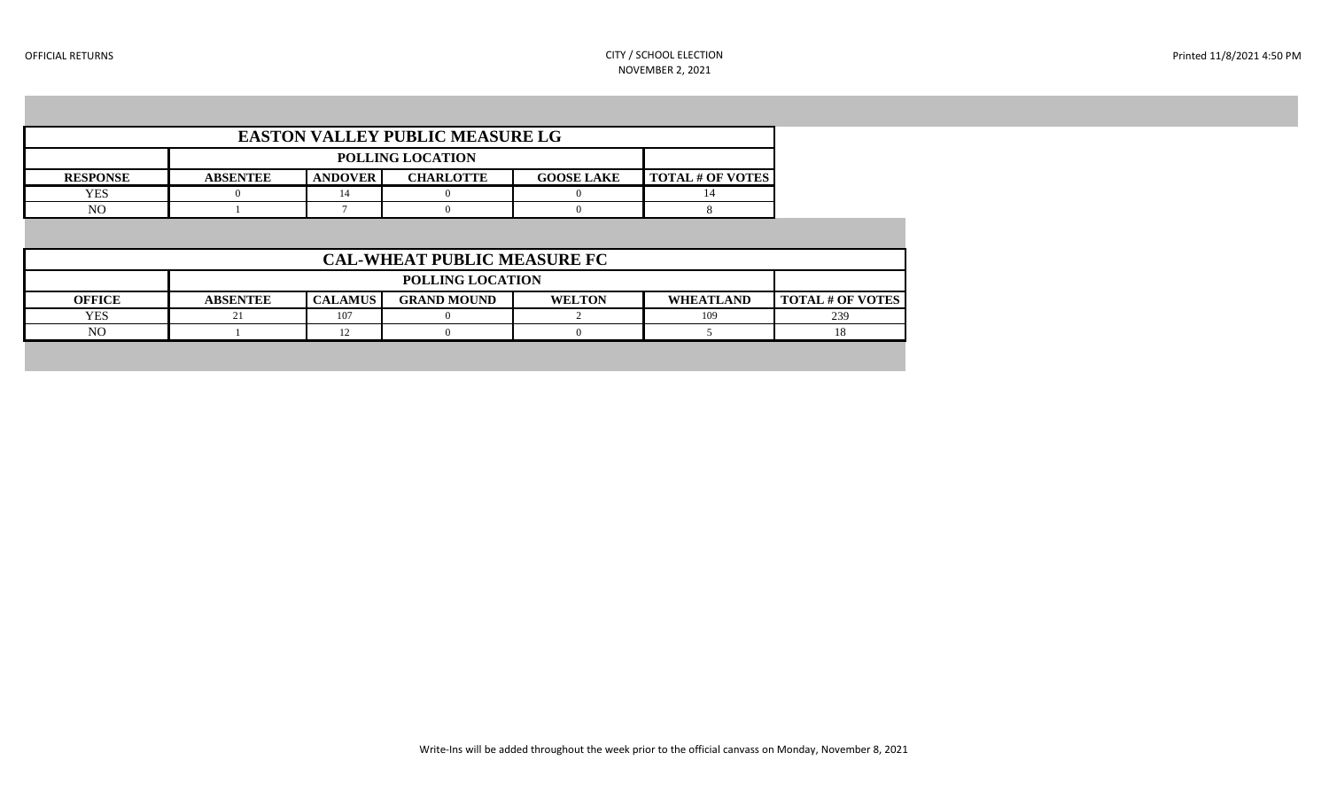OFFICIAL RETURNS

CITY / SCHOOL ELECTION
NOVEMBER 2, 2021

Printed 11/8/2021 4:50 PM

| EASTON VALLEY PUBLIC MEASURE LG | | | | | |
|---|---|---|---|---|---|
| | POLLING LOCATION | | | | |
| RESPONSE | ABSENTEE | ANDOVER | CHARLOTTE | GOOSE LAKE | TOTAL # OF VOTES |
| YES | 0 | 14 | 0 | 0 | 14 |
| NO | 1 | 7 | 0 | 0 | 8 |

| CAL-WHEAT PUBLIC MEASURE FC | | | | | | |
|---|---|---|---|---|---|---|
| | POLLING LOCATION | | | | | |
| OFFICE | ABSENTEE | CALAMUS | GRAND MOUND | WELTON | WHEATLAND | TOTAL # OF VOTES |
| YES | 21 | 107 | 0 | 2 | 109 | 239 |
| NO | 1 | 12 | 0 | 0 | 5 | 18 |

Write-Ins will be added throughout the week prior to the official canvass on Monday, November 8, 2021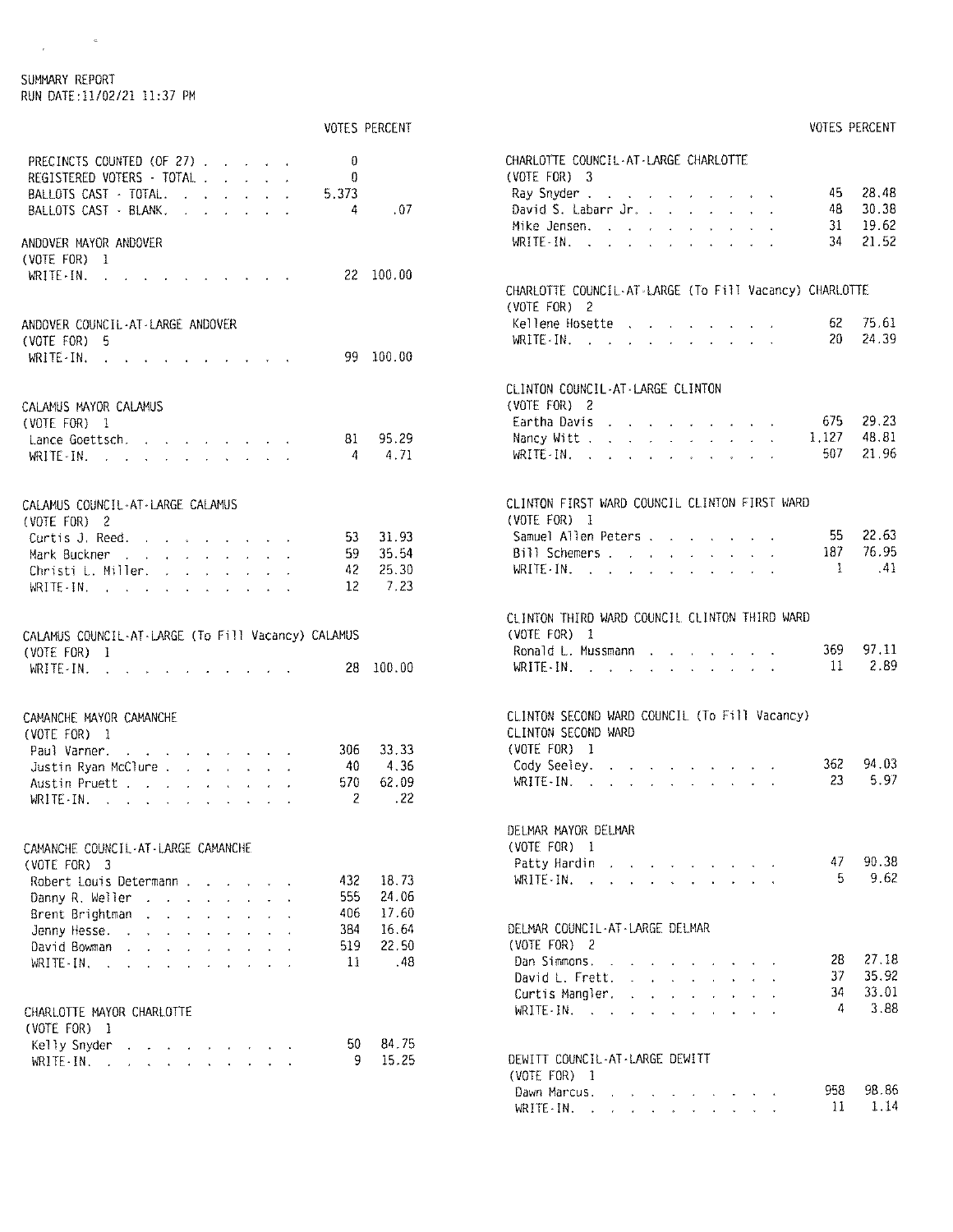SUMMARY REPORT
RUN DATE:11/02/21 11:37 PM

| | VOTES | PERCENT |
|---|---|---|
| PRECINCTS COUNTED (OF 27) | 0 | |
| REGISTERED VOTERS - TOTAL | 0 | |
| BALLOTS CAST - TOTAL | 5,373 | |
| BALLOTS CAST - BLANK | 4 | .07 |

**ANDOVER MAYOR ANDOVER**
(VOTE FOR) 1

| | VOTES | PERCENT |
|---|---|---|
| WRITE-IN | 22 | 100.00 |

**ANDOVER COUNCIL-AT-LARGE ANDOVER**
(VOTE FOR) 5

| | VOTES | PERCENT |
|---|---|---|
| WRITE-IN | 99 | 100.00 |

**CALAMUS MAYOR CALAMUS**
(VOTE FOR) 1

| | VOTES | PERCENT |
|---|---|---|
| Lance Goettsch | 81 | 95.29 |
| WRITE-IN | 4 | 4.71 |

**CALAMUS COUNCIL-AT-LARGE CALAMUS**
(VOTE FOR) 2

| | VOTES | PERCENT |
|---|---|---|
| Curtis J. Reed | 53 | 31.93 |
| Mark Buckner | 59 | 35.54 |
| Christi L. Miller | 42 | 25.30 |
| WRITE-IN | 12 | 7.23 |

**CALAMUS COUNCIL-AT-LARGE (To Fill Vacancy) CALAMUS**
(VOTE FOR) 1

| | VOTES | PERCENT |
|---|---|---|
| WRITE-IN | 28 | 100.00 |

**CAMANCHE MAYOR CAMANCHE**
(VOTE FOR) 1

| | VOTES | PERCENT |
|---|---|---|
| Paul Varner | 306 | 33.33 |
| Justin Ryan McClure | 40 | 4.36 |
| Austin Pruett | 570 | 62.09 |
| WRITE-IN | 2 | .22 |

**CAMANCHE COUNCIL-AT-LARGE CAMANCHE**
(VOTE FOR) 3

| | VOTES | PERCENT |
|---|---|---|
| Robert Louis Determann | 432 | 18.73 |
| Danny R. Weller | 555 | 24.06 |
| Brent Brightman | 406 | 17.60 |
| Jenny Hesse | 384 | 16.64 |
| David Bowman | 519 | 22.50 |
| WRITE-IN | 11 | .48 |

**CHARLOTTE MAYOR CHARLOTTE**
(VOTE FOR) 1

| | VOTES | PERCENT |
|---|---|---|
| Kelly Snyder | 50 | 84.75 |
| WRITE-IN | 9 | 15.25 |

**CHARLOTTE COUNCIL-AT-LARGE CHARLOTTE**
(VOTE FOR) 3

| | VOTES | PERCENT |
|---|---|---|
| Ray Snyder | 45 | 28.48 |
| David S. Labarr Jr. | 48 | 30.38 |
| Mike Jensen | 31 | 19.62 |
| WRITE-IN | 34 | 21.52 |

**CHARLOTTE COUNCIL-AT-LARGE (To Fill Vacancy) CHARLOTTE**
(VOTE FOR) 2

| | VOTES | PERCENT |
|---|---|---|
| Kellene Hosette | 62 | 75.61 |
| WRITE-IN | 20 | 24.39 |

**CLINTON COUNCIL-AT-LARGE CLINTON**
(VOTE FOR) 2

| | VOTES | PERCENT |
|---|---|---|
| Eartha Davis | 675 | 29.23 |
| Nancy Witt | 1,127 | 48.81 |
| WRITE-IN | 507 | 21.96 |

**CLINTON FIRST WARD COUNCIL CLINTON FIRST WARD**
(VOTE FOR) 1

| | VOTES | PERCENT |
|---|---|---|
| Samuel Allen Peters | 55 | 22.63 |
| Bill Schemers | 187 | 76.95 |
| WRITE-IN | 1 | .41 |

**CLINTON THIRD WARD COUNCIL CLINTON THIRD WARD**
(VOTE FOR) 1

| | VOTES | PERCENT |
|---|---|---|
| Ronald L. Mussmann | 369 | 97.11 |
| WRITE-IN | 11 | 2.89 |

**CLINTON SECOND WARD COUNCIL (To Fill Vacancy) CLINTON SECOND WARD**
(VOTE FOR) 1

| | VOTES | PERCENT |
|---|---|---|
| Cody Seeley | 362 | 94.03 |
| WRITE-IN | 23 | 5.97 |

**DELMAR MAYOR DELMAR**
(VOTE FOR) 1

| | VOTES | PERCENT |
|---|---|---|
| Patty Hardin | 47 | 90.38 |
| WRITE-IN | 5 | 9.62 |

**DELMAR COUNCIL-AT-LARGE DELMAR**
(VOTE FOR) 2

| | VOTES | PERCENT |
|---|---|---|
| Dan Simmons | 28 | 27.18 |
| David L. Frett | 37 | 35.92 |
| Curtis Mangler | 34 | 33.01 |
| WRITE-IN | 4 | 3.88 |

**DEWITT COUNCIL-AT-LARGE DEWITT**
(VOTE FOR) 1

| | VOTES | PERCENT |
|---|---|---|
| Dawn Marcus | 958 | 98.86 |
| WRITE-IN | 11 | 1.14 |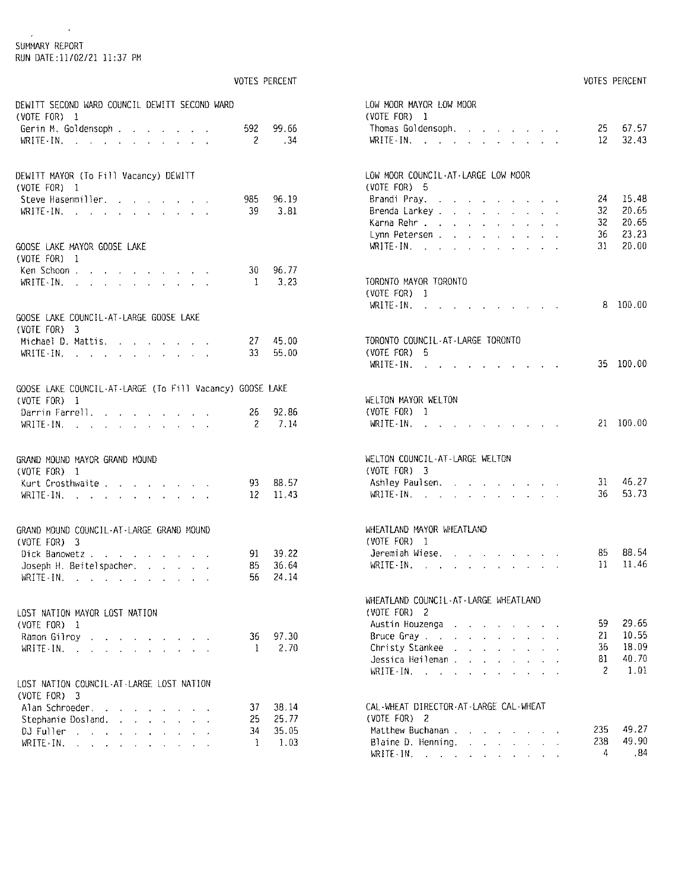SUMMARY REPORT
RUN DATE:11/02/21 11:37 PM

### DEWITT SECOND WARD COUNCIL DEWITT SECOND WARD
(VOTE FOR) 1

| | VOTES | PERCENT |
|---|---|---|
| Gerin M. Goldensoph | 592 | 99.66 |
| WRITE-IN. | 2 | .34 |

### DEWITT MAYOR (To Fill Vacancy) DEWITT
(VOTE FOR) 1

| | VOTES | PERCENT |
|---|---|---|
| Steve Hasenmiller. | 985 | 96.19 |
| WRITE-IN. | 39 | 3.81 |

### GOOSE LAKE MAYOR GOOSE LAKE
(VOTE FOR) 1

| | VOTES | PERCENT |
|---|---|---|
| Ken Schoon | 30 | 96.77 |
| WRITE-IN. | 1 | 3.23 |

### GOOSE LAKE COUNCIL-AT-LARGE GOOSE LAKE
(VOTE FOR) 3

| | VOTES | PERCENT |
|---|---|---|
| Michael D. Mattis. | 27 | 45.00 |
| WRITE-IN. | 33 | 55.00 |

### GOOSE LAKE COUNCIL-AT-LARGE (To Fill Vacancy) GOOSE LAKE
(VOTE FOR) 1

| | VOTES | PERCENT |
|---|---|---|
| Darrin Farrell. | 26 | 92.86 |
| WRITE-IN. | 2 | 7.14 |

### GRAND MOUND MAYOR GRAND MOUND
(VOTE FOR) 1

| | VOTES | PERCENT |
|---|---|---|
| Kurt Crosthwaite | 93 | 88.57 |
| WRITE-IN. | 12 | 11.43 |

### GRAND MOUND COUNCIL-AT-LARGE GRAND MOUND
(VOTE FOR) 3

| | VOTES | PERCENT |
|---|---|---|
| Dick Banowetz | 91 | 39.22 |
| Joseph H. Beitelspacher. | 85 | 36.64 |
| WRITE-IN. | 56 | 24.14 |

### LOST NATION MAYOR LOST NATION
(VOTE FOR) 1

| | VOTES | PERCENT |
|---|---|---|
| Ramon Gilroy | 36 | 97.30 |
| WRITE-IN. | 1 | 2.70 |

### LOST NATION COUNCIL-AT-LARGE LOST NATION
(VOTE FOR) 3

| | VOTES | PERCENT |
|---|---|---|
| Alan Schroeder. | 37 | 38.14 |
| Stephanie Dosland. | 25 | 25.77 |
| DJ Fuller | 34 | 35.05 |
| WRITE-IN. | 1 | 1.03 |

### LOW MOOR MAYOR LOW MOOR
(VOTE FOR) 1

| | VOTES | PERCENT |
|---|---|---|
| Thomas Goldensoph. | 25 | 67.57 |
| WRITE-IN. | 12 | 32.43 |

### LOW MOOR COUNCIL-AT-LARGE LOW MOOR
(VOTE FOR) 5

| | VOTES | PERCENT |
|---|---|---|
| Brandi Pray. | 24 | 15.48 |
| Brenda Larkey | 32 | 20.65 |
| Karna Rehr | 32 | 20.65 |
| Lynn Petersen | 36 | 23.23 |
| WRITE-IN. | 31 | 20.00 |

### TORONTO MAYOR TORONTO
(VOTE FOR) 1

| | VOTES | PERCENT |
|---|---|---|
| WRITE-IN. | 8 | 100.00 |

### TORONTO COUNCIL-AT-LARGE TORONTO
(VOTE FOR) 5

| | VOTES | PERCENT |
|---|---|---|
| WRITE-IN. | 35 | 100.00 |

### WELTON MAYOR WELTON
(VOTE FOR) 1

| | VOTES | PERCENT |
|---|---|---|
| WRITE-IN. | 21 | 100.00 |

### WELTON COUNCIL-AT-LARGE WELTON
(VOTE FOR) 3

| | VOTES | PERCENT |
|---|---|---|
| Ashley Paulsen. | 31 | 46.27 |
| WRITE-IN. | 36 | 53.73 |

### WHEATLAND MAYOR WHEATLAND
(VOTE FOR) 1

| | VOTES | PERCENT |
|---|---|---|
| Jeremiah Wiese. | 85 | 88.54 |
| WRITE-IN. | 11 | 11.46 |

### WHEATLAND COUNCIL-AT-LARGE WHEATLAND
(VOTE FOR) 2

| | VOTES | PERCENT |
|---|---|---|
| Austin Houzenga | 59 | 29.65 |
| Bruce Gray | 21 | 10.55 |
| Christy Stankee | 36 | 18.09 |
| Jessica Heileman | 81 | 40.70 |
| WRITE-IN. | 2 | 1.01 |

### CAL-WHEAT DIRECTOR-AT-LARGE CAL-WHEAT
(VOTE FOR) 2

| | VOTES | PERCENT |
|---|---|---|
| Matthew Buchanan | 235 | 49.27 |
| Blaine D. Henning. | 238 | 49.90 |
| WRITE-IN. | 4 | .84 |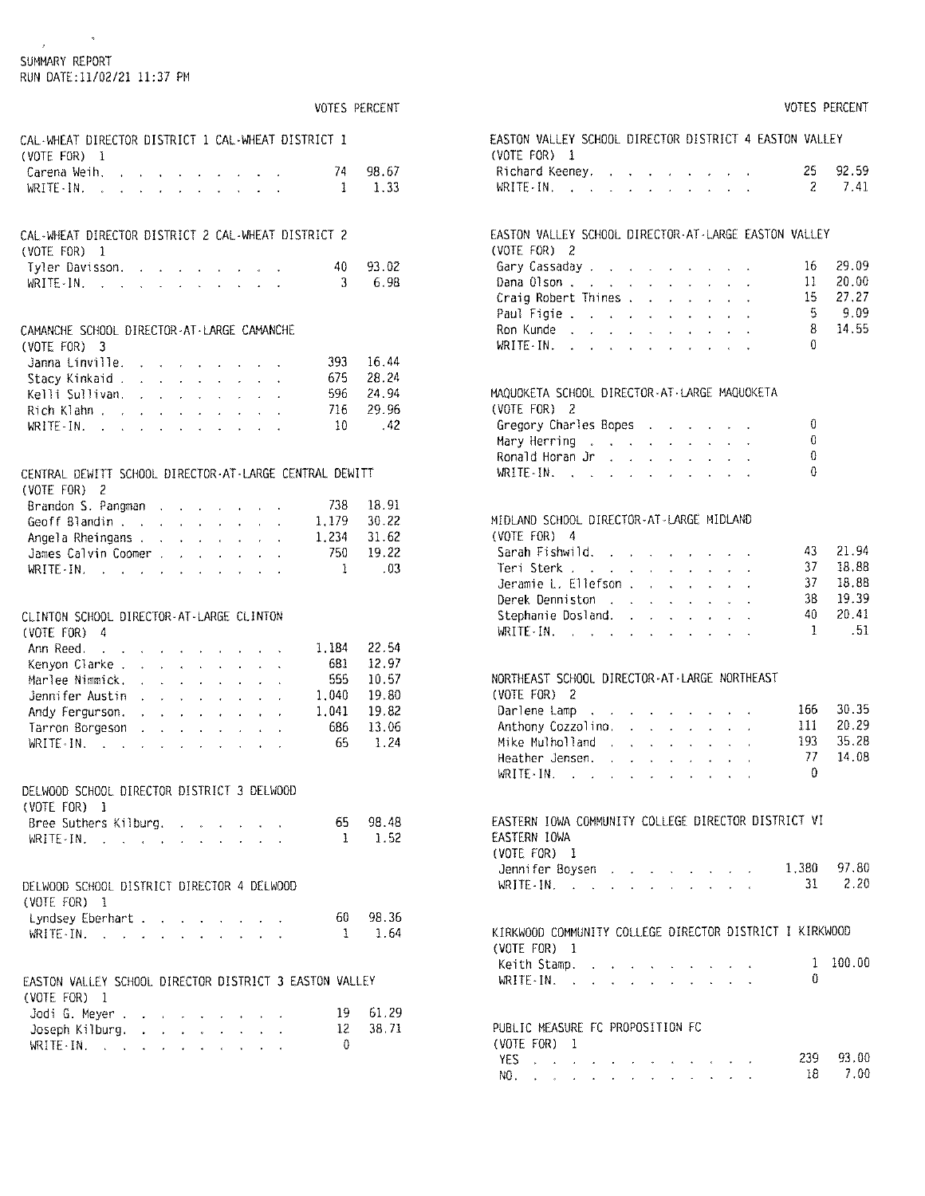SUMMARY REPORT
RUN DATE:11/02/21 11:37 PM

### CAL-WHEAT DIRECTOR DISTRICT 1 CAL-WHEAT DISTRICT 1
(VOTE FOR) 1

| | VOTES | PERCENT |
|---|---|---|
| Carena Weih | 74 | 98.67 |
| WRITE-IN | 1 | 1.33 |

### CAL-WHEAT DIRECTOR DISTRICT 2 CAL-WHEAT DISTRICT 2
(VOTE FOR) 1

| | VOTES | PERCENT |
|---|---|---|
| Tyler Davisson | 40 | 93.02 |
| WRITE-IN | 3 | 6.98 |

### CAMANCHE SCHOOL DIRECTOR-AT-LARGE CAMANCHE
(VOTE FOR) 3

| | VOTES | PERCENT |
|---|---|---|
| Janna Linville | 393 | 16.44 |
| Stacy Kinkaid | 675 | 28.24 |
| Kelli Sullivan | 596 | 24.94 |
| Rich Klahn | 716 | 29.96 |
| WRITE-IN | 10 | .42 |

### CENTRAL DEWITT SCHOOL DIRECTOR-AT-LARGE CENTRAL DEWITT
(VOTE FOR) 2

| | VOTES | PERCENT |
|---|---|---|
| Brandon S. Pangman | 738 | 18.91 |
| Geoff Blandin | 1,179 | 30.22 |
| Angela Rheingans | 1,234 | 31.62 |
| James Calvin Coomer | 750 | 19.22 |
| WRITE-IN | 1 | .03 |

### CLINTON SCHOOL DIRECTOR-AT-LARGE CLINTON
(VOTE FOR) 4

| | VOTES | PERCENT |
|---|---|---|
| Ann Reed | 1,184 | 22.54 |
| Kenyon Clarke | 681 | 12.97 |
| Marlee Nimmick | 555 | 10.57 |
| Jennifer Austin | 1,040 | 19.80 |
| Andy Ferguson | 1,041 | 19.82 |
| Tarron Borgeson | 686 | 13.06 |
| WRITE-IN | 65 | 1.24 |

### DELWOOD SCHOOL DIRECTOR DISTRICT 3 DELWOOD
(VOTE FOR) 1

| | VOTES | PERCENT |
|---|---|---|
| Bree Suthers Kilburg | 65 | 98.48 |
| WRITE-IN | 1 | 1.52 |

### DELWOOD SCHOOL DISTRICT DIRECTOR 4 DELWOOD
(VOTE FOR) 1

| | VOTES | PERCENT |
|---|---|---|
| Lyndsey Eberhart | 60 | 98.36 |
| WRITE-IN | 1 | 1.64 |

### EASTON VALLEY SCHOOL DIRECTOR DISTRICT 3 EASTON VALLEY
(VOTE FOR) 1

| | VOTES | PERCENT |
|---|---|---|
| Jodi G. Meyer | 19 | 61.29 |
| Joseph Kilburg | 12 | 38.71 |
| WRITE-IN | 0 | |

### EASTON VALLEY SCHOOL DIRECTOR DISTRICT 4 EASTON VALLEY
(VOTE FOR) 1

| | VOTES | PERCENT |
|---|---|---|
| Richard Keeney | 25 | 92.59 |
| WRITE-IN | 2 | 7.41 |

### EASTON VALLEY SCHOOL DIRECTOR-AT-LARGE EASTON VALLEY
(VOTE FOR) 2

| | VOTES | PERCENT |
|---|---|---|
| Gary Cassaday | 16 | 29.09 |
| Dana Olson | 11 | 20.00 |
| Craig Robert Thines | 15 | 27.27 |
| Paul Figie | 5 | 9.09 |
| Ron Kunde | 8 | 14.55 |
| WRITE-IN | 0 | |

### MAQUOKETA SCHOOL DIRECTOR-AT-LARGE MAQUOKETA
(VOTE FOR) 2

| | VOTES | PERCENT |
|---|---|---|
| Gregory Charles Bopes | 0 | |
| Mary Herring | 0 | |
| Ronald Horan Jr | 0 | |
| WRITE-IN | 0 | |

### MIDLAND SCHOOL DIRECTOR-AT-LARGE MIDLAND
(VOTE FOR) 4

| | VOTES | PERCENT |
|---|---|---|
| Sarah Fishwild | 43 | 21.94 |
| Teri Sterk | 37 | 18.88 |
| Jeramie L. Ellefson | 37 | 18.88 |
| Derek Denniston | 38 | 19.39 |
| Stephanie Dosland | 40 | 20.41 |
| WRITE-IN | 1 | .51 |

### NORTHEAST SCHOOL DIRECTOR-AT-LARGE NORTHEAST
(VOTE FOR) 2

| | VOTES | PERCENT |
|---|---|---|
| Darlene Lamp | 166 | 30.35 |
| Anthony Cozzolino | 111 | 20.29 |
| Mike Mulholland | 193 | 35.28 |
| Heather Jensen | 77 | 14.08 |
| WRITE-IN | 0 | |

### EASTERN IOWA COMMUNITY COLLEGE DIRECTOR DISTRICT VI EASTERN IOWA
(VOTE FOR) 1

| | VOTES | PERCENT |
|---|---|---|
| Jennifer Boysen | 1,380 | 97.80 |
| WRITE-IN | 31 | 2.20 |

### KIRKWOOD COMMUNITY COLLEGE DIRECTOR DISTRICT I KIRKWOOD
(VOTE FOR) 1

| | VOTES | PERCENT |
|---|---|---|
| Keith Stamp | 1 | 100.00 |
| WRITE-IN | 0 | |

### PUBLIC MEASURE FC PROPOSITION FC
(VOTE FOR) 1

| | VOTES | PERCENT |
|---|---|---|
| YES | 239 | 93.00 |
| NO | 18 | 7.00 |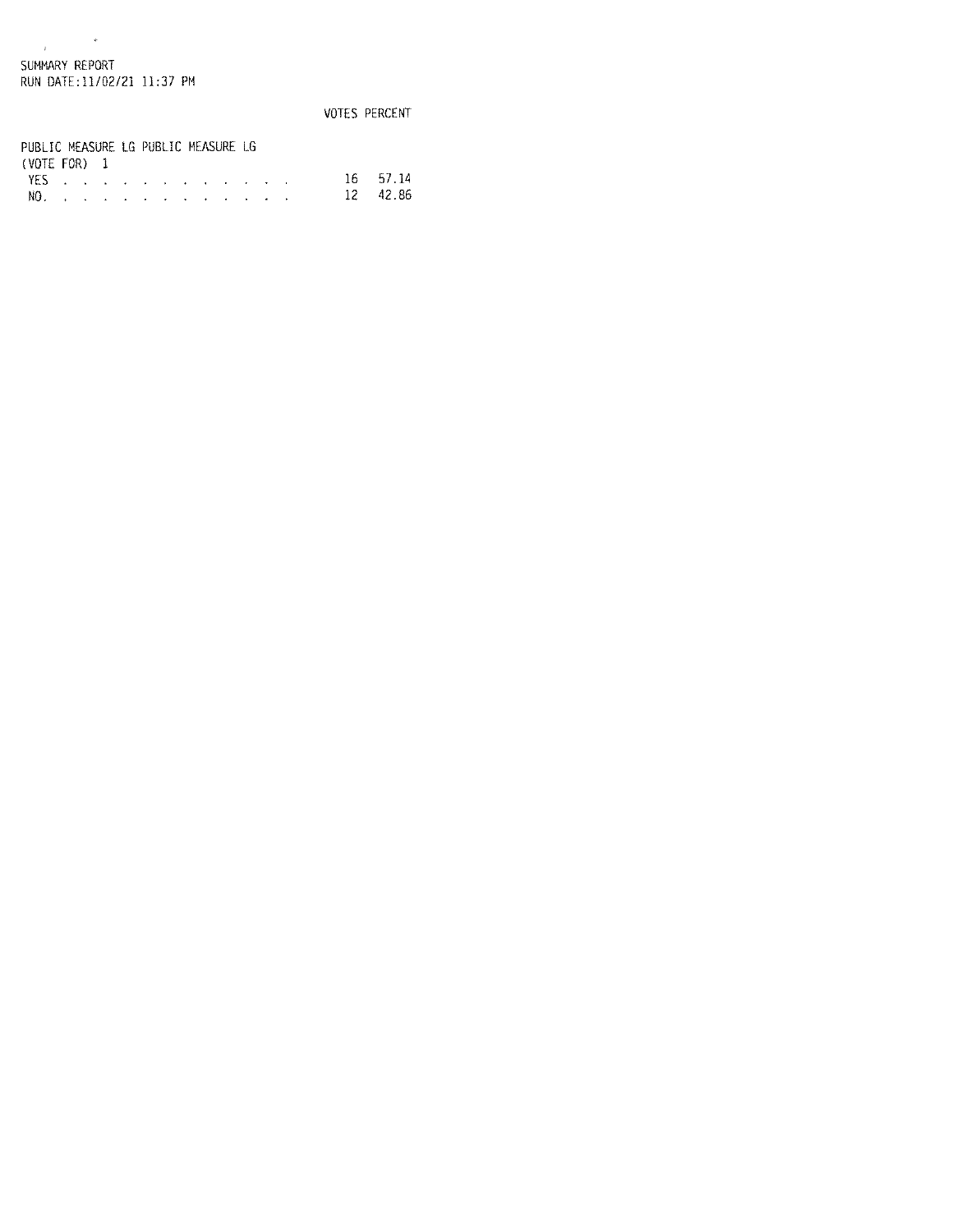SUMMARY REPORT
RUN DATE:11/02/21 11:37 PM

| | VOTES | PERCENT |
|---|---|---|
| **PUBLIC MEASURE LG PUBLIC MEASURE LG** | | |
| (VOTE FOR) 1 | | |
| YES . . . . . . . . . . . . . | 16 | 57.14 |
| NO. . . . . . . . . . . . . . | 12 | 42.86 |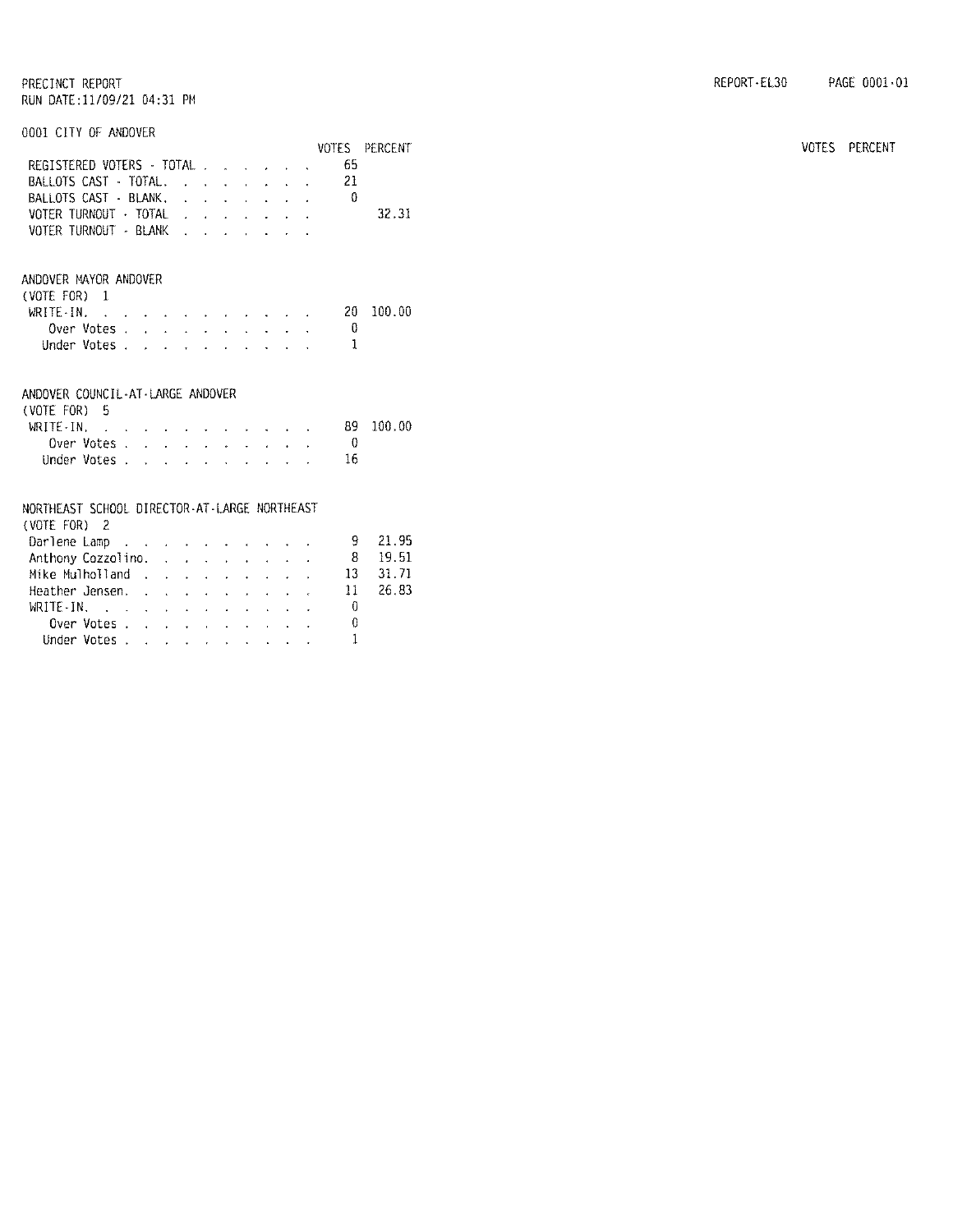PRECINCT REPORT
RUN DATE:11/09/21 04:31 PM

REPORT-EL30 PAGE 0001-01

## 0001 CITY OF ANDOVER

| | VOTES | PERCENT |
|---|---|---|
| REGISTERED VOTERS - TOTAL | 65 | |
| BALLOTS CAST - TOTAL | 21 | |
| BALLOTS CAST - BLANK | 0 | |
| VOTER TURNOUT - TOTAL | | 32.31 |
| VOTER TURNOUT - BLANK | | |

### ANDOVER MAYOR ANDOVER

(VOTE FOR) 1

| | VOTES | PERCENT |
|---|---|---|
| WRITE-IN | 20 | 100.00 |
| Over Votes | 0 | |
| Under Votes | 1 | |

### ANDOVER COUNCIL-AT-LARGE ANDOVER

(VOTE FOR) 5

| | VOTES | PERCENT |
|---|---|---|
| WRITE-IN | 89 | 100.00 |
| Over Votes | 0 | |
| Under Votes | 16 | |

### NORTHEAST SCHOOL DIRECTOR-AT-LARGE NORTHEAST

(VOTE FOR) 2

| | VOTES | PERCENT |
|---|---|---|
| Darlene Lamp | 9 | 21.95 |
| Anthony Cozzolino | 8 | 19.51 |
| Mike Mulholland | 13 | 31.71 |
| Heather Jensen | 11 | 26.83 |
| WRITE-IN | 0 | |
| Over Votes | 0 | |
| Under Votes | 1 | |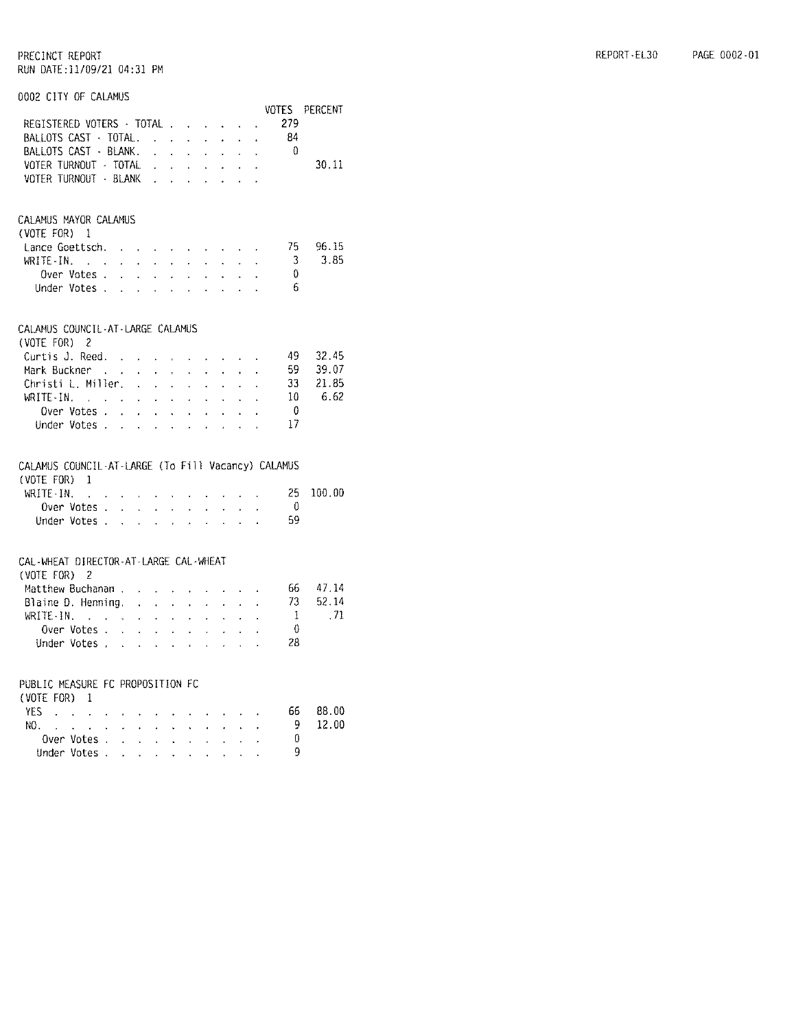PRECINCT REPORT
RUN DATE:11/09/21 04:31 PM

## 0002 CITY OF CALAMUS

| | VOTES | PERCENT |
|---|---|---|
| REGISTERED VOTERS - TOTAL | 279 | |
| BALLOTS CAST - TOTAL | 84 | |
| BALLOTS CAST - BLANK | 0 | |
| VOTER TURNOUT - TOTAL | | 30.11 |
| VOTER TURNOUT - BLANK | | |

### CALAMUS MAYOR CALAMUS
(VOTE FOR) 1

| | VOTES | PERCENT |
|---|---|---|
| Lance Goettsch | 75 | 96.15 |
| WRITE-IN | 3 | 3.85 |
| Over Votes | 0 | |
| Under Votes | 6 | |

### CALAMUS COUNCIL-AT-LARGE CALAMUS
(VOTE FOR) 2

| | VOTES | PERCENT |
|---|---|---|
| Curtis J. Reed | 49 | 32.45 |
| Mark Buckner | 59 | 39.07 |
| Christi L. Miller | 33 | 21.85 |
| WRITE-IN | 10 | 6.62 |
| Over Votes | 0 | |
| Under Votes | 17 | |

### CALAMUS COUNCIL-AT-LARGE (To Fill Vacancy) CALAMUS
(VOTE FOR) 1

| | VOTES | PERCENT |
|---|---|---|
| WRITE-IN | 25 | 100.00 |
| Over Votes | 0 | |
| Under Votes | 59 | |

### CAL-WHEAT DIRECTOR-AT-LARGE CAL-WHEAT
(VOTE FOR) 2

| | VOTES | PERCENT |
|---|---|---|
| Matthew Buchanan | 66 | 47.14 |
| Blaine D. Henning | 73 | 52.14 |
| WRITE-IN | 1 | .71 |
| Over Votes | 0 | |
| Under Votes | 28 | |

### PUBLIC MEASURE FC PROPOSITION FC
(VOTE FOR) 1

| | VOTES | PERCENT |
|---|---|---|
| YES | 66 | 88.00 |
| NO | 9 | 12.00 |
| Over Votes | 0 | |
| Under Votes | 9 | |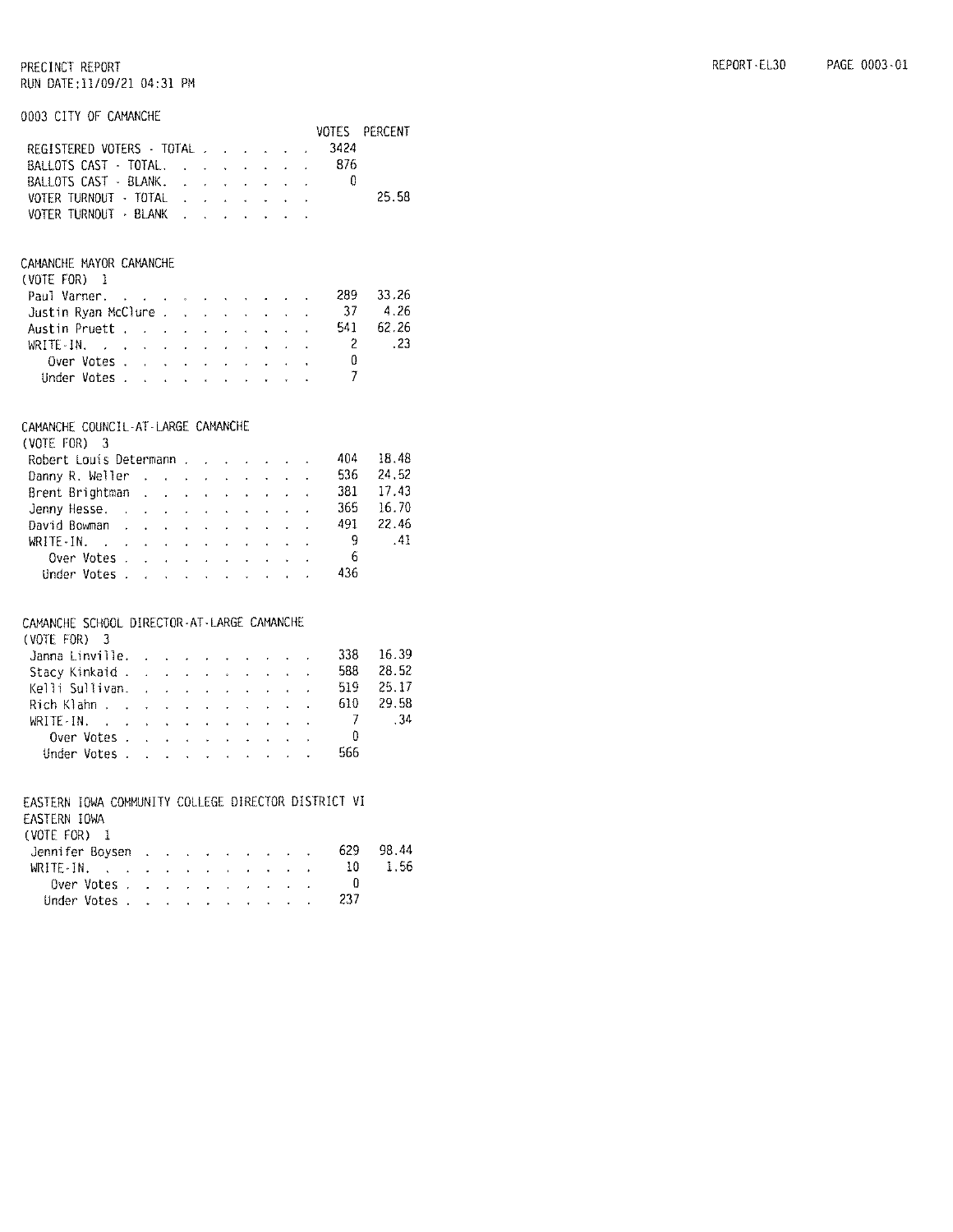PRECINCT REPORT
RUN DATE:11/09/21 04:31 PM

## 0003 CITY OF CAMANCHE

| | VOTES | PERCENT |
|---|---|---|
| REGISTERED VOTERS - TOTAL | 3424 | |
| BALLOTS CAST - TOTAL. | 876 | |
| BALLOTS CAST - BLANK. | 0 | |
| VOTER TURNOUT - TOTAL | | 25.58 |
| VOTER TURNOUT - BLANK | | |

### CAMANCHE MAYOR CAMANCHE
(VOTE FOR) 1

| | VOTES | PERCENT |
|---|---|---|
| Paul Varner. | 289 | 33.26 |
| Justin Ryan McClure | 37 | 4.26 |
| Austin Pruett | 541 | 62.26 |
| WRITE-IN. | 2 | .23 |
| Over Votes | 0 | |
| Under Votes | 7 | |

### CAMANCHE COUNCIL-AT-LARGE CAMANCHE
(VOTE FOR) 3

| | VOTES | PERCENT |
|---|---|---|
| Robert Louis Determann | 404 | 18.48 |
| Danny R. Weller | 536 | 24.52 |
| Brent Brightman | 381 | 17.43 |
| Jenny Hesse. | 365 | 16.70 |
| David Bowman | 491 | 22.46 |
| WRITE-IN. | 9 | .41 |
| Over Votes | 6 | |
| Under Votes | 436 | |

### CAMANCHE SCHOOL DIRECTOR-AT-LARGE CAMANCHE
(VOTE FOR) 3

| | VOTES | PERCENT |
|---|---|---|
| Janna Linville. | 338 | 16.39 |
| Stacy Kinkaid | 588 | 28.52 |
| Kelli Sullivan. | 519 | 25.17 |
| Rich Klahn | 610 | 29.58 |
| WRITE-IN. | 7 | .34 |
| Over Votes | 0 | |
| Under Votes | 566 | |

### EASTERN IOWA COMMUNITY COLLEGE DIRECTOR DISTRICT VI
EASTERN IOWA
(VOTE FOR) 1

| | VOTES | PERCENT |
|---|---|---|
| Jennifer Boysen | 629 | 98.44 |
| WRITE-IN. | 10 | 1.56 |
| Over Votes | 0 | |
| Under Votes | 237 | |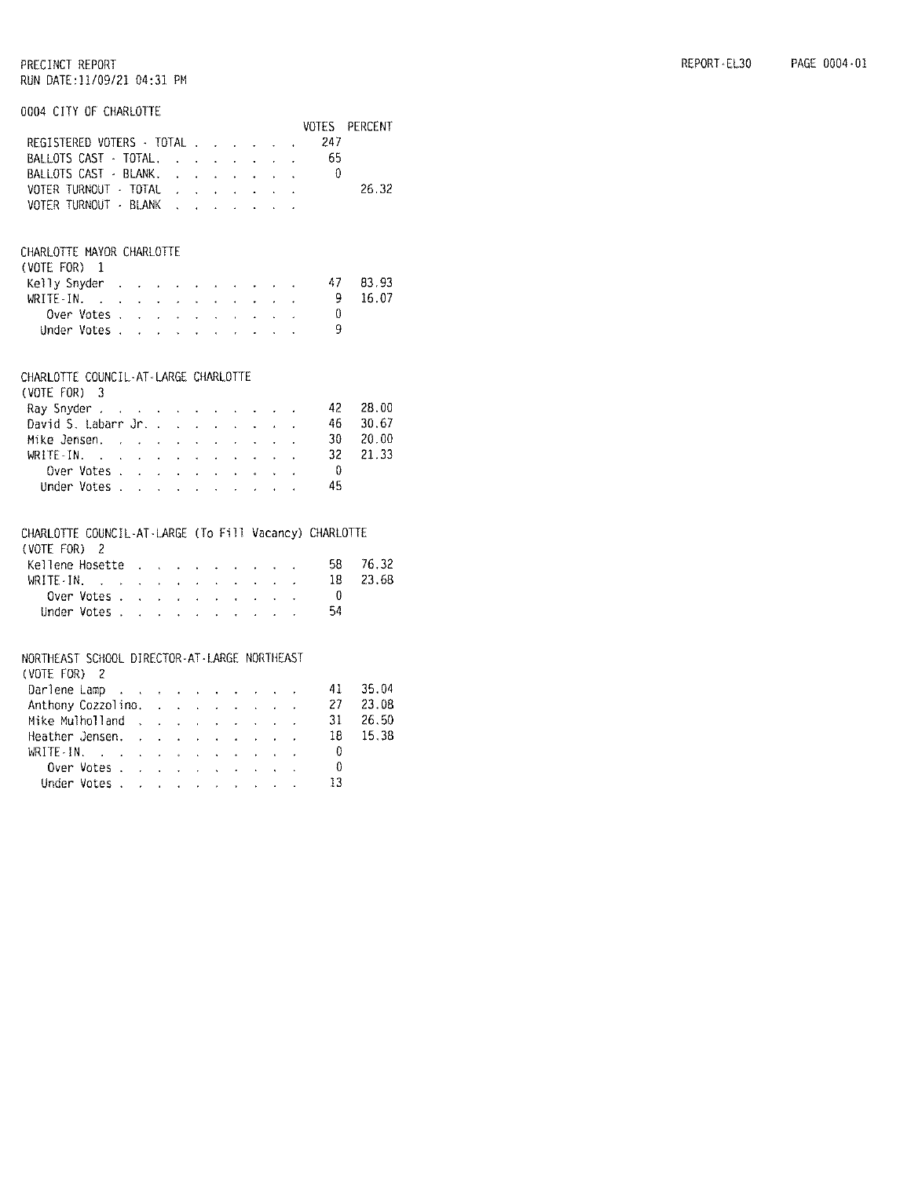PRECINCT REPORT
RUN DATE:11/09/21 04:31 PM

REPORT-EL30 PAGE 0004-01

## 0004 CITY OF CHARLOTTE

| | VOTES | PERCENT |
|---|---|---|
| REGISTERED VOTERS - TOTAL | 247 | |
| BALLOTS CAST - TOTAL | 65 | |
| BALLOTS CAST - BLANK | 0 | |
| VOTER TURNOUT - TOTAL | | 26.32 |
| VOTER TURNOUT - BLANK | | |

### CHARLOTTE MAYOR CHARLOTTE
(VOTE FOR) 1

| | VOTES | PERCENT |
|---|---|---|
| Kelly Snyder | 47 | 83.93 |
| WRITE-IN. | 9 | 16.07 |
| Over Votes | 0 | |
| Under Votes | 9 | |

### CHARLOTTE COUNCIL-AT-LARGE CHARLOTTE
(VOTE FOR) 3

| | VOTES | PERCENT |
|---|---|---|
| Ray Snyder | 42 | 28.00 |
| David S. Labarr Jr. | 46 | 30.67 |
| Mike Jensen. | 30 | 20.00 |
| WRITE-IN. | 32 | 21.33 |
| Over Votes | 0 | |
| Under Votes | 45 | |

### CHARLOTTE COUNCIL-AT-LARGE (To Fill Vacancy) CHARLOTTE
(VOTE FOR) 2

| | VOTES | PERCENT |
|---|---|---|
| Kellene Hosette | 58 | 76.32 |
| WRITE-IN. | 18 | 23.68 |
| Over Votes | 0 | |
| Under Votes | 54 | |

### NORTHEAST SCHOOL DIRECTOR-AT-LARGE NORTHEAST
(VOTE FOR) 2

| | VOTES | PERCENT |
|---|---|---|
| Darlene Lamp | 41 | 35.04 |
| Anthony Cozzolino. | 27 | 23.08 |
| Mike Mulholland | 31 | 26.50 |
| Heather Jensen. | 18 | 15.38 |
| WRITE-IN. | 0 | |
| Over Votes | 0 | |
| Under Votes | 13 | |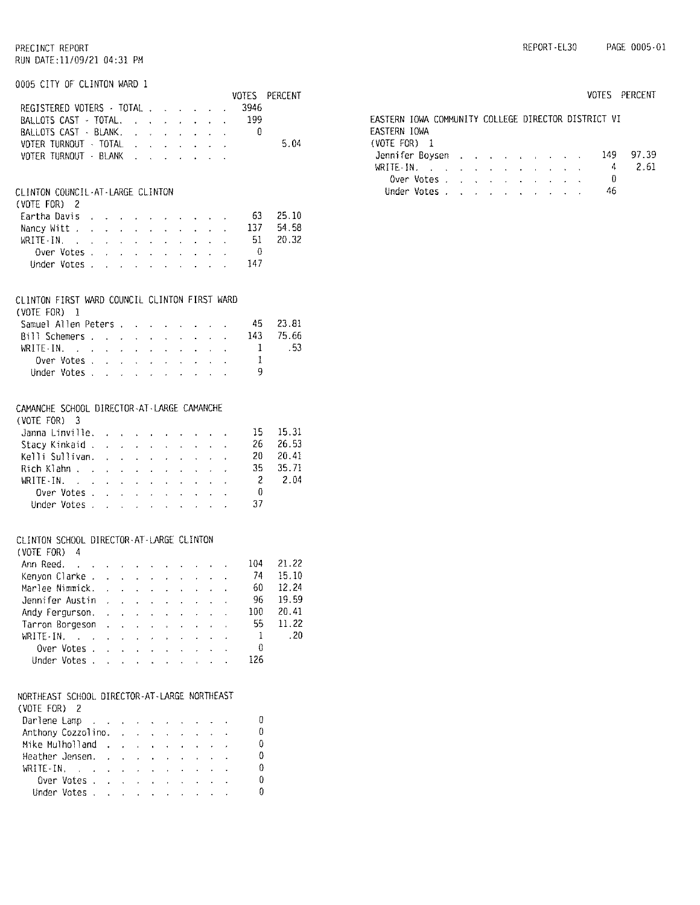PRECINCT REPORT
RUN DATE:11/09/21 04:31 PM

REPORT-EL30 PAGE 0005-01

## 0005 CITY OF CLINTON WARD 1

| | VOTES | PERCENT |
|---|---|---|
| REGISTERED VOTERS - TOTAL | 3946 | |
| BALLOTS CAST - TOTAL | 199 | |
| BALLOTS CAST - BLANK | 0 | |
| VOTER TURNOUT - TOTAL | | 5.04 |
| VOTER TURNOUT - BLANK | | |

### CLINTON COUNCIL-AT-LARGE CLINTON
(VOTE FOR) 2

| | VOTES | PERCENT |
|---|---|---|
| Eartha Davis | 63 | 25.10 |
| Nancy Witt | 137 | 54.58 |
| WRITE-IN. | 51 | 20.32 |
| Over Votes | 0 | |
| Under Votes | 147 | |

### CLINTON FIRST WARD COUNCIL CLINTON FIRST WARD
(VOTE FOR) 1

| | VOTES | PERCENT |
|---|---|---|
| Samuel Allen Peters | 45 | 23.81 |
| Bill Schemers | 143 | 75.66 |
| WRITE-IN. | 1 | .53 |
| Over Votes | 1 | |
| Under Votes | 9 | |

### CAMANCHE SCHOOL DIRECTOR-AT-LARGE CAMANCHE
(VOTE FOR) 3

| | VOTES | PERCENT |
|---|---|---|
| Janna Linville | 15 | 15.31 |
| Stacy Kinkaid | 26 | 26.53 |
| Kelli Sullivan | 20 | 20.41 |
| Rich Klahn | 35 | 35.71 |
| WRITE-IN. | 2 | 2.04 |
| Over Votes | 0 | |
| Under Votes | 37 | |

### CLINTON SCHOOL DIRECTOR-AT-LARGE CLINTON
(VOTE FOR) 4

| | VOTES | PERCENT |
|---|---|---|
| Ann Reed | 104 | 21.22 |
| Kenyon Clarke | 74 | 15.10 |
| Marlee Nimmick | 60 | 12.24 |
| Jennifer Austin | 96 | 19.59 |
| Andy Ferguson | 100 | 20.41 |
| Tarron Borgeson | 55 | 11.22 |
| WRITE-IN. | 1 | .20 |
| Over Votes | 0 | |
| Under Votes | 126 | |

### NORTHEAST SCHOOL DIRECTOR-AT-LARGE NORTHEAST
(VOTE FOR) 2

| | VOTES | PERCENT |
|---|---|---|
| Darlene Lamp | 0 | |
| Anthony Cozzolino | 0 | |
| Mike Mulholland | 0 | |
| Heather Jensen | 0 | |
| WRITE-IN. | 0 | |
| Over Votes | 0 | |
| Under Votes | 0 | |

### EASTERN IOWA COMMUNITY COLLEGE DIRECTOR DISTRICT VI EASTERN IOWA
(VOTE FOR) 1

| | VOTES | PERCENT |
|---|---|---|
| Jennifer Boysen | 149 | 97.39 |
| WRITE-IN. | 4 | 2.61 |
| Over Votes | 0 | |
| Under Votes | 46 | |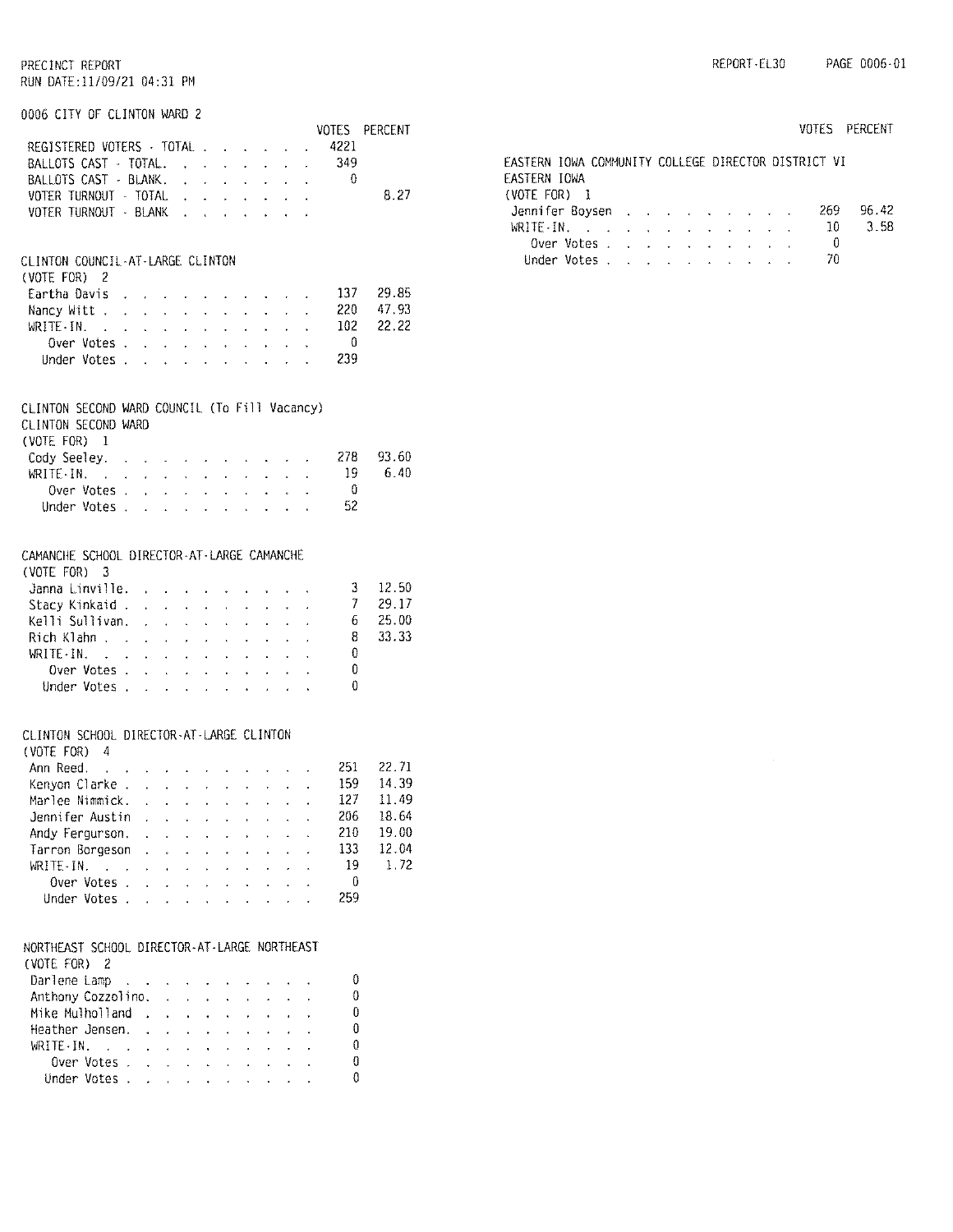PRECINCT REPORT
RUN DATE:11/09/21 04:31 PM

REPORT-EL30 PAGE 0006-01

## 0006 CITY OF CLINTON WARD 2

| | VOTES | PERCENT |
|---|---|---|
| REGISTERED VOTERS - TOTAL | 4221 | |
| BALLOTS CAST - TOTAL | 349 | |
| BALLOTS CAST - BLANK | 0 | |
| VOTER TURNOUT - TOTAL | | 8.27 |
| VOTER TURNOUT - BLANK | | |

### CLINTON COUNCIL-AT-LARGE CLINTON
(VOTE FOR) 2

| | VOTES | PERCENT |
|---|---|---|
| Eartha Davis | 137 | 29.85 |
| Nancy Witt | 220 | 47.93 |
| WRITE-IN. | 102 | 22.22 |
| Over Votes | 0 | |
| Under Votes | 239 | |

### CLINTON SECOND WARD COUNCIL (To Fill Vacancy)
CLINTON SECOND WARD
(VOTE FOR) 1

| | VOTES | PERCENT |
|---|---|---|
| Cody Seeley | 278 | 93.60 |
| WRITE-IN. | 19 | 6.40 |
| Over Votes | 0 | |
| Under Votes | 52 | |

### CAMANCHE SCHOOL DIRECTOR-AT-LARGE CAMANCHE
(VOTE FOR) 3

| | VOTES | PERCENT |
|---|---|---|
| Janna Linville | 3 | 12.50 |
| Stacy Kinkaid | 7 | 29.17 |
| Kelli Sullivan | 6 | 25.00 |
| Rich Klahn | 8 | 33.33 |
| WRITE-IN. | 0 | |
| Over Votes | 0 | |
| Under Votes | 0 | |

### CLINTON SCHOOL DIRECTOR-AT-LARGE CLINTON
(VOTE FOR) 4

| | VOTES | PERCENT |
|---|---|---|
| Ann Reed | 251 | 22.71 |
| Kenyon Clarke | 159 | 14.39 |
| Marlee Nimmick | 127 | 11.49 |
| Jennifer Austin | 206 | 18.64 |
| Andy Fergurson | 210 | 19.00 |
| Tarron Borgeson | 133 | 12.04 |
| WRITE-IN. | 19 | 1.72 |
| Over Votes | 0 | |
| Under Votes | 259 | |

### NORTHEAST SCHOOL DIRECTOR-AT-LARGE NORTHEAST
(VOTE FOR) 2

| | VOTES | PERCENT |
|---|---|---|
| Darlene Lamp | 0 | |
| Anthony Cozzolino | 0 | |
| Mike Mulholland | 0 | |
| Heather Jensen | 0 | |
| WRITE-IN. | 0 | |
| Over Votes | 0 | |
| Under Votes | 0 | |

### EASTERN IOWA COMMUNITY COLLEGE DIRECTOR DISTRICT VI
EASTERN IOWA
(VOTE FOR) 1

| | VOTES | PERCENT |
|---|---|---|
| Jennifer Boysen | 269 | 96.42 |
| WRITE-IN. | 10 | 3.58 |
| Over Votes | 0 | |
| Under Votes | 70 | |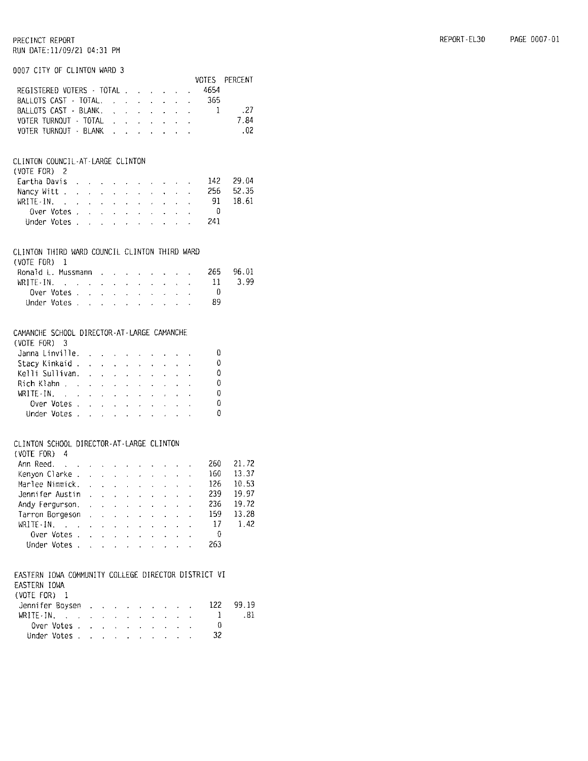PRECINCT REPORT
RUN DATE:11/09/21 04:31 PM

REPORT-EL30 PAGE 0007-01

## 0007 CITY OF CLINTON WARD 3

| | VOTES | PERCENT |
|---|---|---|
| REGISTERED VOTERS - TOTAL | 4654 | |
| BALLOTS CAST - TOTAL | 365 | |
| BALLOTS CAST - BLANK | 1 | .27 |
| VOTER TURNOUT - TOTAL | | 7.84 |
| VOTER TURNOUT - BLANK | | .02 |

### CLINTON COUNCIL-AT-LARGE CLINTON
(VOTE FOR) 2

| | VOTES | PERCENT |
|---|---|---|
| Eartha Davis | 142 | 29.04 |
| Nancy Witt | 256 | 52.35 |
| WRITE-IN. | 91 | 18.61 |
| Over Votes | 0 | |
| Under Votes | 241 | |

### CLINTON THIRD WARD COUNCIL CLINTON THIRD WARD
(VOTE FOR) 1

| | VOTES | PERCENT |
|---|---|---|
| Ronald L. Mussmann | 265 | 96.01 |
| WRITE-IN. | 11 | 3.99 |
| Over Votes | 0 | |
| Under Votes | 89 | |

### CAMANCHE SCHOOL DIRECTOR-AT-LARGE CAMANCHE
(VOTE FOR) 3

| | VOTES | PERCENT |
|---|---|---|
| Janna Linville. | 0 | |
| Stacy Kinkaid | 0 | |
| Kelli Sullivan. | 0 | |
| Rich Klahn | 0 | |
| WRITE-IN. | 0 | |
| Over Votes | 0 | |
| Under Votes | 0 | |

### CLINTON SCHOOL DIRECTOR-AT-LARGE CLINTON
(VOTE FOR) 4

| | VOTES | PERCENT |
|---|---|---|
| Ann Reed. | 260 | 21.72 |
| Kenyon Clarke | 160 | 13.37 |
| Marlee Nimmick. | 126 | 10.53 |
| Jennifer Austin | 239 | 19.97 |
| Andy Fergurson. | 236 | 19.72 |
| Tarron Borgeson | 159 | 13.28 |
| WRITE-IN. | 17 | 1.42 |
| Over Votes | 0 | |
| Under Votes | 263 | |

### EASTERN IOWA COMMUNITY COLLEGE DIRECTOR DISTRICT VI EASTERN IOWA
(VOTE FOR) 1

| | VOTES | PERCENT |
|---|---|---|
| Jennifer Boysen | 122 | 99.19 |
| WRITE-IN. | 1 | .81 |
| Over Votes | 0 | |
| Under Votes | 32 | |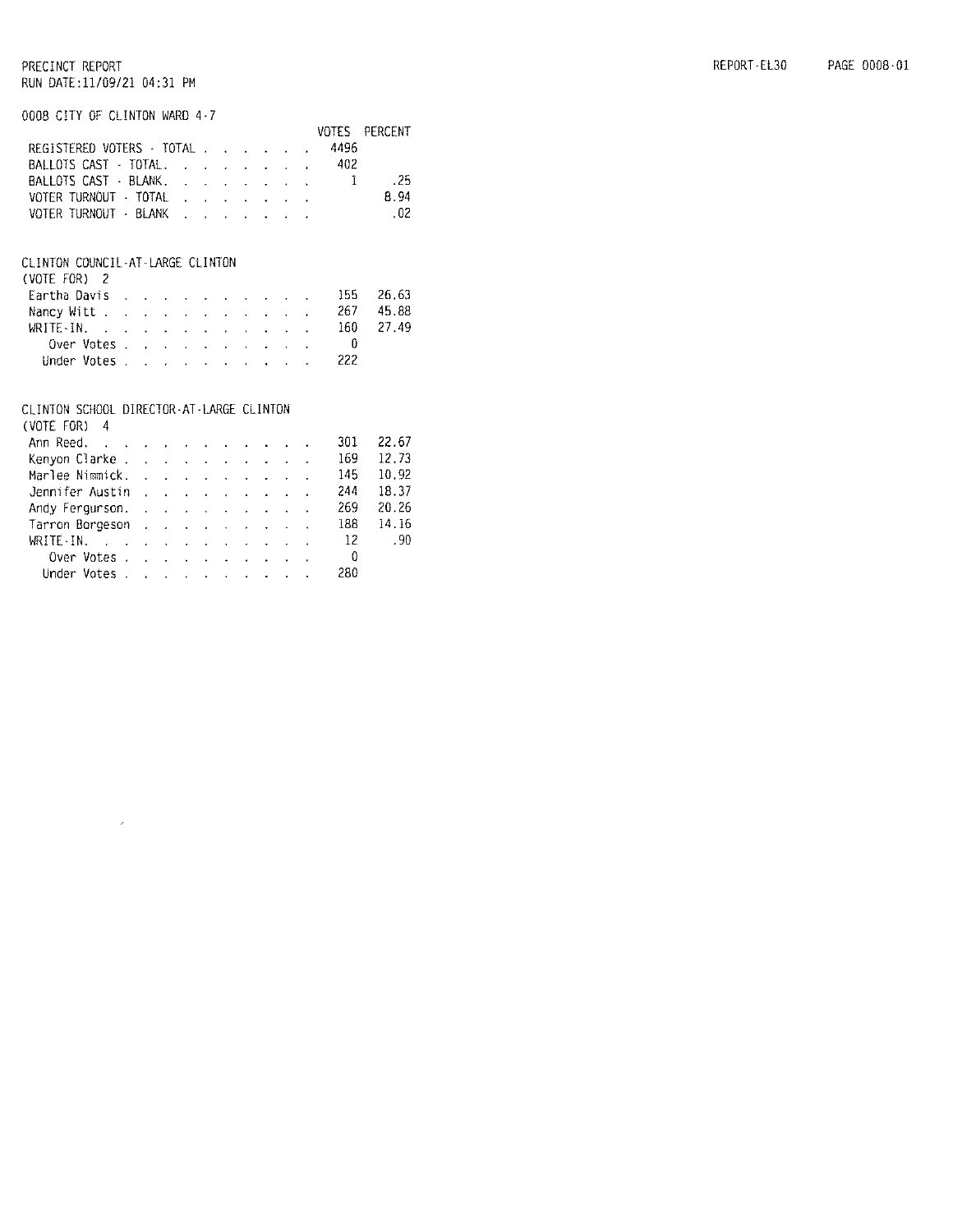PRECINCT REPORT
RUN DATE:11/09/21 04:31 PM

REPORT-EL30 PAGE 0008-01

0008 CITY OF CLINTON WARD 4-7

| | VOTES | PERCENT |
|---|---|---|
| REGISTERED VOTERS - TOTAL | 4496 | |
| BALLOTS CAST - TOTAL | 402 | |
| BALLOTS CAST - BLANK | 1 | .25 |
| VOTER TURNOUT - TOTAL | | 8.94 |
| VOTER TURNOUT - BLANK | | .02 |

CLINTON COUNCIL-AT-LARGE CLINTON
(VOTE FOR) 2

| | VOTES | PERCENT |
|---|---|---|
| Eartha Davis | 155 | 26.63 |
| Nancy Witt | 267 | 45.88 |
| WRITE-IN. | 160 | 27.49 |
| Over Votes | 0 | |
| Under Votes | 222 | |

CLINTON SCHOOL DIRECTOR-AT-LARGE CLINTON
(VOTE FOR) 4

| | VOTES | PERCENT |
|---|---|---|
| Ann Reed. | 301 | 22.67 |
| Kenyon Clarke | 169 | 12.73 |
| Marlee Nimmick. | 145 | 10.92 |
| Jennifer Austin | 244 | 18.37 |
| Andy Fergurson. | 269 | 20.26 |
| Tarron Borgeson | 188 | 14.16 |
| WRITE-IN. | 12 | .90 |
| Over Votes | 0 | |
| Under Votes | 280 | |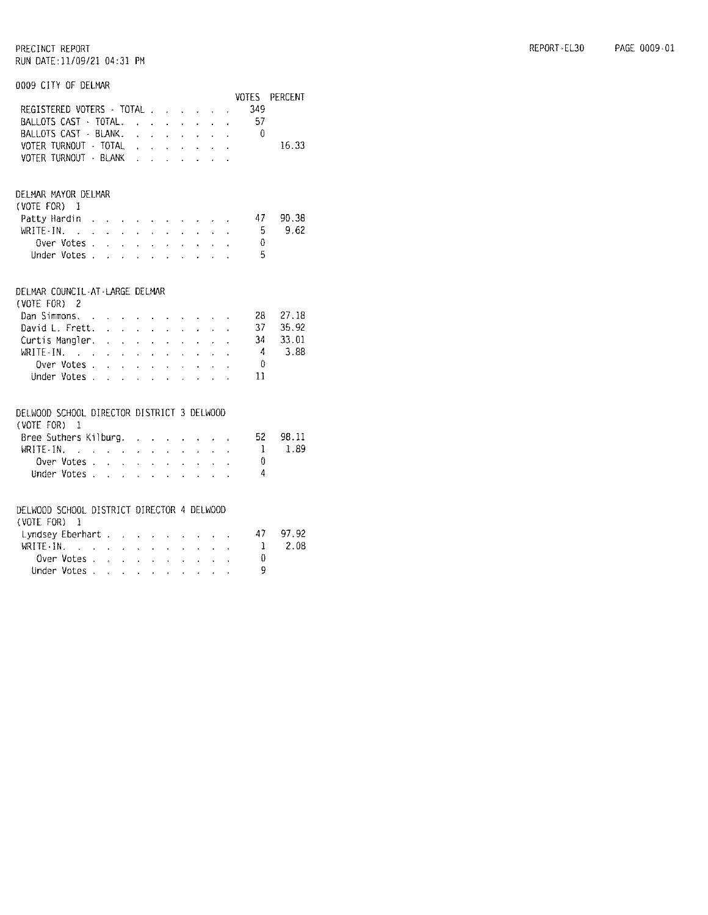PRECINCT REPORT
RUN DATE:11/09/21 04:31 PM

## 0009 CITY OF DELMAR

| | VOTES | PERCENT |
|---|---|---|
| REGISTERED VOTERS - TOTAL | 349 | |
| BALLOTS CAST - TOTAL | 57 | |
| BALLOTS CAST - BLANK | 0 | |
| VOTER TURNOUT - TOTAL | | 16.33 |
| VOTER TURNOUT - BLANK | | |

### DELMAR MAYOR DELMAR
(VOTE FOR) 1

| | VOTES | PERCENT |
|---|---|---|
| Patty Hardin | 47 | 90.38 |
| WRITE-IN. | 5 | 9.62 |
| Over Votes | 0 | |
| Under Votes | 5 | |

### DELMAR COUNCIL-AT-LARGE DELMAR
(VOTE FOR) 2

| | VOTES | PERCENT |
|---|---|---|
| Dan Simmons. | 28 | 27.18 |
| David L. Frett. | 37 | 35.92 |
| Curtis Mangler. | 34 | 33.01 |
| WRITE-IN. | 4 | 3.88 |
| Over Votes | 0 | |
| Under Votes | 11 | |

### DELWOOD SCHOOL DIRECTOR DISTRICT 3 DELWOOD
(VOTE FOR) 1

| | VOTES | PERCENT |
|---|---|---|
| Bree Suthers Kilburg. | 52 | 98.11 |
| WRITE-IN. | 1 | 1.89 |
| Over Votes | 0 | |
| Under Votes | 4 | |

### DELWOOD SCHOOL DISTRICT DIRECTOR 4 DELWOOD
(VOTE FOR) 1

| | VOTES | PERCENT |
|---|---|---|
| Lyndsey Eberhart | 47 | 97.92 |
| WRITE-IN. | 1 | 2.08 |
| Over Votes | 0 | |
| Under Votes | 9 | |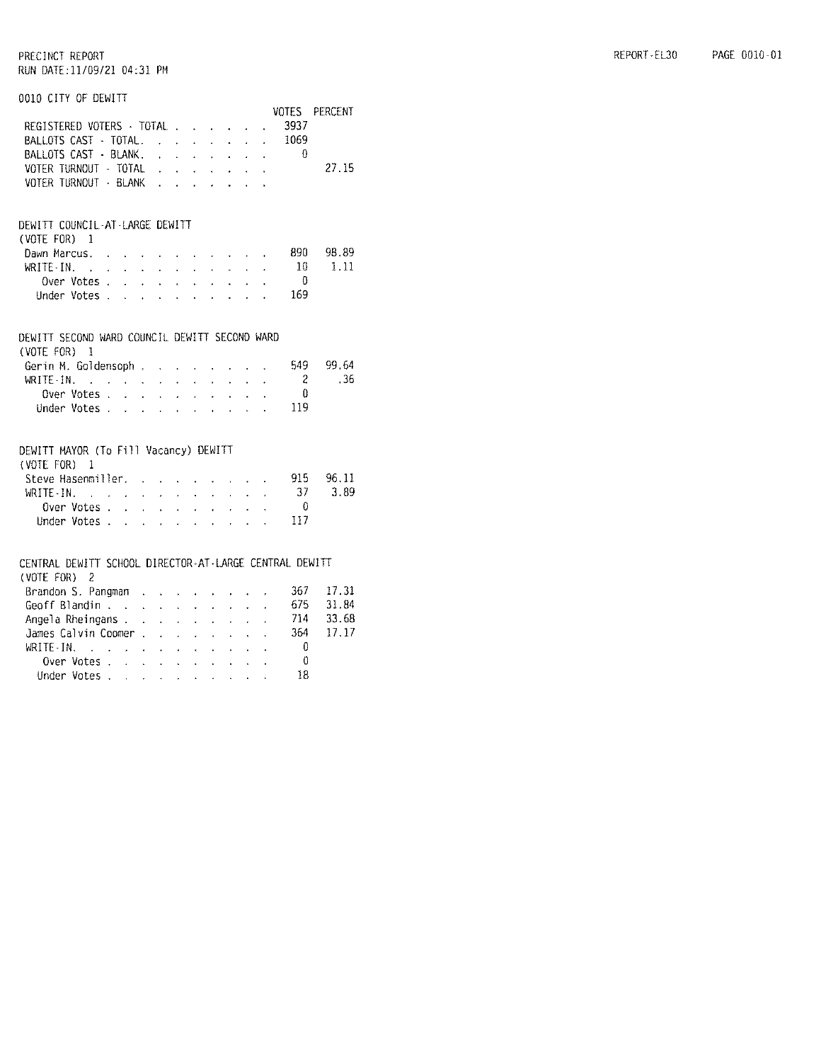PRECINCT REPORT
RUN DATE:11/09/21 04:31 PM

REPORT-EL30 PAGE 0010-01

## 0010 CITY OF DEWITT

| | VOTES | PERCENT |
|---|---|---|
| REGISTERED VOTERS - TOTAL | 3937 | |
| BALLOTS CAST - TOTAL | 1069 | |
| BALLOTS CAST - BLANK | 0 | |
| VOTER TURNOUT - TOTAL | | 27.15 |
| VOTER TURNOUT - BLANK | | |

### DEWITT COUNCIL-AT-LARGE DEWITT
(VOTE FOR) 1

| | VOTES | PERCENT |
|---|---|---|
| Dawn Marcus | 890 | 98.89 |
| WRITE-IN | 10 | 1.11 |
| Over Votes | 0 | |
| Under Votes | 169 | |

### DEWITT SECOND WARD COUNCIL DEWITT SECOND WARD
(VOTE FOR) 1

| | VOTES | PERCENT |
|---|---|---|
| Gerin M. Goldensoph | 549 | 99.64 |
| WRITE-IN | 2 | .36 |
| Over Votes | 0 | |
| Under Votes | 119 | |

### DEWITT MAYOR (To Fill Vacancy) DEWITT
(VOTE FOR) 1

| | VOTES | PERCENT |
|---|---|---|
| Steve Hasenmiller | 915 | 96.11 |
| WRITE-IN | 37 | 3.89 |
| Over Votes | 0 | |
| Under Votes | 117 | |

### CENTRAL DEWITT SCHOOL DIRECTOR-AT-LARGE CENTRAL DEWITT
(VOTE FOR) 2

| | VOTES | PERCENT |
|---|---|---|
| Brandon S. Pangman | 367 | 17.31 |
| Geoff Blandin | 675 | 31.84 |
| Angela Rheingans | 714 | 33.68 |
| James Calvin Coomer | 364 | 17.17 |
| WRITE-IN | 0 | |
| Over Votes | 0 | |
| Under Votes | 18 | |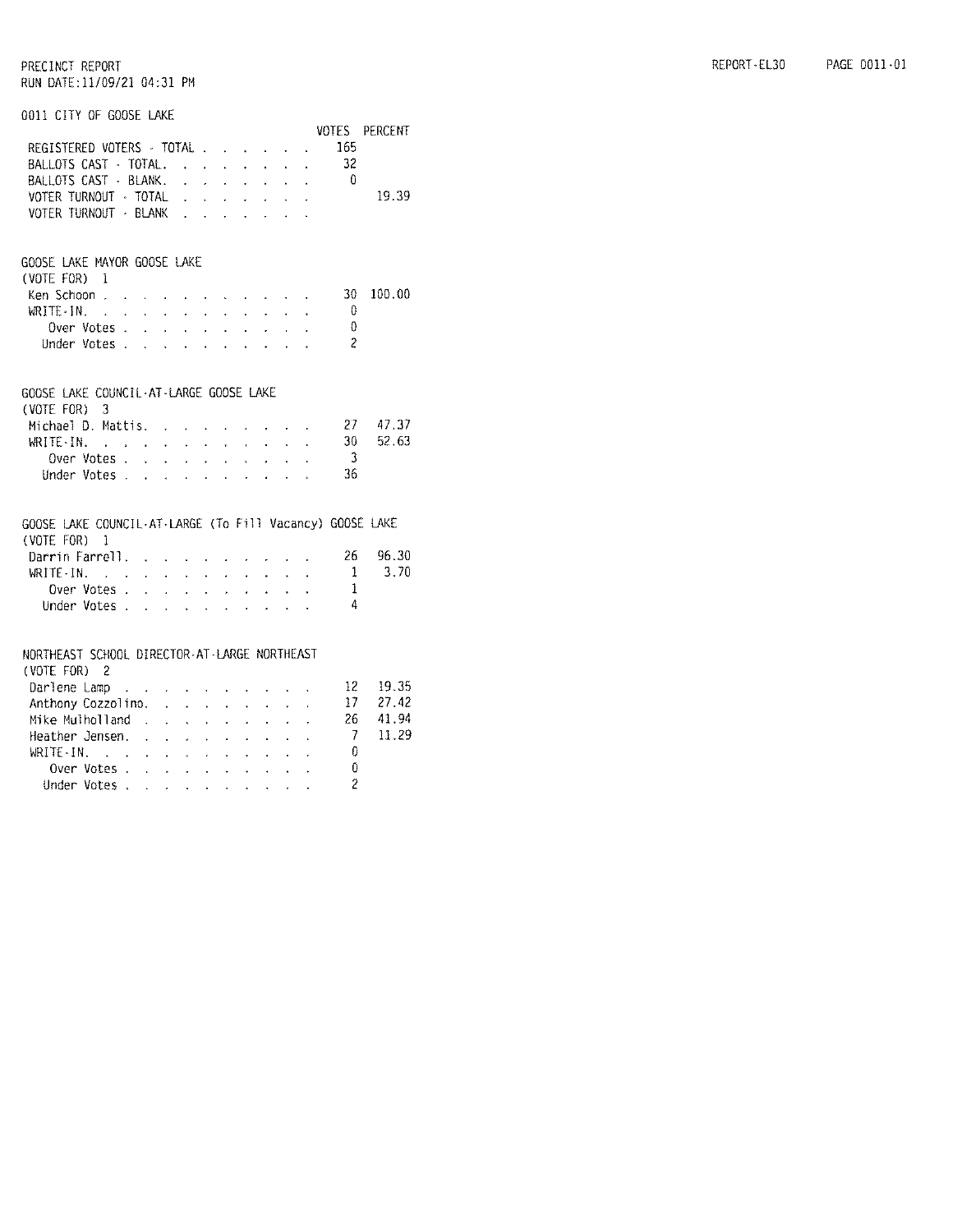PRECINCT REPORT
RUN DATE:11/09/21 04:31 PM

## 0011 CITY OF GOOSE LAKE

| | VOTES | PERCENT |
|---|---|---|
| REGISTERED VOTERS - TOTAL | 165 | |
| BALLOTS CAST - TOTAL | 32 | |
| BALLOTS CAST - BLANK | 0 | |
| VOTER TURNOUT - TOTAL | | 19.39 |
| VOTER TURNOUT - BLANK | | |

### GOOSE LAKE MAYOR GOOSE LAKE
(VOTE FOR) 1

| | VOTES | PERCENT |
|---|---|---|
| Ken Schoon | 30 | 100.00 |
| WRITE-IN. | 0 | |
| Over Votes | 0 | |
| Under Votes | 2 | |

### GOOSE LAKE COUNCIL-AT-LARGE GOOSE LAKE
(VOTE FOR) 3

| | VOTES | PERCENT |
|---|---|---|
| Michael D. Mattis | 27 | 47.37 |
| WRITE-IN. | 30 | 52.63 |
| Over Votes | 3 | |
| Under Votes | 36 | |

### GOOSE LAKE COUNCIL-AT-LARGE (To Fill Vacancy) GOOSE LAKE
(VOTE FOR) 1

| | VOTES | PERCENT |
|---|---|---|
| Darrin Farrell | 26 | 96.30 |
| WRITE-IN. | 1 | 3.70 |
| Over Votes | 1 | |
| Under Votes | 4 | |

### NORTHEAST SCHOOL DIRECTOR-AT-LARGE NORTHEAST
(VOTE FOR) 2

| | VOTES | PERCENT |
|---|---|---|
| Darlene Lamp | 12 | 19.35 |
| Anthony Cozzolino | 17 | 27.42 |
| Mike Mulholland | 26 | 41.94 |
| Heather Jensen | 7 | 11.29 |
| WRITE-IN. | 0 | |
| Over Votes | 0 | |
| Under Votes | 2 | |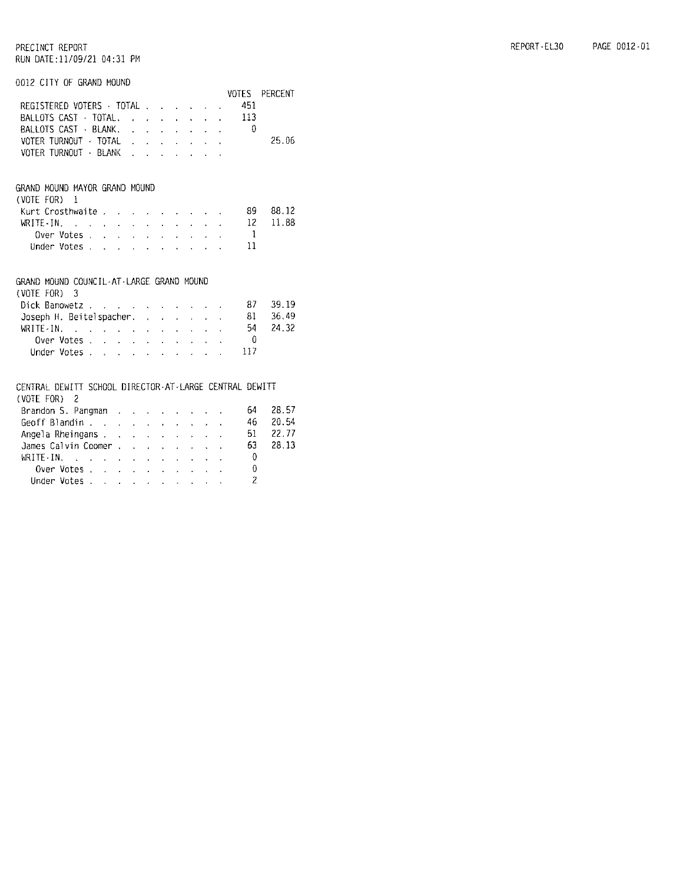PRECINCT REPORT
RUN DATE:11/09/21 04:31 PM

REPORT-EL30 PAGE 0012-01

0012 CITY OF GRAND MOUND

| | VOTES | PERCENT |
|---|---|---|
| REGISTERED VOTERS - TOTAL | 451 | |
| BALLOTS CAST - TOTAL | 113 | |
| BALLOTS CAST - BLANK | 0 | |
| VOTER TURNOUT - TOTAL | | 25.06 |
| VOTER TURNOUT - BLANK | | |

GRAND MOUND MAYOR GRAND MOUND
(VOTE FOR) 1

| | VOTES | PERCENT |
|---|---|---|
| Kurt Crosthwaite | 89 | 88.12 |
| WRITE-IN. | 12 | 11.88 |
| Over Votes | 1 | |
| Under Votes | 11 | |

GRAND MOUND COUNCIL-AT-LARGE GRAND MOUND
(VOTE FOR) 3

| | VOTES | PERCENT |
|---|---|---|
| Dick Banowetz | 87 | 39.19 |
| Joseph H. Beitelspacher | 81 | 36.49 |
| WRITE-IN. | 54 | 24.32 |
| Over Votes | 0 | |
| Under Votes | 117 | |

CENTRAL DEWITT SCHOOL DIRECTOR-AT-LARGE CENTRAL DEWITT
(VOTE FOR) 2

| | VOTES | PERCENT |
|---|---|---|
| Brandon S. Pangman | 64 | 28.57 |
| Geoff Blandin | 46 | 20.54 |
| Angela Rheingans | 51 | 22.77 |
| James Calvin Coomer | 63 | 28.13 |
| WRITE-IN. | 0 | |
| Over Votes | 0 | |
| Under Votes | 2 | |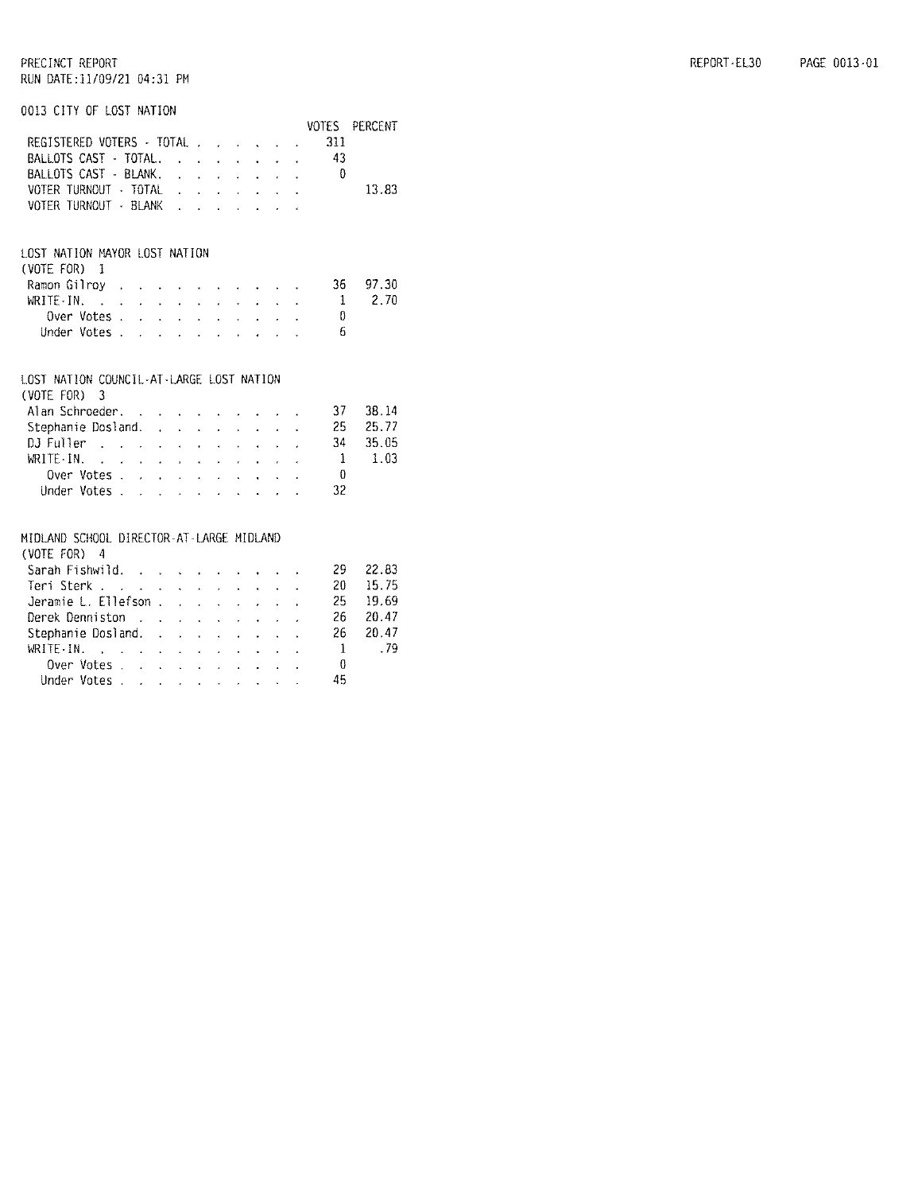PRECINCT REPORT
RUN DATE:11/09/21 04:31 PM

REPORT-EL30 PAGE 0013-01

## 0013 CITY OF LOST NATION

| | VOTES | PERCENT |
|---|---|---|
| REGISTERED VOTERS - TOTAL | 311 | |
| BALLOTS CAST - TOTAL | 43 | |
| BALLOTS CAST - BLANK | 0 | |
| VOTER TURNOUT - TOTAL | | 13.83 |
| VOTER TURNOUT - BLANK | | |

### LOST NATION MAYOR LOST NATION
(VOTE FOR) 1

| | VOTES | PERCENT |
|---|---|---|
| Ramon Gilroy | 36 | 97.30 |
| WRITE-IN. | 1 | 2.70 |
| Over Votes | 0 | |
| Under Votes | 6 | |

### LOST NATION COUNCIL-AT-LARGE LOST NATION
(VOTE FOR) 3

| | VOTES | PERCENT |
|---|---|---|
| Alan Schroeder. | 37 | 38.14 |
| Stephanie Dosland. | 25 | 25.77 |
| DJ Fuller | 34 | 35.05 |
| WRITE-IN. | 1 | 1.03 |
| Over Votes | 0 | |
| Under Votes | 32 | |

### MIDLAND SCHOOL DIRECTOR-AT-LARGE MIDLAND
(VOTE FOR) 4

| | VOTES | PERCENT |
|---|---|---|
| Sarah Fishwild. | 29 | 22.83 |
| Teri Sterk | 20 | 15.75 |
| Jeramie L. Ellefson | 25 | 19.69 |
| Derek Denniston | 26 | 20.47 |
| Stephanie Dosland. | 26 | 20.47 |
| WRITE-IN. | 1 | .79 |
| Over Votes | 0 | |
| Under Votes | 45 | |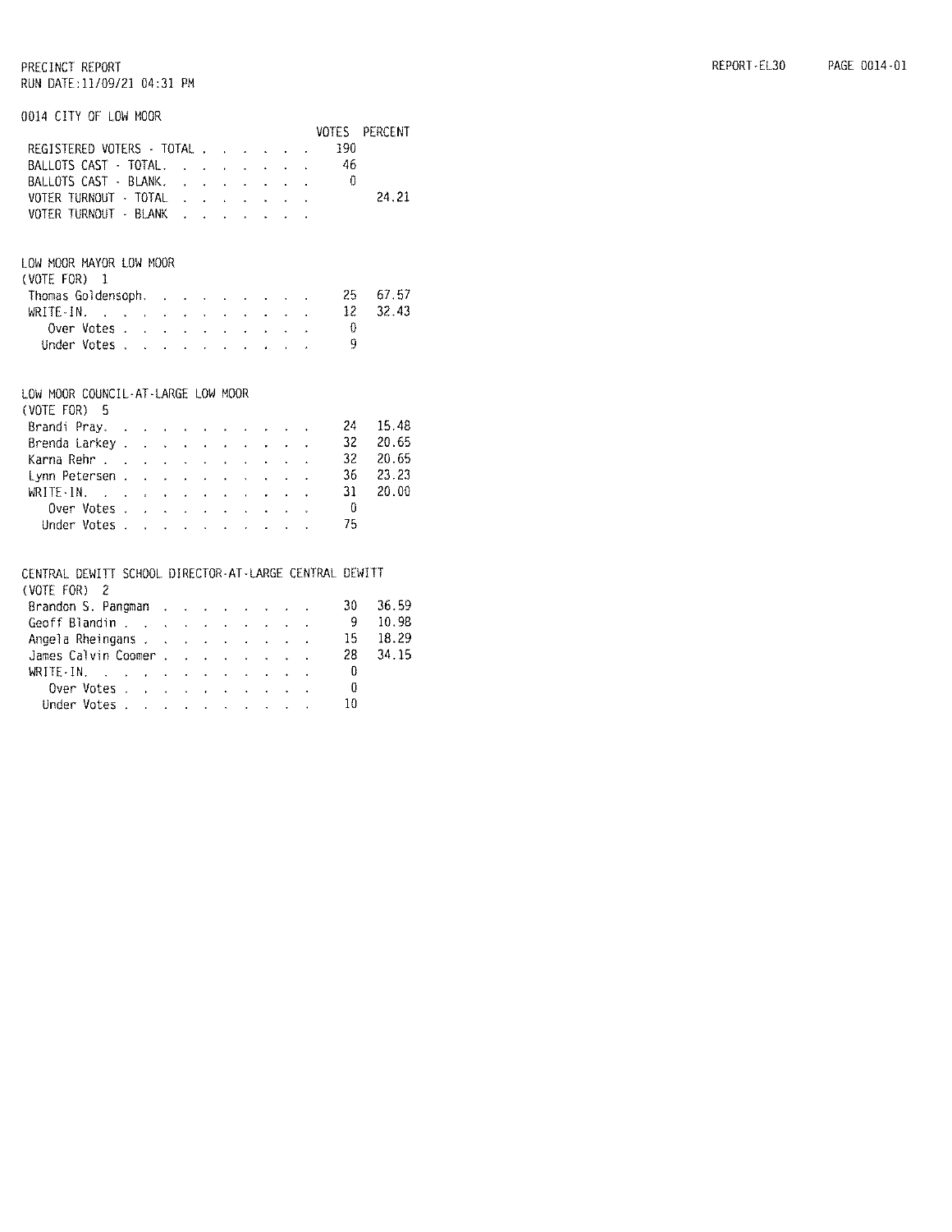PRECINCT REPORT
RUN DATE:11/09/21 04:31 PM

REPORT-EL30 PAGE 0014-01

## 0014 CITY OF LOW MOOR

| | VOTES | PERCENT |
|---|---|---|
| REGISTERED VOTERS - TOTAL | 190 | |
| BALLOTS CAST - TOTAL | 46 | |
| BALLOTS CAST - BLANK | 0 | |
| VOTER TURNOUT - TOTAL | | 24.21 |
| VOTER TURNOUT - BLANK | | |

### LOW MOOR MAYOR LOW MOOR
(VOTE FOR) 1

| | VOTES | PERCENT |
|---|---|---|
| Thomas Goldensoph | 25 | 67.57 |
| WRITE-IN | 12 | 32.43 |
| Over Votes | 0 | |
| Under Votes | 9 | |

### LOW MOOR COUNCIL-AT-LARGE LOW MOOR
(VOTE FOR) 5

| | VOTES | PERCENT |
|---|---|---|
| Brandi Pray | 24 | 15.48 |
| Brenda Larkey | 32 | 20.65 |
| Karna Rehr | 32 | 20.65 |
| Lynn Petersen | 36 | 23.23 |
| WRITE-IN | 31 | 20.00 |
| Over Votes | 0 | |
| Under Votes | 75 | |

### CENTRAL DEWITT SCHOOL DIRECTOR-AT-LARGE CENTRAL DEWITT
(VOTE FOR) 2

| | VOTES | PERCENT |
|---|---|---|
| Brandon S. Pangman | 30 | 36.59 |
| Geoff Blandin | 9 | 10.98 |
| Angela Rheingans | 15 | 18.29 |
| James Calvin Coomer | 28 | 34.15 |
| WRITE-IN | 0 | |
| Over Votes | 0 | |
| Under Votes | 10 | |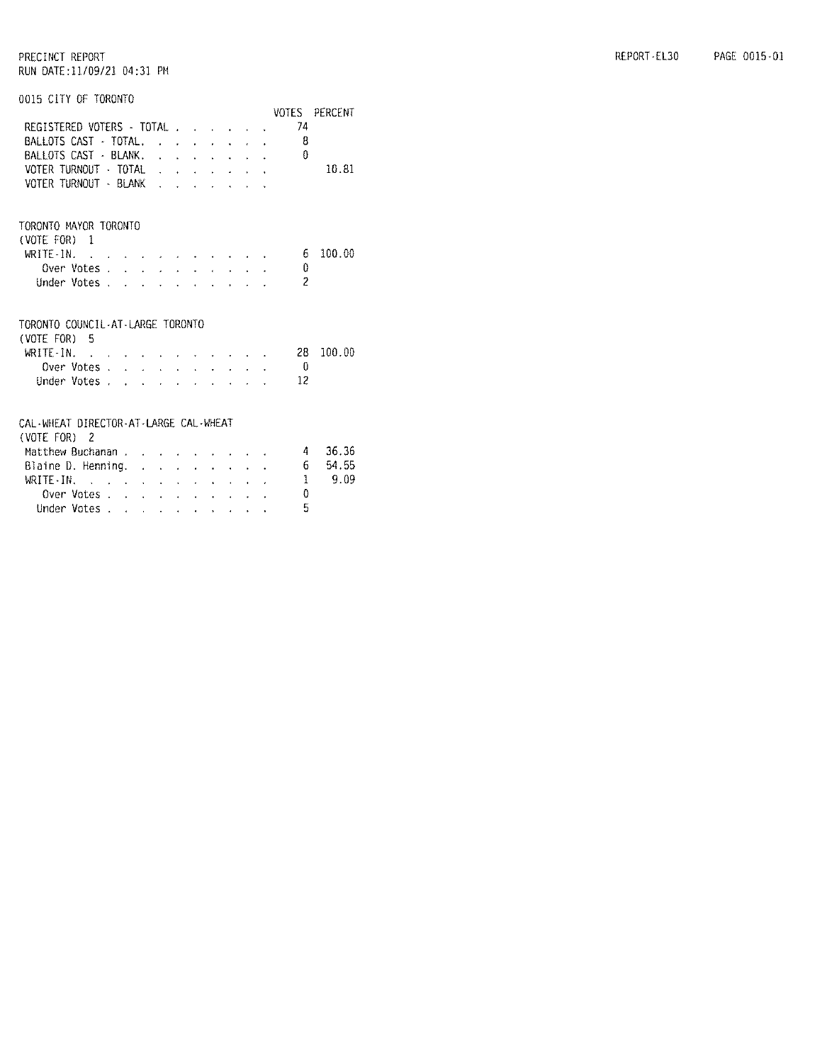PRECINCT REPORT
RUN DATE:11/09/21 04:31 PM

REPORT-EL30

## 0015 CITY OF TORONTO

| | VOTES | PERCENT |
|---|---|---|
| REGISTERED VOTERS - TOTAL | 74 | |
| BALLOTS CAST - TOTAL | 8 | |
| BALLOTS CAST - BLANK | 0 | |
| VOTER TURNOUT - TOTAL | | 10.81 |
| VOTER TURNOUT - BLANK | | |

### TORONTO MAYOR TORONTO
(VOTE FOR) 1

| | VOTES | PERCENT |
|---|---|---|
| WRITE-IN | 6 | 100.00 |
| Over Votes | 0 | |
| Under Votes | 2 | |

### TORONTO COUNCIL-AT-LARGE TORONTO
(VOTE FOR) 5

| | VOTES | PERCENT |
|---|---|---|
| WRITE-IN | 28 | 100.00 |
| Over Votes | 0 | |
| Under Votes | 12 | |

### CAL-WHEAT DIRECTOR-AT-LARGE CAL-WHEAT
(VOTE FOR) 2

| | VOTES | PERCENT |
|---|---|---|
| Matthew Buchanan | 4 | 36.36 |
| Blaine D. Henning | 6 | 54.55 |
| WRITE-IN | 1 | 9.09 |
| Over Votes | 0 | |
| Under Votes | 5 | |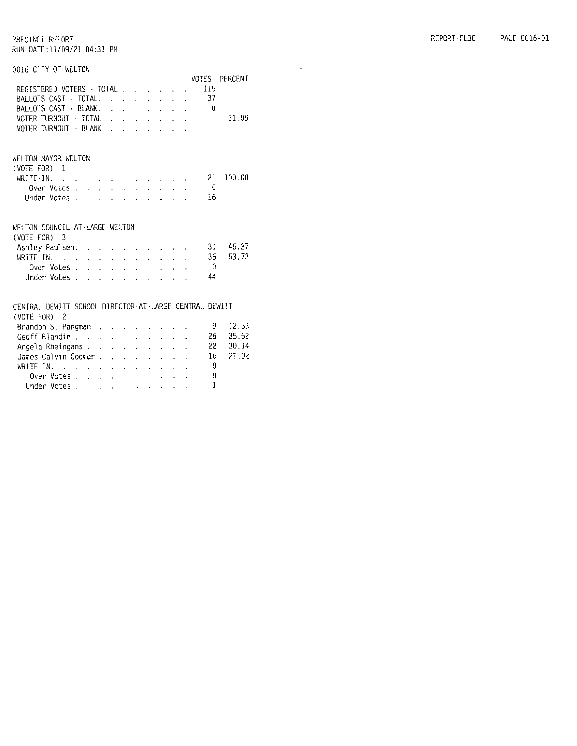PRECINCT REPORT
RUN DATE:11/09/21 04:31 PM

REPORT-EL30 PAGE 0016-01

## 0016 CITY OF WELTON

| | VOTES | PERCENT |
|---|---|---|
| REGISTERED VOTERS - TOTAL | 119 | |
| BALLOTS CAST - TOTAL | 37 | |
| BALLOTS CAST - BLANK | 0 | |
| VOTER TURNOUT - TOTAL | | 31.09 |
| VOTER TURNOUT - BLANK | | |

### WELTON MAYOR WELTON
(VOTE FOR) 1

| | VOTES | PERCENT |
|---|---|---|
| WRITE-IN | 21 | 100.00 |
| Over Votes | 0 | |
| Under Votes | 16 | |

### WELTON COUNCIL-AT-LARGE WELTON
(VOTE FOR) 3

| | VOTES | PERCENT |
|---|---|---|
| Ashley Paulsen | 31 | 46.27 |
| WRITE-IN | 36 | 53.73 |
| Over Votes | 0 | |
| Under Votes | 44 | |

### CENTRAL DEWITT SCHOOL DIRECTOR-AT-LARGE CENTRAL DEWITT
(VOTE FOR) 2

| | VOTES | PERCENT |
|---|---|---|
| Brandon S. Pangman | 9 | 12.33 |
| Geoff Blandin | 26 | 35.62 |
| Angela Rheingans | 22 | 30.14 |
| James Calvin Coomer | 16 | 21.92 |
| WRITE-IN | 0 | |
| Over Votes | 0 | |
| Under Votes | 1 | |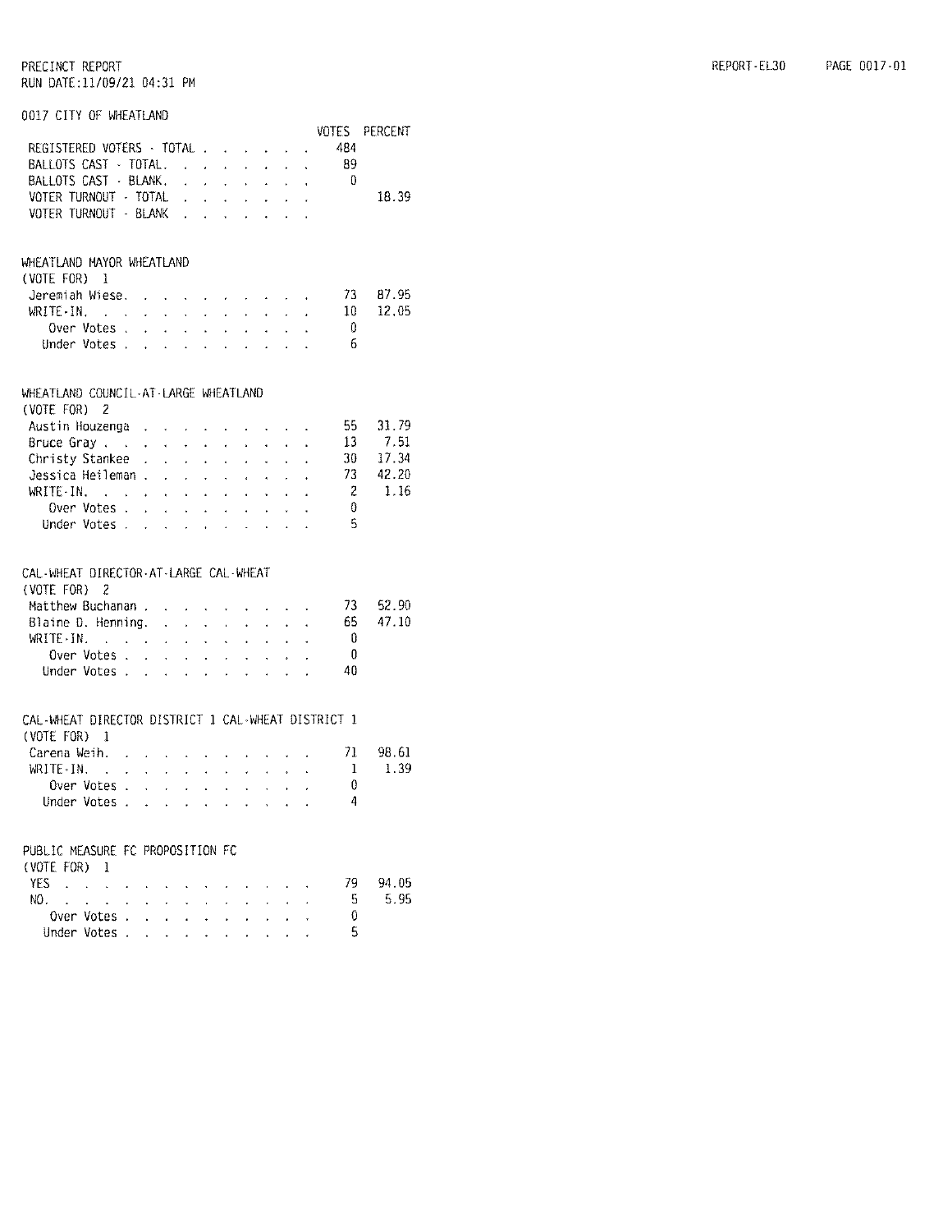PRECINCT REPORT
RUN DATE:11/09/21 04:31 PM

REPORT-EL30 PAGE 0017-01

## 0017 CITY OF WHEATLAND

| | VOTES | PERCENT |
|---|---|---|
| REGISTERED VOTERS - TOTAL | 484 | |
| BALLOTS CAST - TOTAL | 89 | |
| BALLOTS CAST - BLANK | 0 | |
| VOTER TURNOUT - TOTAL | | 18.39 |
| VOTER TURNOUT - BLANK | | |

### WHEATLAND MAYOR WHEATLAND
(VOTE FOR) 1

| | VOTES | PERCENT |
|---|---|---|
| Jeremiah Wiese | 73 | 87.95 |
| WRITE-IN | 10 | 12.05 |
| Over Votes | 0 | |
| Under Votes | 6 | |

### WHEATLAND COUNCIL-AT-LARGE WHEATLAND
(VOTE FOR) 2

| | VOTES | PERCENT |
|---|---|---|
| Austin Houzenga | 55 | 31.79 |
| Bruce Gray | 13 | 7.51 |
| Christy Stankee | 30 | 17.34 |
| Jessica Heileman | 73 | 42.20 |
| WRITE-IN | 2 | 1.16 |
| Over Votes | 0 | |
| Under Votes | 5 | |

### CAL-WHEAT DIRECTOR-AT-LARGE CAL-WHEAT
(VOTE FOR) 2

| | VOTES | PERCENT |
|---|---|---|
| Matthew Buchanan | 73 | 52.90 |
| Blaine D. Henning | 65 | 47.10 |
| WRITE-IN | 0 | |
| Over Votes | 0 | |
| Under Votes | 40 | |

### CAL-WHEAT DIRECTOR DISTRICT 1 CAL-WHEAT DISTRICT 1
(VOTE FOR) 1

| | VOTES | PERCENT |
|---|---|---|
| Carena Weih | 71 | 98.61 |
| WRITE-IN | 1 | 1.39 |
| Over Votes | 0 | |
| Under Votes | 4 | |

### PUBLIC MEASURE FC PROPOSITION FC
(VOTE FOR) 1

| | VOTES | PERCENT |
|---|---|---|
| YES | 79 | 94.05 |
| NO | 5 | 5.95 |
| Over Votes | 0 | |
| Under Votes | 5 | |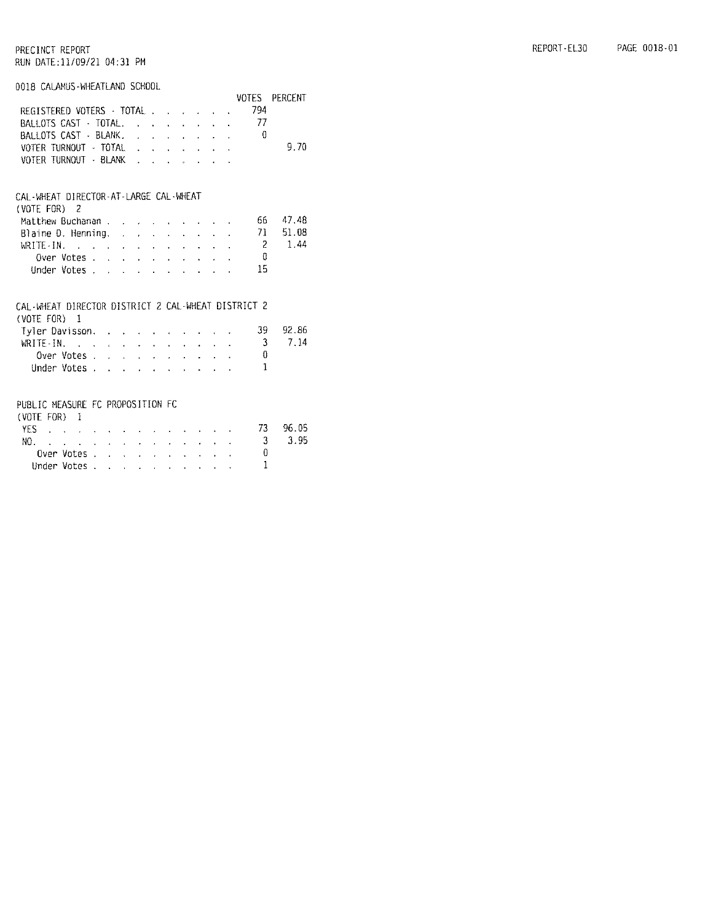PRECINCT REPORT
RUN DATE:11/09/21 04:31 PM

REPORT-EL30 PAGE 0018-01

## 0018 CALAMUS-WHEATLAND SCHOOL

| | VOTES | PERCENT |
|---|---|---|
| REGISTERED VOTERS - TOTAL | 794 | |
| BALLOTS CAST - TOTAL | 77 | |
| BALLOTS CAST - BLANK | 0 | |
| VOTER TURNOUT - TOTAL | | 9.70 |
| VOTER TURNOUT - BLANK | | |

### CAL-WHEAT DIRECTOR-AT-LARGE CAL-WHEAT
(VOTE FOR) 2

| | VOTES | PERCENT |
|---|---|---|
| Matthew Buchanan | 66 | 47.48 |
| Blaine D. Henning | 71 | 51.08 |
| WRITE-IN | 2 | 1.44 |
| Over Votes | 0 | |
| Under Votes | 15 | |

### CAL-WHEAT DIRECTOR DISTRICT 2 CAL-WHEAT DISTRICT 2
(VOTE FOR) 1

| | VOTES | PERCENT |
|---|---|---|
| Tyler Davisson | 39 | 92.86 |
| WRITE-IN | 3 | 7.14 |
| Over Votes | 0 | |
| Under Votes | 1 | |

### PUBLIC MEASURE FC PROPOSITION FC
(VOTE FOR) 1

| | VOTES | PERCENT |
|---|---|---|
| YES | 73 | 96.05 |
| NO | 3 | 3.95 |
| Over Votes | 0 | |
| Under Votes | 1 | |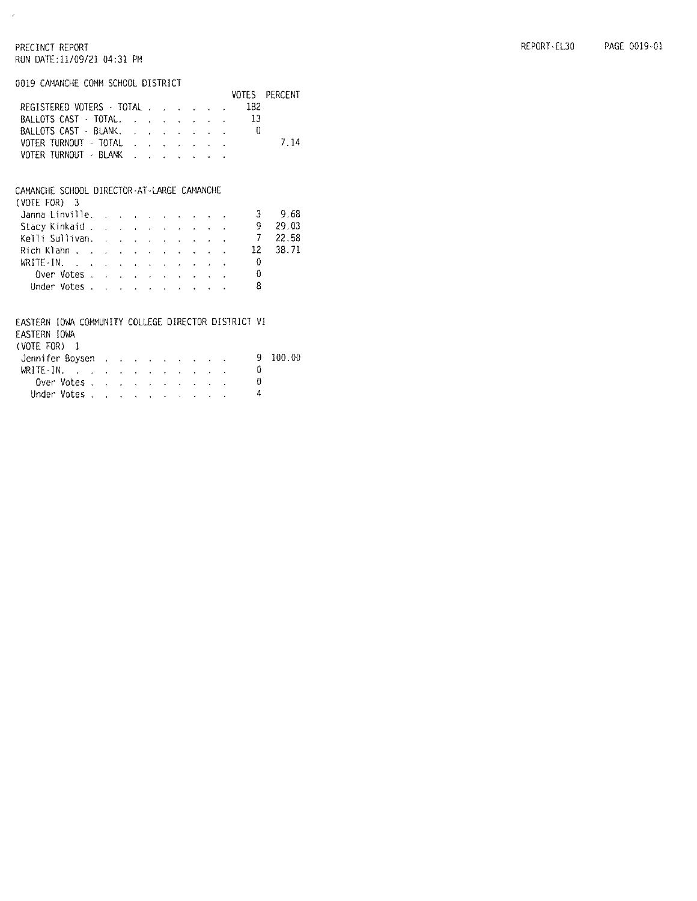PRECINCT REPORT
RUN DATE:11/09/21 04:31 PM

## 0019 CAMANCHE COMM SCHOOL DISTRICT

| | VOTES | PERCENT |
|---|---|---|
| REGISTERED VOTERS - TOTAL | 182 | |
| BALLOTS CAST - TOTAL | 13 | |
| BALLOTS CAST - BLANK | 0 | |
| VOTER TURNOUT - TOTAL | | 7.14 |
| VOTER TURNOUT - BLANK | | |

## CAMANCHE SCHOOL DIRECTOR-AT-LARGE CAMANCHE
(VOTE FOR) 3

| | VOTES | PERCENT |
|---|---|---|
| Janna Linville | 3 | 9.68 |
| Stacy Kinkaid | 9 | 29.03 |
| Kelli Sullivan | 7 | 22.58 |
| Rich Klahn | 12 | 38.71 |
| WRITE-IN | 0 | |
| Over Votes | 0 | |
| Under Votes | 8 | |

## EASTERN IOWA COMMUNITY COLLEGE DIRECTOR DISTRICT VI
EASTERN IOWA
(VOTE FOR) 1

| | VOTES | PERCENT |
|---|---|---|
| Jennifer Boysen | 9 | 100.00 |
| WRITE-IN | 0 | |
| Over Votes | 0 | |
| Under Votes | 4 | |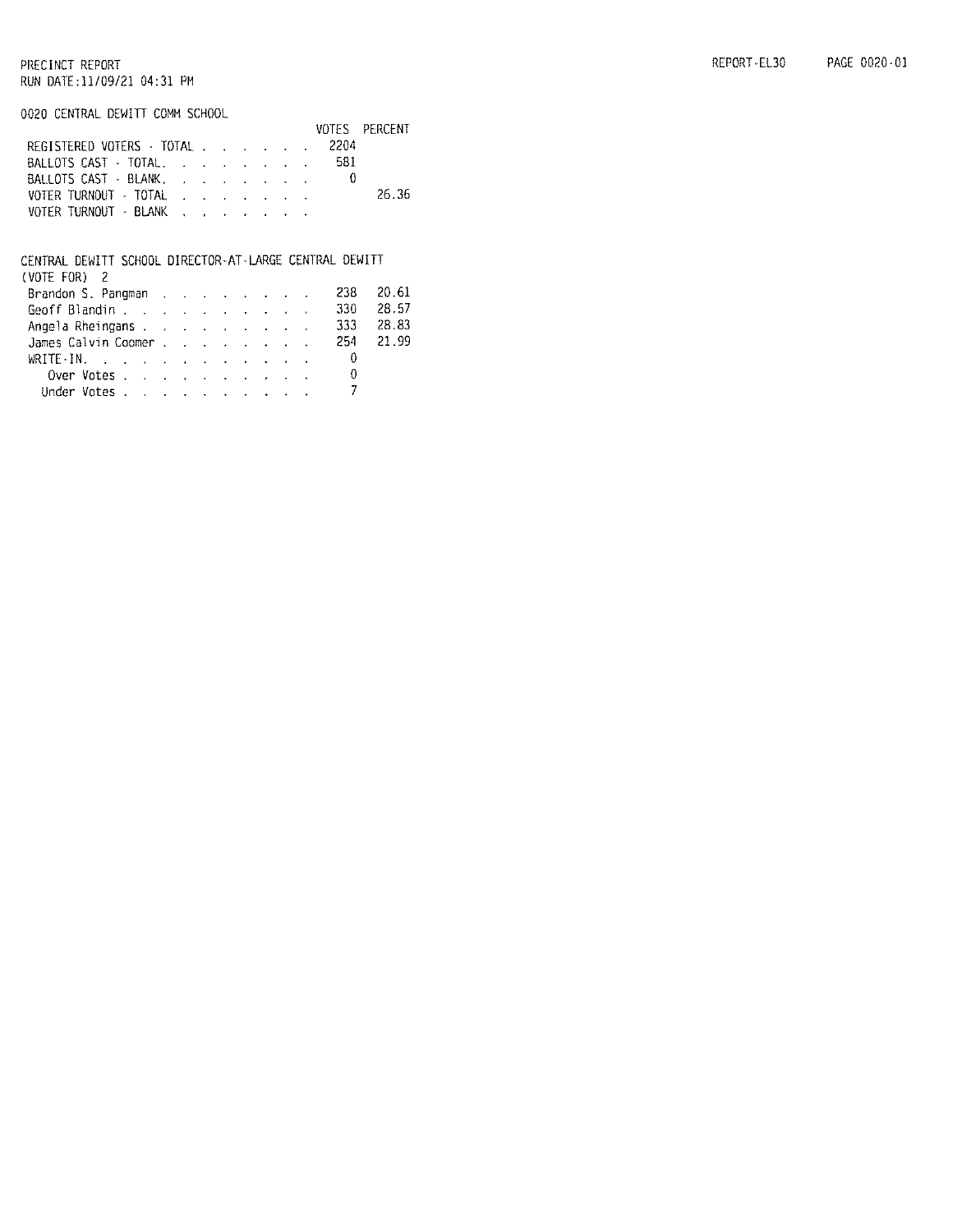PRECINCT REPORT
RUN DATE:11/09/21 04:31 PM

REPORT-EL30 PAGE 0020-01

0020 CENTRAL DEWITT COMM SCHOOL

| | VOTES | PERCENT |
|---|---|---|
| REGISTERED VOTERS - TOTAL | 2204 | |
| BALLOTS CAST - TOTAL | 581 | |
| BALLOTS CAST - BLANK | 0 | |
| VOTER TURNOUT - TOTAL | | 26.36 |
| VOTER TURNOUT - BLANK | | |

CENTRAL DEWITT SCHOOL DIRECTOR-AT-LARGE CENTRAL DEWITT
(VOTE FOR) 2

| | VOTES | PERCENT |
|---|---|---|
| Brandon S. Pangman | 238 | 20.61 |
| Geoff Blandin | 330 | 28.57 |
| Angela Rheingans | 333 | 28.83 |
| James Calvin Coomer | 254 | 21.99 |
| WRITE-IN | 0 | |
| Over Votes | 0 | |
| Under Votes | 7 | |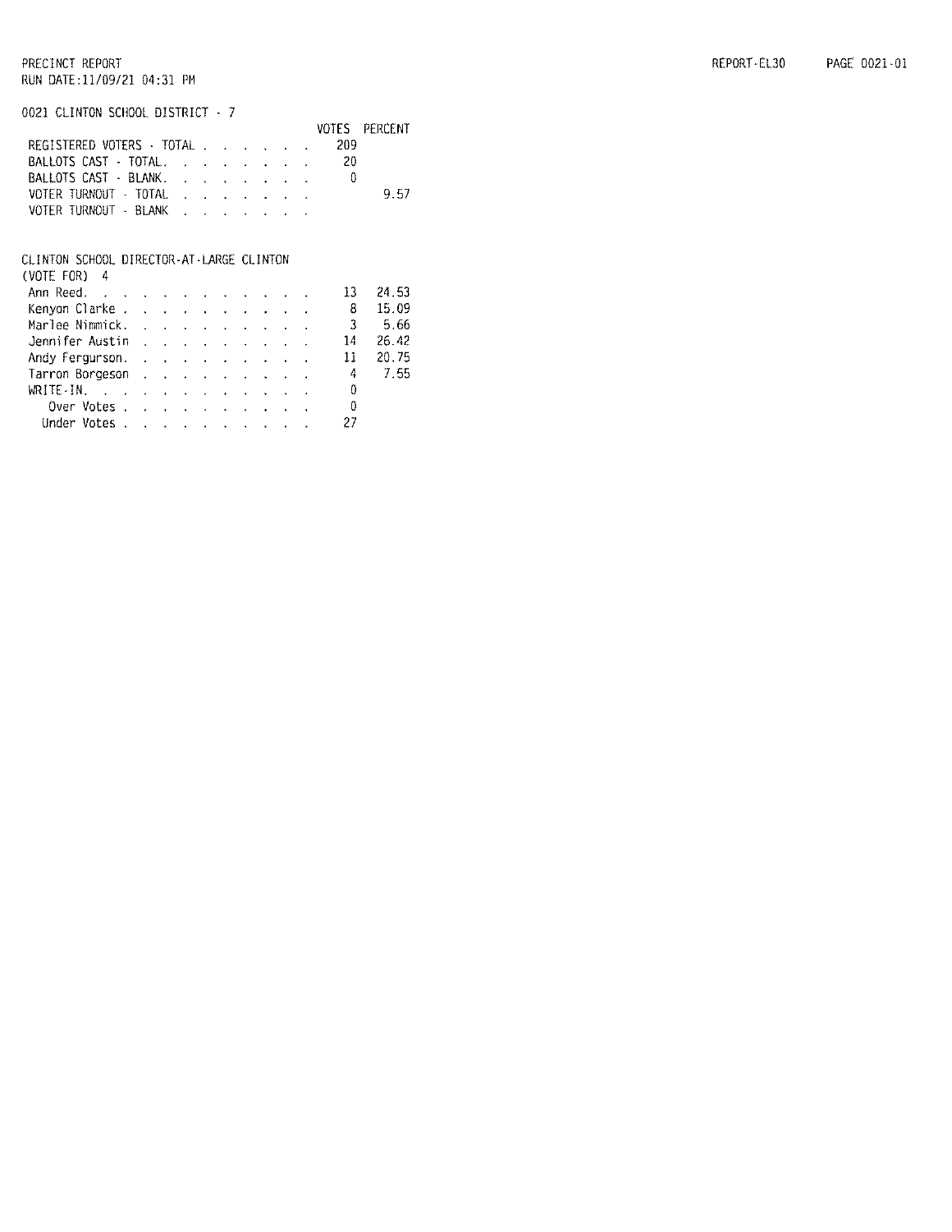PRECINCT REPORT
RUN DATE:11/09/21 04:31 PM

## 0021 CLINTON SCHOOL DISTRICT - 7

| | VOTES | PERCENT |
|---|---|---|
| REGISTERED VOTERS - TOTAL | 209 | |
| BALLOTS CAST - TOTAL | 20 | |
| BALLOTS CAST - BLANK | 0 | |
| VOTER TURNOUT - TOTAL | | 9.57 |
| VOTER TURNOUT - BLANK | | |

## CLINTON SCHOOL DIRECTOR-AT-LARGE CLINTON

(VOTE FOR) 4

| | VOTES | PERCENT |
|---|---|---|
| Ann Reed | 13 | 24.53 |
| Kenyon Clarke | 8 | 15.09 |
| Marlee Nimmick | 3 | 5.66 |
| Jennifer Austin | 14 | 26.42 |
| Andy Fergurson | 11 | 20.75 |
| Tarron Borgeson | 4 | 7.55 |
| WRITE-IN | 0 | |
| Over Votes | 0 | |
| Under Votes | 27 | |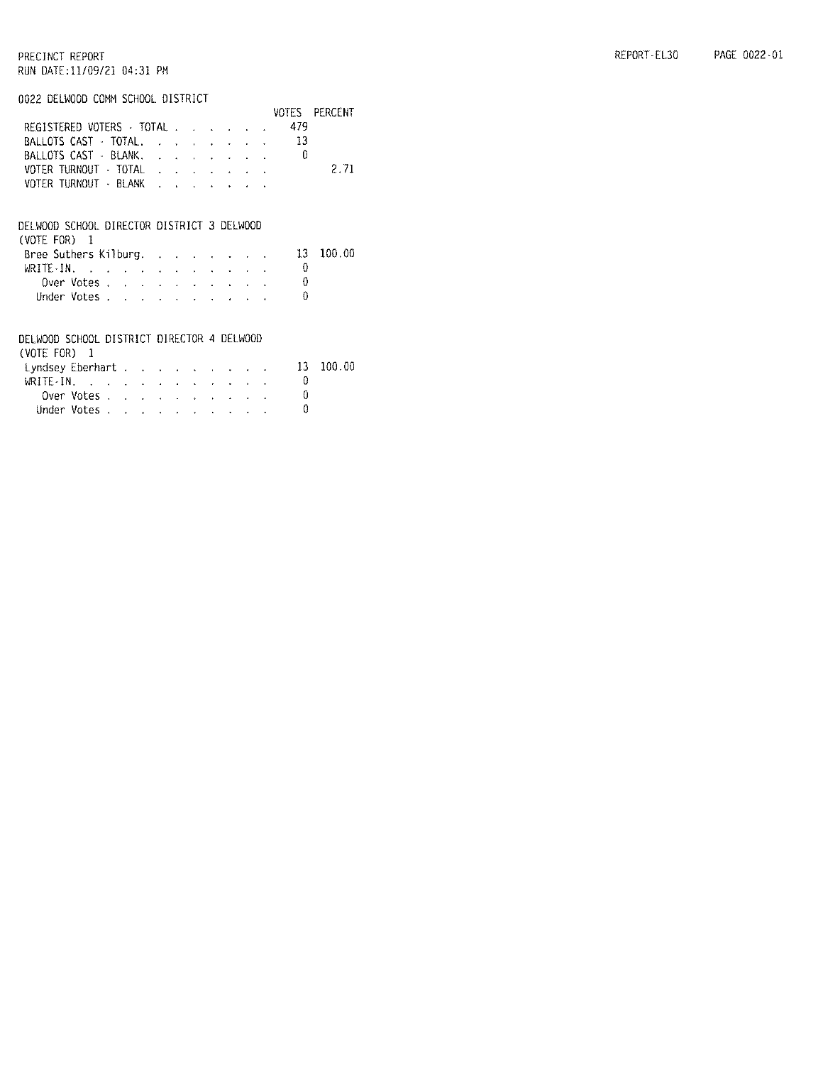PRECINCT REPORT
RUN DATE:11/09/21 04:31 PM

## 0022 DELWOOD COMM SCHOOL DISTRICT

| | VOTES | PERCENT |
|---|---|---|
| REGISTERED VOTERS - TOTAL | 479 | |
| BALLOTS CAST - TOTAL | 13 | |
| BALLOTS CAST - BLANK | 0 | |
| VOTER TURNOUT - TOTAL | | 2.71 |
| VOTER TURNOUT - BLANK | | |

### DELWOOD SCHOOL DIRECTOR DISTRICT 3 DELWOOD
(VOTE FOR) 1

| | VOTES | PERCENT |
|---|---|---|
| Bree Suthers Kilburg | 13 | 100.00 |
| WRITE-IN | 0 | |
| Over Votes | 0 | |
| Under Votes | 0 | |

### DELWOOD SCHOOL DISTRICT DIRECTOR 4 DELWOOD
(VOTE FOR) 1

| | VOTES | PERCENT |
|---|---|---|
| Lyndsey Eberhart | 13 | 100.00 |
| WRITE-IN | 0 | |
| Over Votes | 0 | |
| Under Votes | 0 | |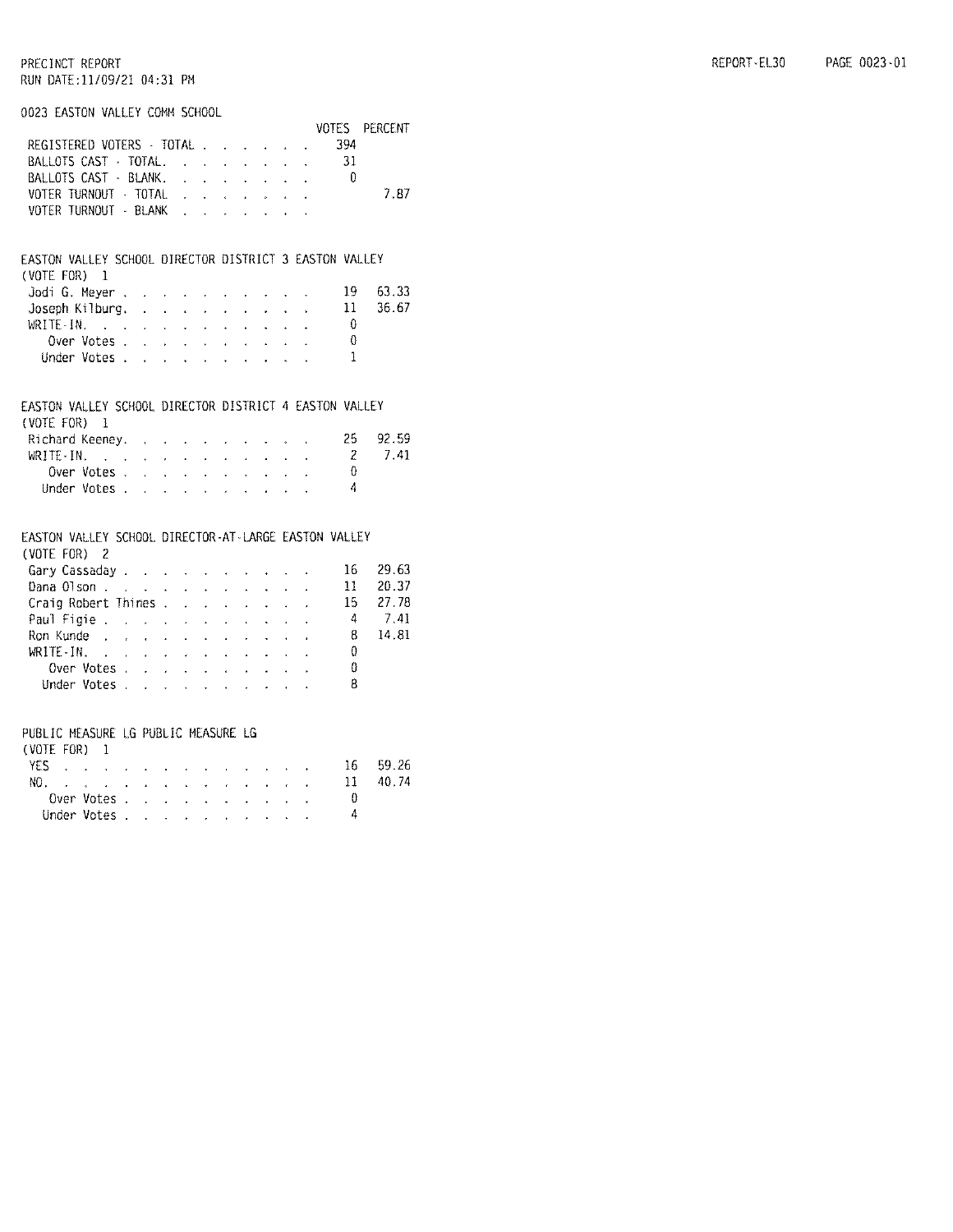PRECINCT REPORT
RUN DATE:11/09/21 04:31 PM

REPORT-EL30 PAGE 0023-01

## 0023 EASTON VALLEY COMM SCHOOL

| | VOTES | PERCENT |
|---|---|---|
| REGISTERED VOTERS - TOTAL | 394 | |
| BALLOTS CAST - TOTAL. | 31 | |
| BALLOTS CAST - BLANK. | 0 | |
| VOTER TURNOUT - TOTAL | | 7.87 |
| VOTER TURNOUT - BLANK | | |

### EASTON VALLEY SCHOOL DIRECTOR DISTRICT 3 EASTON VALLEY
(VOTE FOR) 1

| | VOTES | PERCENT |
|---|---|---|
| Jodi G. Meyer | 19 | 63.33 |
| Joseph Kilburg. | 11 | 36.67 |
| WRITE-IN. | 0 | |
| Over Votes | 0 | |
| Under Votes | 1 | |

### EASTON VALLEY SCHOOL DIRECTOR DISTRICT 4 EASTON VALLEY
(VOTE FOR) 1

| | VOTES | PERCENT |
|---|---|---|
| Richard Keeney. | 25 | 92.59 |
| WRITE-IN. | 2 | 7.41 |
| Over Votes | 0 | |
| Under Votes | 4 | |

### EASTON VALLEY SCHOOL DIRECTOR-AT-LARGE EASTON VALLEY
(VOTE FOR) 2

| | VOTES | PERCENT |
|---|---|---|
| Gary Cassaday | 16 | 29.63 |
| Dana Olson | 11 | 20.37 |
| Craig Robert Thines | 15 | 27.78 |
| Paul Figie | 4 | 7.41 |
| Ron Kunde | 8 | 14.81 |
| WRITE-IN. | 0 | |
| Over Votes | 0 | |
| Under Votes | 8 | |

### PUBLIC MEASURE LG PUBLIC MEASURE LG
(VOTE FOR) 1

| | VOTES | PERCENT |
|---|---|---|
| YES | 16 | 59.26 |
| NO. | 11 | 40.74 |
| Over Votes | 0 | |
| Under Votes | 4 | |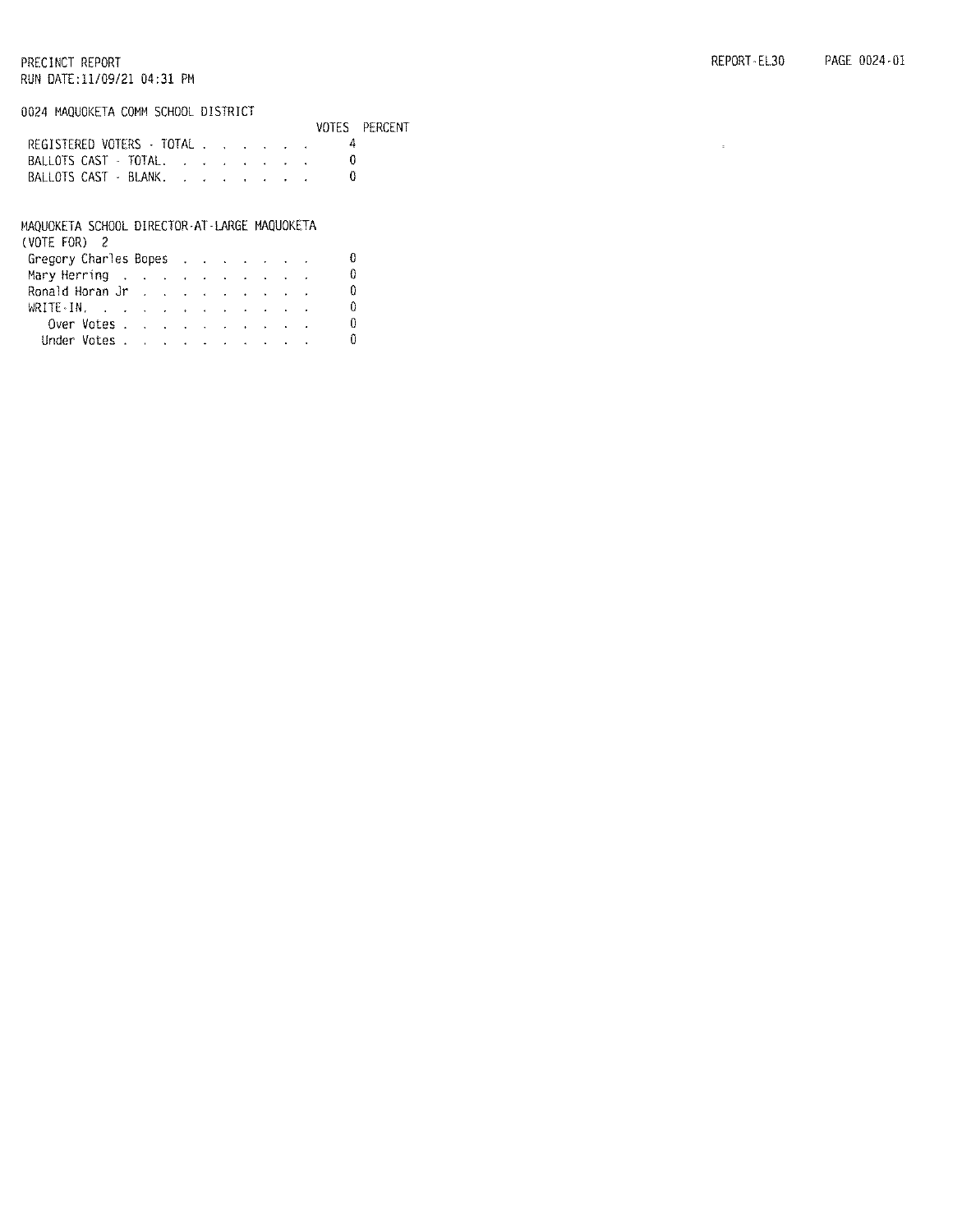PRECINCT REPORT
RUN DATE:11/09/21 04:31 PM

REPORT-EL30 PAGE 0024-01

0024 MAQUOKETA COMM SCHOOL DISTRICT

| | VOTES | PERCENT |
|---|---|---|
| REGISTERED VOTERS - TOTAL | 4 | |
| BALLOTS CAST - TOTAL | 0 | |
| BALLOTS CAST - BLANK | 0 | |

MAQUOKETA SCHOOL DIRECTOR-AT-LARGE MAQUOKETA
(VOTE FOR) 2

| | VOTES |
|---|---|
| Gregory Charles Bopes | 0 |
| Mary Herring | 0 |
| Ronald Horan Jr | 0 |
| WRITE-IN | 0 |
| Over Votes | 0 |
| Under Votes | 0 |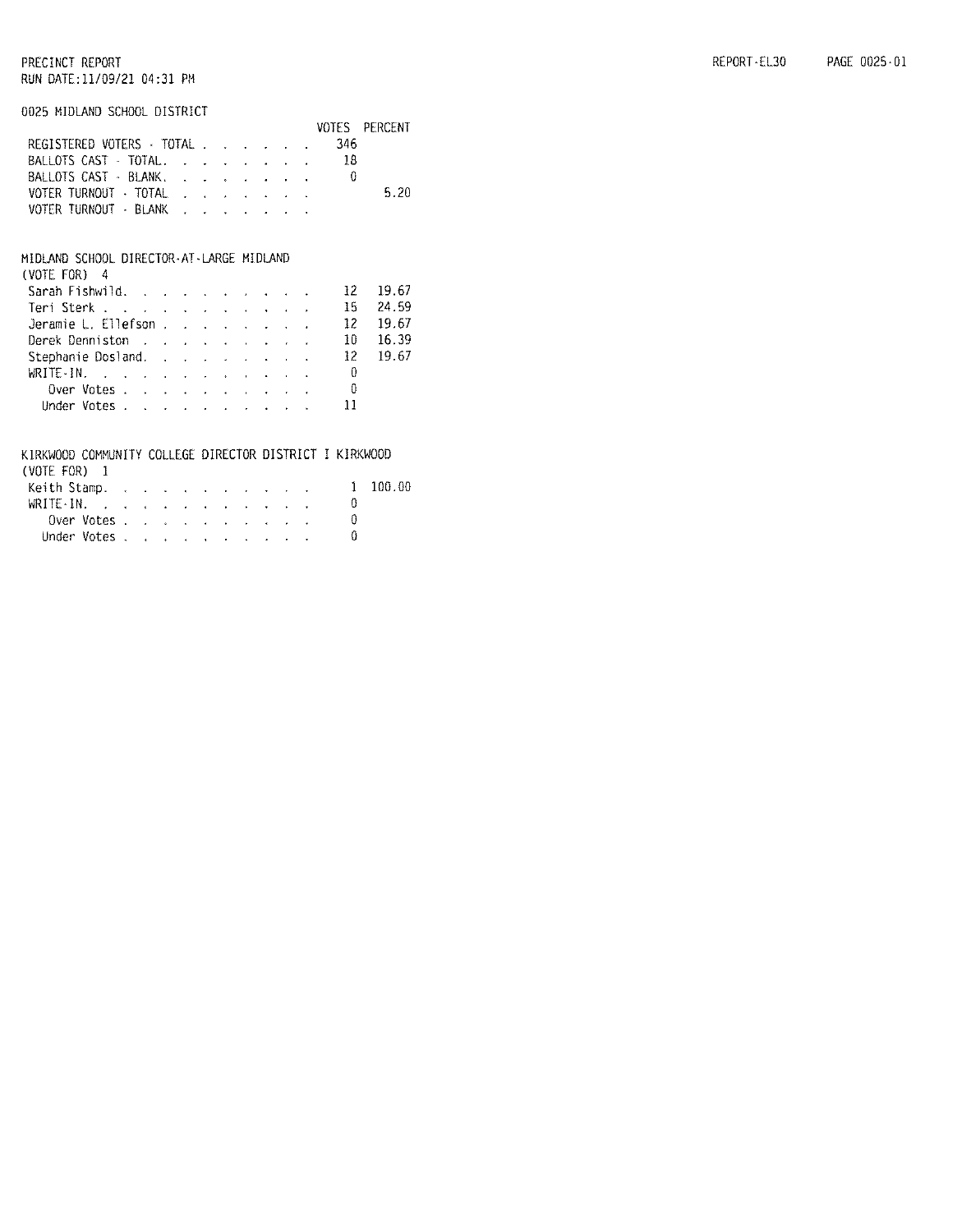PRECINCT REPORT
RUN DATE:11/09/21 04:31 PM

## 0025 MIDLAND SCHOOL DISTRICT

| | VOTES | PERCENT |
|---|---|---|
| REGISTERED VOTERS - TOTAL | 346 | |
| BALLOTS CAST - TOTAL | 18 | |
| BALLOTS CAST - BLANK | 0 | |
| VOTER TURNOUT - TOTAL | | 5.20 |
| VOTER TURNOUT - BLANK | | |

### MIDLAND SCHOOL DIRECTOR-AT-LARGE MIDLAND
(VOTE FOR) 4

| | VOTES | PERCENT |
|---|---|---|
| Sarah Fishwild | 12 | 19.67 |
| Teri Sterk | 15 | 24.59 |
| Jeramie L. Ellefson | 12 | 19.67 |
| Derek Denniston | 10 | 16.39 |
| Stephanie Dosland | 12 | 19.67 |
| WRITE-IN | 0 | |
| Over Votes | 0 | |
| Under Votes | 11 | |

### KIRKWOOD COMMUNITY COLLEGE DIRECTOR DISTRICT I KIRKWOOD
(VOTE FOR) 1

| | VOTES | PERCENT |
|---|---|---|
| Keith Stamp | 1 | 100.00 |
| WRITE-IN | 0 | |
| Over Votes | 0 | |
| Under Votes | 0 | |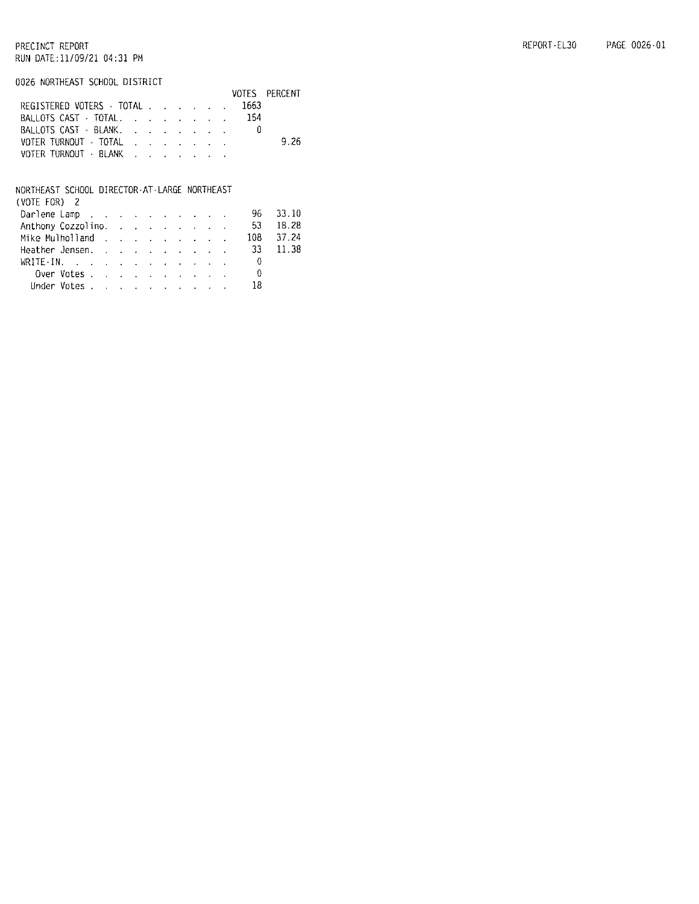PRECINCT REPORT
RUN DATE:11/09/21 04:31 PM

REPORT-EL30 PAGE 0026-01

## 0026 NORTHEAST SCHOOL DISTRICT

| | VOTES | PERCENT |
|---|---|---|
| REGISTERED VOTERS - TOTAL | 1663 | |
| BALLOTS CAST - TOTAL | 154 | |
| BALLOTS CAST - BLANK | 0 | |
| VOTER TURNOUT - TOTAL | | 9.26 |
| VOTER TURNOUT - BLANK | | |

## NORTHEAST SCHOOL DIRECTOR-AT-LARGE NORTHEAST
(VOTE FOR) 2

| | VOTES | PERCENT |
|---|---|---|
| Darlene Lamp | 96 | 33.10 |
| Anthony Cozzolino | 53 | 18.28 |
| Mike Mulholland | 108 | 37.24 |
| Heather Jensen | 33 | 11.38 |
| WRITE-IN | 0 | |
| Over Votes | 0 | |
| Under Votes | 18 | |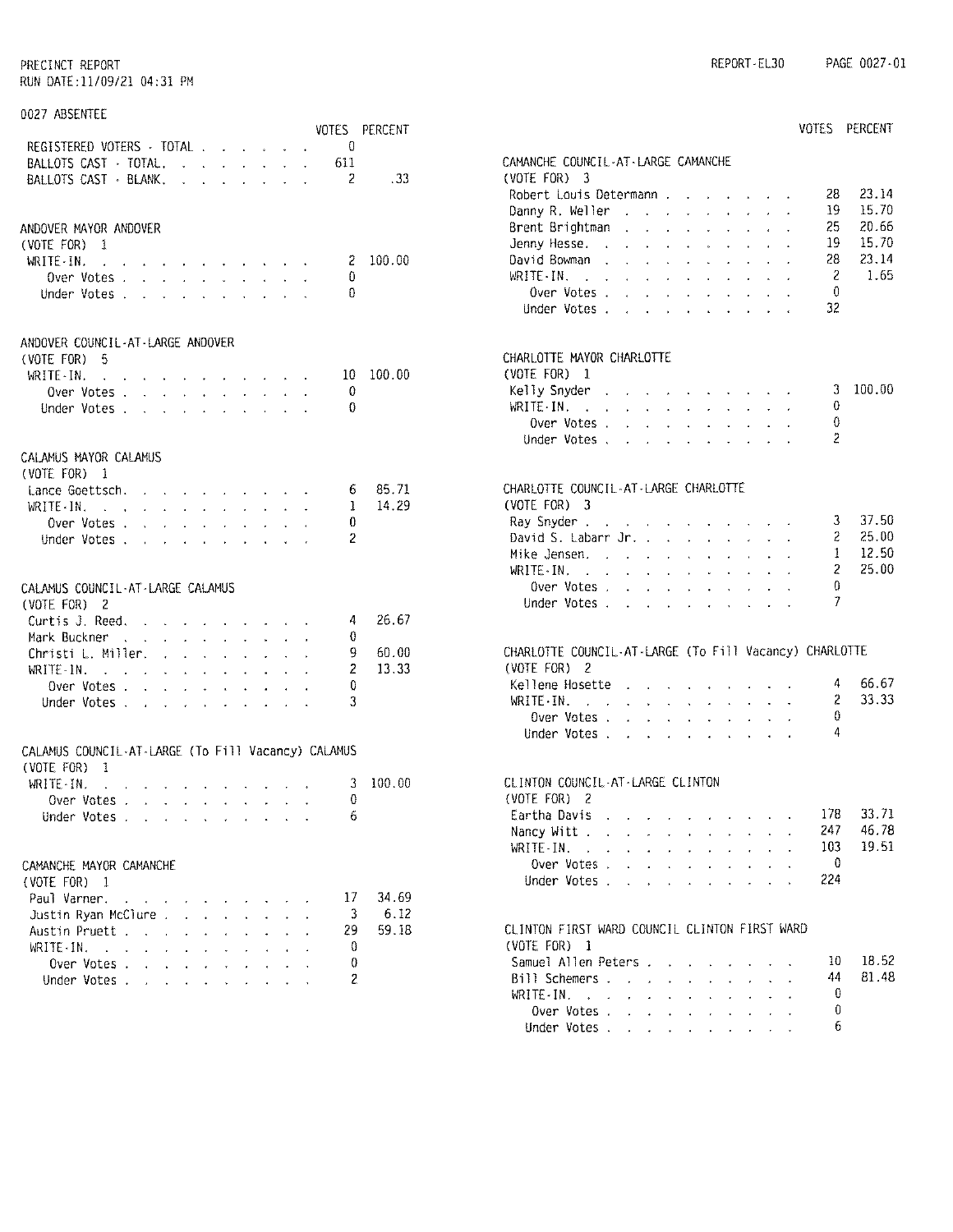PRECINCT REPORT
RUN DATE:11/09/21 04:31 PM

REPORT-EL30

## 0027 ABSENTEE

| | VOTES | PERCENT |
|---|---|---|
| REGISTERED VOTERS - TOTAL | 0 | |
| BALLOTS CAST - TOTAL | 611 | |
| BALLOTS CAST - BLANK | 2 | .33 |

### ANDOVER MAYOR ANDOVER
(VOTE FOR) 1

| | VOTES | PERCENT |
|---|---|---|
| WRITE-IN | 2 | 100.00 |
| Over Votes | 0 | |
| Under Votes | 0 | |

### ANDOVER COUNCIL-AT-LARGE ANDOVER
(VOTE FOR) 5

| | VOTES | PERCENT |
|---|---|---|
| WRITE-IN | 10 | 100.00 |
| Over Votes | 0 | |
| Under Votes | 0 | |

### CALAMUS MAYOR CALAMUS
(VOTE FOR) 1

| | VOTES | PERCENT |
|---|---|---|
| Lance Goettsch | 6 | 85.71 |
| WRITE-IN | 1 | 14.29 |
| Over Votes | 0 | |
| Under Votes | 2 | |

### CALAMUS COUNCIL-AT-LARGE CALAMUS
(VOTE FOR) 2

| | VOTES | PERCENT |
|---|---|---|
| Curtis J. Reed | 4 | 26.67 |
| Mark Buckner | 0 | |
| Christi L. Miller | 9 | 60.00 |
| WRITE-IN | 2 | 13.33 |
| Over Votes | 0 | |
| Under Votes | 3 | |

### CALAMUS COUNCIL-AT-LARGE (To Fill Vacancy) CALAMUS
(VOTE FOR) 1

| | VOTES | PERCENT |
|---|---|---|
| WRITE-IN | 3 | 100.00 |
| Over Votes | 0 | |
| Under Votes | 6 | |

### CAMANCHE MAYOR CAMANCHE
(VOTE FOR) 1

| | VOTES | PERCENT |
|---|---|---|
| Paul Varner | 17 | 34.69 |
| Justin Ryan McClure | 3 | 6.12 |
| Austin Pruett | 29 | 59.18 |
| WRITE-IN | 0 | |
| Over Votes | 0 | |
| Under Votes | 2 | |

### CAMANCHE COUNCIL-AT-LARGE CAMANCHE
(VOTE FOR) 3

| | VOTES | PERCENT |
|---|---|---|
| Robert Louis Determann | 28 | 23.14 |
| Danny R. Weller | 19 | 15.70 |
| Brent Brightman | 25 | 20.66 |
| Jenny Hesse | 19 | 15.70 |
| David Bowman | 28 | 23.14 |
| WRITE-IN | 2 | 1.65 |
| Over Votes | 0 | |
| Under Votes | 32 | |

### CHARLOTTE MAYOR CHARLOTTE
(VOTE FOR) 1

| | VOTES | PERCENT |
|---|---|---|
| Kelly Snyder | 3 | 100.00 |
| WRITE-IN | 0 | |
| Over Votes | 0 | |
| Under Votes | 2 | |

### CHARLOTTE COUNCIL-AT-LARGE CHARLOTTE
(VOTE FOR) 3

| | VOTES | PERCENT |
|---|---|---|
| Ray Snyder | 3 | 37.50 |
| David S. Labarr Jr. | 2 | 25.00 |
| Mike Jensen | 1 | 12.50 |
| WRITE-IN | 2 | 25.00 |
| Over Votes | 0 | |
| Under Votes | 7 | |

### CHARLOTTE COUNCIL-AT-LARGE (To Fill Vacancy) CHARLOTTE
(VOTE FOR) 2

| | VOTES | PERCENT |
|---|---|---|
| Kellene Hosette | 4 | 66.67 |
| WRITE-IN | 2 | 33.33 |
| Over Votes | 0 | |
| Under Votes | 4 | |

### CLINTON COUNCIL-AT-LARGE CLINTON
(VOTE FOR) 2

| | VOTES | PERCENT |
|---|---|---|
| Eartha Davis | 178 | 33.71 |
| Nancy Witt | 247 | 46.78 |
| WRITE-IN | 103 | 19.51 |
| Over Votes | 0 | |
| Under Votes | 224 | |

### CLINTON FIRST WARD COUNCIL CLINTON FIRST WARD
(VOTE FOR) 1

| | VOTES | PERCENT |
|---|---|---|
| Samuel Allen Peters | 10 | 18.52 |
| Bill Schemers | 44 | 81.48 |
| WRITE-IN | 0 | |
| Over Votes | 0 | |
| Under Votes | 6 | |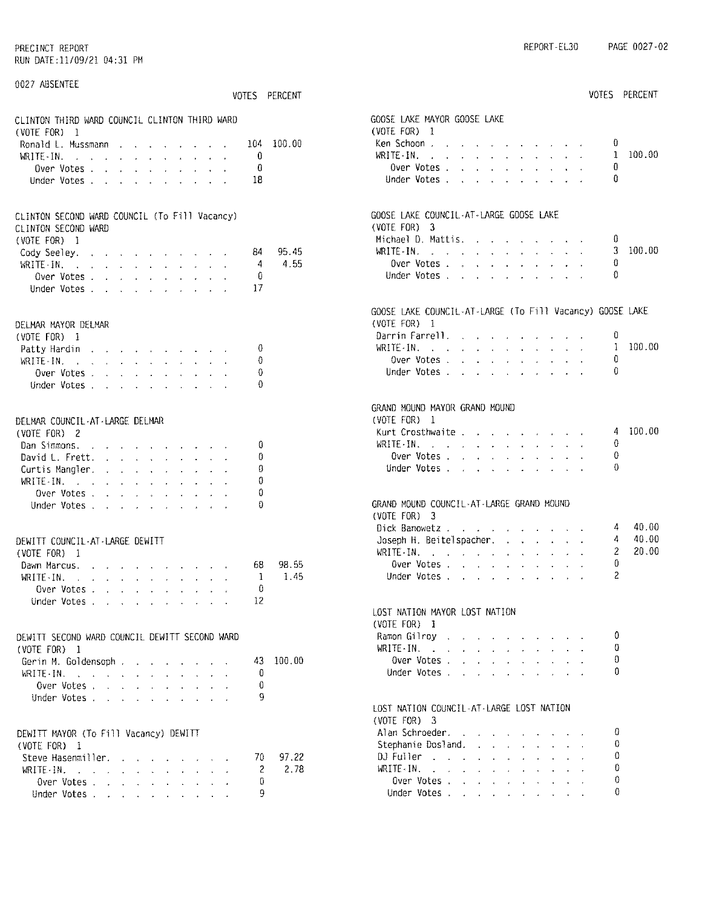PRECINCT REPORT
RUN DATE:11/09/21 04:31 PM

REPORT-EL30 PAGE 0027-02

0027 ABSENTEE

### CLINTON THIRD WARD COUNCIL CLINTON THIRD WARD
(VOTE FOR) 1

| | VOTES | PERCENT |
|---|---|---|
| Ronald L. Mussmann | 104 | 100.00 |
| WRITE-IN. | 0 | |
| Over Votes | 0 | |
| Under Votes | 18 | |

### CLINTON SECOND WARD COUNCIL (To Fill Vacancy) CLINTON SECOND WARD
(VOTE FOR) 1

| | VOTES | PERCENT |
|---|---|---|
| Cody Seeley. | 84 | 95.45 |
| WRITE-IN. | 4 | 4.55 |
| Over Votes | 0 | |
| Under Votes | 17 | |

### DELMAR MAYOR DELMAR
(VOTE FOR) 1

| | VOTES | PERCENT |
|---|---|---|
| Patty Hardin | 0 | |
| WRITE-IN. | 0 | |
| Over Votes | 0 | |
| Under Votes | 0 | |

### DELMAR COUNCIL-AT-LARGE DELMAR
(VOTE FOR) 2

| | VOTES | PERCENT |
|---|---|---|
| Dan Simmons. | 0 | |
| David L. Frett. | 0 | |
| Curtis Mangler. | 0 | |
| WRITE-IN. | 0 | |
| Over Votes | 0 | |
| Under Votes | 0 | |

### DEWITT COUNCIL-AT-LARGE DEWITT
(VOTE FOR) 1

| | VOTES | PERCENT |
|---|---|---|
| Dawn Marcus. | 68 | 98.55 |
| WRITE-IN. | 1 | 1.45 |
| Over Votes | 0 | |
| Under Votes | 12 | |

### DEWITT SECOND WARD COUNCIL DEWITT SECOND WARD
(VOTE FOR) 1

| | VOTES | PERCENT |
|---|---|---|
| Gerin M. Goldensoph | 43 | 100.00 |
| WRITE-IN. | 0 | |
| Over Votes | 0 | |
| Under Votes | 9 | |

### DEWITT MAYOR (To Fill Vacancy) DEWITT
(VOTE FOR) 1

| | VOTES | PERCENT |
|---|---|---|
| Steve Hasenmiller. | 70 | 97.22 |
| WRITE-IN. | 2 | 2.78 |
| Over Votes | 0 | |
| Under Votes | 9 | |

### GOOSE LAKE MAYOR GOOSE LAKE
(VOTE FOR) 1

| | VOTES | PERCENT |
|---|---|---|
| Ken Schoon | 0 | |
| WRITE-IN. | 1 | 100.00 |
| Over Votes | 0 | |
| Under Votes | 0 | |

### GOOSE LAKE COUNCIL-AT-LARGE GOOSE LAKE
(VOTE FOR) 3

| | VOTES | PERCENT |
|---|---|---|
| Michael D. Mattis. | 0 | |
| WRITE-IN. | 3 | 100.00 |
| Over Votes | 0 | |
| Under Votes | 0 | |

### GOOSE LAKE COUNCIL-AT-LARGE (To Fill Vacancy) GOOSE LAKE
(VOTE FOR) 1

| | VOTES | PERCENT |
|---|---|---|
| Darrin Farrell. | 0 | |
| WRITE-IN. | 1 | 100.00 |
| Over Votes | 0 | |
| Under Votes | 0 | |

### GRAND MOUND MAYOR GRAND MOUND
(VOTE FOR) 1

| | VOTES | PERCENT |
|---|---|---|
| Kurt Crosthwaite | 4 | 100.00 |
| WRITE-IN. | 0 | |
| Over Votes | 0 | |
| Under Votes | 0 | |

### GRAND MOUND COUNCIL-AT-LARGE GRAND MOUND
(VOTE FOR) 3

| | VOTES | PERCENT |
|---|---|---|
| Dick Banowetz | 4 | 40.00 |
| Joseph H. Beitelspacher. | 4 | 40.00 |
| WRITE-IN. | 2 | 20.00 |
| Over Votes | 0 | |
| Under Votes | 2 | |

### LOST NATION MAYOR LOST NATION
(VOTE FOR) 1

| | VOTES | PERCENT |
|---|---|---|
| Ramon Gilroy | 0 | |
| WRITE-IN. | 0 | |
| Over Votes | 0 | |
| Under Votes | 0 | |

### LOST NATION COUNCIL-AT-LARGE LOST NATION
(VOTE FOR) 3

| | VOTES | PERCENT |
|---|---|---|
| Alan Schroeder. | 0 | |
| Stephanie Dosland. | 0 | |
| DJ Fuller | 0 | |
| WRITE-IN. | 0 | |
| Over Votes | 0 | |
| Under Votes | 0 | |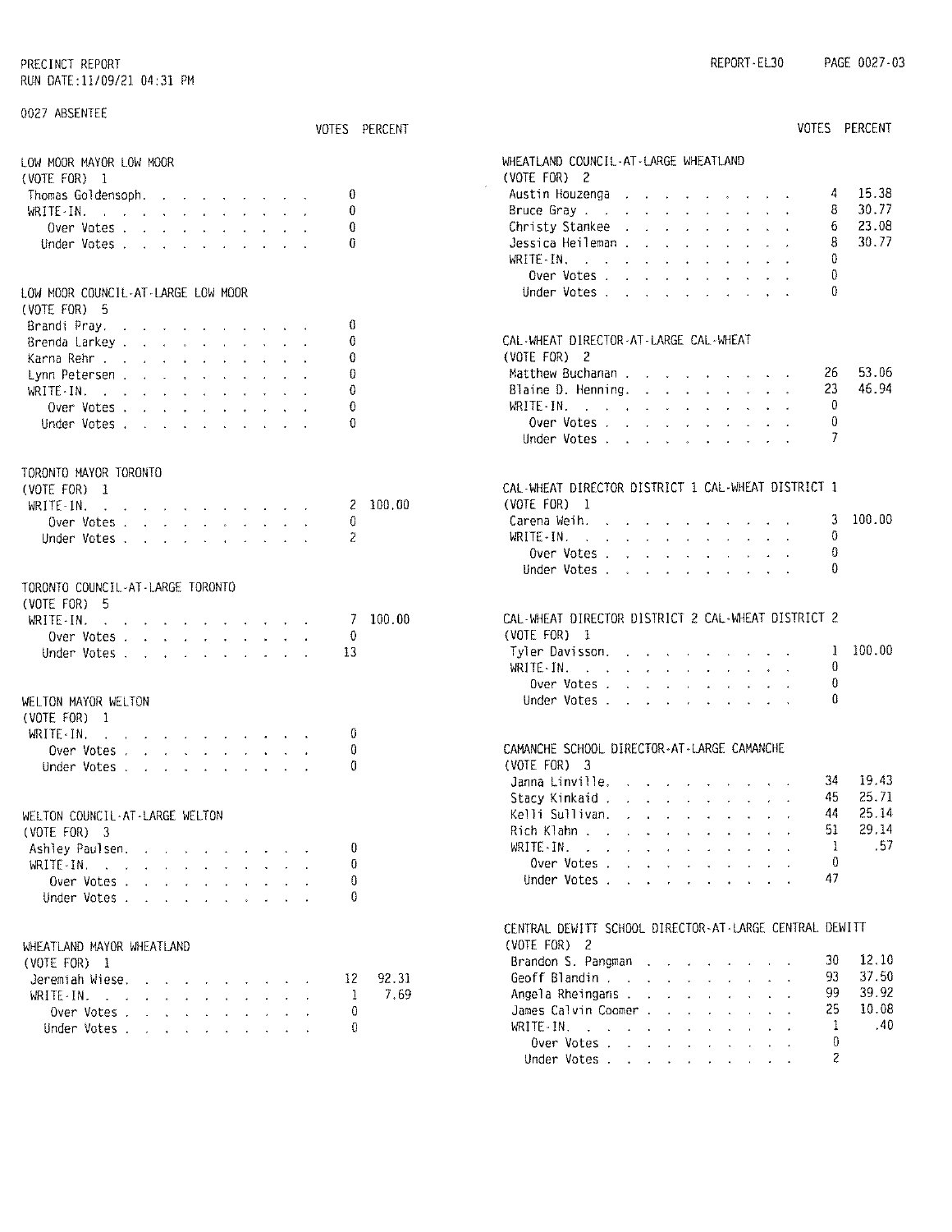PRECINCT REPORT
RUN DATE:11/09/21 04:31 PM

0027 ABSENTEE

### LOW MOOR MAYOR LOW MOOR
(VOTE FOR) 1

| | VOTES | PERCENT |
|---|---|---|
| Thomas Goldensoph | 0 | |
| WRITE-IN | 0 | |
| Over Votes | 0 | |
| Under Votes | 0 | |

### LOW MOOR COUNCIL-AT-LARGE LOW MOOR
(VOTE FOR) 5

| | VOTES | PERCENT |
|---|---|---|
| Brandi Pray | 0 | |
| Brenda Larkey | 0 | |
| Karna Rehr | 0 | |
| Lynn Petersen | 0 | |
| WRITE-IN | 0 | |
| Over Votes | 0 | |
| Under Votes | 0 | |

### TORONTO MAYOR TORONTO
(VOTE FOR) 1

| | VOTES | PERCENT |
|---|---|---|
| WRITE-IN | 2 | 100.00 |
| Over Votes | 0 | |
| Under Votes | 2 | |

### TORONTO COUNCIL-AT-LARGE TORONTO
(VOTE FOR) 5

| | VOTES | PERCENT |
|---|---|---|
| WRITE-IN | 7 | 100.00 |
| Over Votes | 0 | |
| Under Votes | 13 | |

### WELTON MAYOR WELTON
(VOTE FOR) 1

| | VOTES | PERCENT |
|---|---|---|
| WRITE-IN | 0 | |
| Over Votes | 0 | |
| Under Votes | 0 | |

### WELTON COUNCIL-AT-LARGE WELTON
(VOTE FOR) 3

| | VOTES | PERCENT |
|---|---|---|
| Ashley Paulsen | 0 | |
| WRITE-IN | 0 | |
| Over Votes | 0 | |
| Under Votes | 0 | |

### WHEATLAND MAYOR WHEATLAND
(VOTE FOR) 1

| | VOTES | PERCENT |
|---|---|---|
| Jeremiah Wiese | 12 | 92.31 |
| WRITE-IN | 1 | 7.69 |
| Over Votes | 0 | |
| Under Votes | 0 | |

### WHEATLAND COUNCIL-AT-LARGE WHEATLAND
(VOTE FOR) 2

| | VOTES | PERCENT |
|---|---|---|
| Austin Houzenga | 4 | 15.38 |
| Bruce Gray | 8 | 30.77 |
| Christy Stankee | 6 | 23.08 |
| Jessica Heileman | 8 | 30.77 |
| WRITE-IN | 0 | |
| Over Votes | 0 | |
| Under Votes | 0 | |

### CAL-WHEAT DIRECTOR-AT-LARGE CAL-WHEAT
(VOTE FOR) 2

| | VOTES | PERCENT |
|---|---|---|
| Matthew Buchanan | 26 | 53.06 |
| Blaine D. Henning | 23 | 46.94 |
| WRITE-IN | 0 | |
| Over Votes | 0 | |
| Under Votes | 7 | |

### CAL-WHEAT DIRECTOR DISTRICT 1 CAL-WHEAT DISTRICT 1
(VOTE FOR) 1

| | VOTES | PERCENT |
|---|---|---|
| Carena Weih | 3 | 100.00 |
| WRITE-IN | 0 | |
| Over Votes | 0 | |
| Under Votes | 0 | |

### CAL-WHEAT DIRECTOR DISTRICT 2 CAL-WHEAT DISTRICT 2
(VOTE FOR) 1

| | VOTES | PERCENT |
|---|---|---|
| Tyler Davisson | 1 | 100.00 |
| WRITE-IN | 0 | |
| Over Votes | 0 | |
| Under Votes | 0 | |

### CAMANCHE SCHOOL DIRECTOR-AT-LARGE CAMANCHE
(VOTE FOR) 3

| | VOTES | PERCENT |
|---|---|---|
| Janna Linville | 34 | 19.43 |
| Stacy Kinkaid | 45 | 25.71 |
| Kelli Sullivan | 44 | 25.14 |
| Rich Klahn | 51 | 29.14 |
| WRITE-IN | 1 | .57 |
| Over Votes | 0 | |
| Under Votes | 47 | |

### CENTRAL DEWITT SCHOOL DIRECTOR-AT-LARGE CENTRAL DEWITT
(VOTE FOR) 2

| | VOTES | PERCENT |
|---|---|---|
| Brandon S. Pangman | 30 | 12.10 |
| Geoff Blandin | 93 | 37.50 |
| Angela Rheingans | 99 | 39.92 |
| James Calvin Coomer | 25 | 10.08 |
| WRITE-IN | 1 | .40 |
| Over Votes | 0 | |
| Under Votes | 2 | |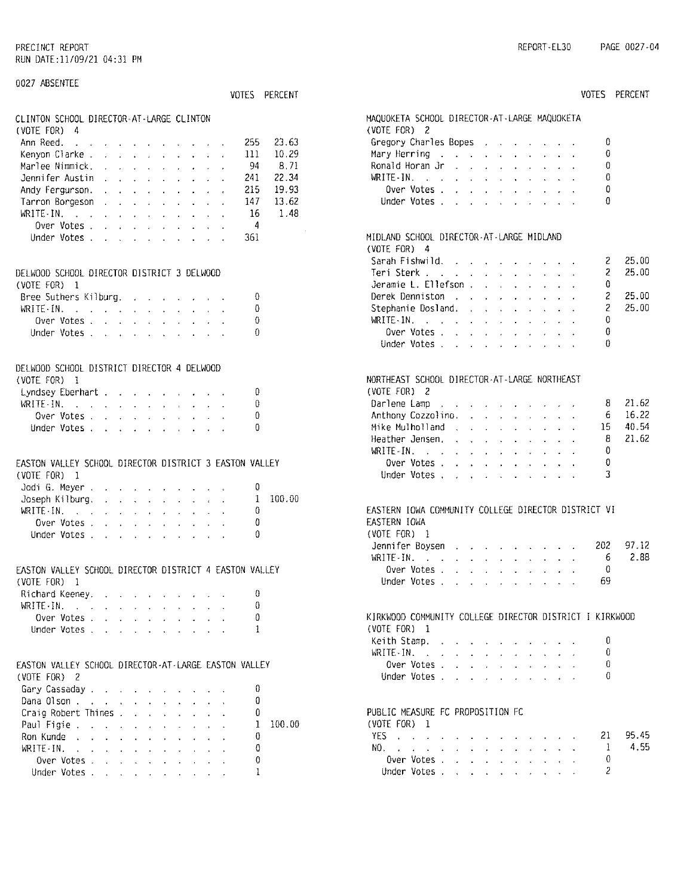PRECINCT REPORT
RUN DATE:11/09/21 04:31 PM

REPORT-EL30

0027 ABSENTEE

### CLINTON SCHOOL DIRECTOR-AT-LARGE CLINTON
(VOTE FOR) 4

| | VOTES | PERCENT |
|---|---|---|
| Ann Reed | 255 | 23.63 |
| Kenyon Clarke | 111 | 10.29 |
| Marlee Nimmick | 94 | 8.71 |
| Jennifer Austin | 241 | 22.34 |
| Andy Fergurson | 215 | 19.93 |
| Tarron Borgeson | 147 | 13.62 |
| WRITE-IN | 16 | 1.48 |
| Over Votes | 4 | |
| Under Votes | 361 | |

### DELWOOD SCHOOL DIRECTOR DISTRICT 3 DELWOOD
(VOTE FOR) 1

| | VOTES | PERCENT |
|---|---|---|
| Bree Suthers Kilburg | 0 | |
| WRITE-IN | 0 | |
| Over Votes | 0 | |
| Under Votes | 0 | |

### DELWOOD SCHOOL DISTRICT DIRECTOR 4 DELWOOD
(VOTE FOR) 1

| | VOTES | PERCENT |
|---|---|---|
| Lyndsey Eberhart | 0 | |
| WRITE-IN | 0 | |
| Over Votes | 0 | |
| Under Votes | 0 | |

### EASTON VALLEY SCHOOL DIRECTOR DISTRICT 3 EASTON VALLEY
(VOTE FOR) 1

| | VOTES | PERCENT |
|---|---|---|
| Jodi G. Meyer | 0 | |
| Joseph Kilburg | 1 | 100.00 |
| WRITE-IN | 0 | |
| Over Votes | 0 | |
| Under Votes | 0 | |

### EASTON VALLEY SCHOOL DIRECTOR DISTRICT 4 EASTON VALLEY
(VOTE FOR) 1

| | VOTES | PERCENT |
|---|---|---|
| Richard Keeney | 0 | |
| WRITE-IN | 0 | |
| Over Votes | 0 | |
| Under Votes | 1 | |

### EASTON VALLEY SCHOOL DIRECTOR-AT-LARGE EASTON VALLEY
(VOTE FOR) 2

| | VOTES | PERCENT |
|---|---|---|
| Gary Cassaday | 0 | |
| Dana Olson | 0 | |
| Craig Robert Thines | 0 | |
| Paul Figie | 1 | 100.00 |
| Ron Kunde | 0 | |
| WRITE-IN | 0 | |
| Over Votes | 0 | |
| Under Votes | 1 | |

### MAQUOKETA SCHOOL DIRECTOR-AT-LARGE MAQUOKETA
(VOTE FOR) 2

| | VOTES | PERCENT |
|---|---|---|
| Gregory Charles Bopes | 0 | |
| Mary Herring | 0 | |
| Ronald Horan Jr | 0 | |
| WRITE-IN | 0 | |
| Over Votes | 0 | |
| Under Votes | 0 | |

### MIDLAND SCHOOL DIRECTOR-AT-LARGE MIDLAND
(VOTE FOR) 4

| | VOTES | PERCENT |
|---|---|---|
| Sarah Fishwild | 2 | 25.00 |
| Teri Sterk | 2 | 25.00 |
| Jeramie L. Ellefson | 0 | |
| Derek Denniston | 2 | 25.00 |
| Stephanie Dosland | 2 | 25.00 |
| WRITE-IN | 0 | |
| Over Votes | 0 | |
| Under Votes | 0 | |

### NORTHEAST SCHOOL DIRECTOR-AT-LARGE NORTHEAST
(VOTE FOR) 2

| | VOTES | PERCENT |
|---|---|---|
| Darlene Lamp | 8 | 21.62 |
| Anthony Cozzolino | 6 | 16.22 |
| Mike Mulholland | 15 | 40.54 |
| Heather Jensen | 8 | 21.62 |
| WRITE-IN | 0 | |
| Over Votes | 0 | |
| Under Votes | 3 | |

### EASTERN IOWA COMMUNITY COLLEGE DIRECTOR DISTRICT VI EASTERN IOWA
(VOTE FOR) 1

| | VOTES | PERCENT |
|---|---|---|
| Jennifer Boysen | 202 | 97.12 |
| WRITE-IN | 6 | 2.88 |
| Over Votes | 0 | |
| Under Votes | 69 | |

### KIRKWOOD COMMUNITY COLLEGE DIRECTOR DISTRICT I KIRKWOOD
(VOTE FOR) 1

| | VOTES | PERCENT |
|---|---|---|
| Keith Stamp | 0 | |
| WRITE-IN | 0 | |
| Over Votes | 0 | |
| Under Votes | 0 | |

### PUBLIC MEASURE FC PROPOSITION FC
(VOTE FOR) 1

| | VOTES | PERCENT |
|---|---|---|
| YES | 21 | 95.45 |
| NO | 1 | 4.55 |
| Over Votes | 0 | |
| Under Votes | 2 | |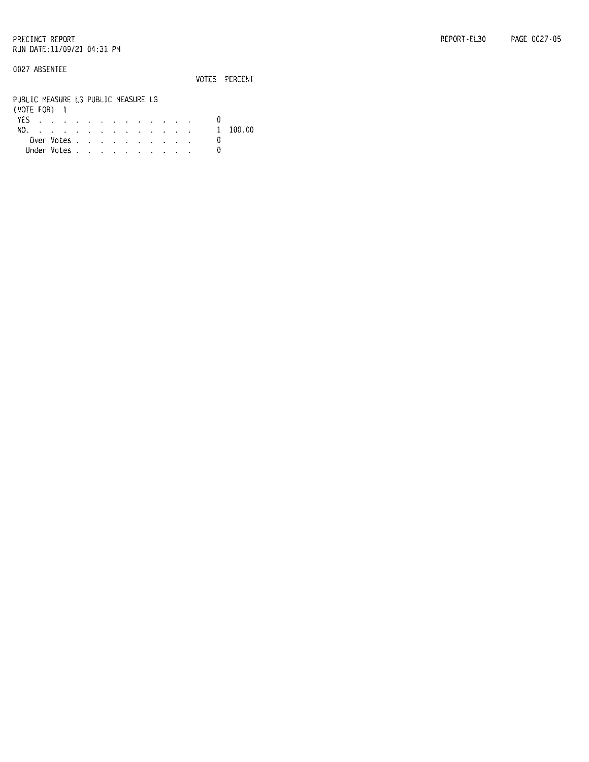0027 ABSENTEE

PUBLIC MEASURE LG PUBLIC MEASURE LG
(VOTE FOR) 1

| | VOTES | PERCENT |
|---|---|---|
| YES | 0 | |
| NO. | 1 | 100.00 |
| Over Votes | 0 | |
| Under Votes | 0 | |